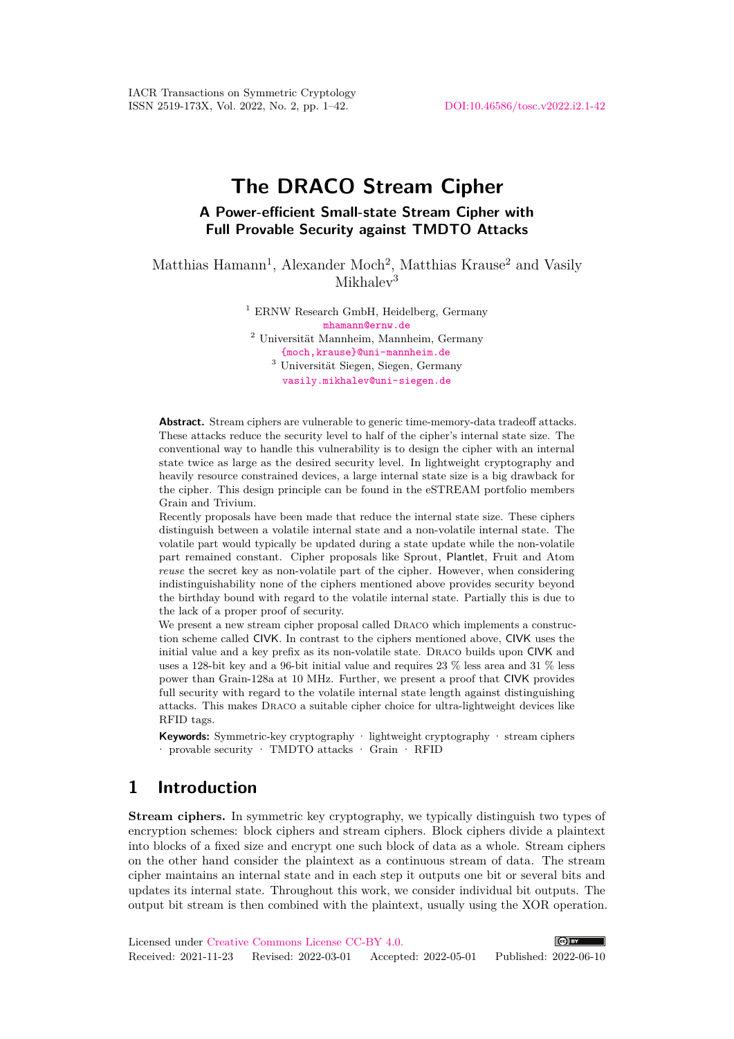# The DRACO Stream Cipher

## A Power-efficient Small-state Stream Cipher with Full Provable Security against TMDTO Attacks

Matthias Hamann[1], Alexander Moch[2], Matthias Krause[2] and Vasily Mikhalev[3]

[1] ERNW Research GmbH, Heidelberg, Germany
mhamann@ernw.de

[2] Universität Mannheim, Mannheim, Germany
{moch,krause}@uni-mannheim.de

[3] Universität Siegen, Siegen, Germany
vasily.mikhalev@uni-siegen.de

**Abstract.** Stream ciphers are vulnerable to generic time-memory-data tradeoff attacks. These attacks reduce the security level to half of the cipher's internal state size. The conventional way to handle this vulnerability is to design the cipher with an internal state twice as large as the desired security level. In lightweight cryptography and heavily resource constrained devices, a large internal state size is a big drawback for the cipher. This design principle can be found in the eSTREAM portfolio members Grain and Trivium.

Recently proposals have been made that reduce the internal state size. These ciphers distinguish between a volatile internal state and a non-volatile internal state. The volatile part would typically be updated during a state update while the non-volatile part remained constant. Cipher proposals like Sprout, Plantlet, Fruit and Atom *reuse* the secret key as non-volatile part of the cipher. However, when considering indistinguishability none of the ciphers mentioned above provides security beyond the birthday bound with regard to the volatile internal state. Partially this is due to the lack of a proper proof of security.

We present a new stream cipher proposal called Draco which implements a construction scheme called CIVK. In contrast to the ciphers mentioned above, CIVK uses the initial value and a key prefix as its non-volatile state. Draco builds upon CIVK and uses a 128-bit key and a 96-bit initial value and requires 23 % less area and 31 % less power than Grain-128a at 10 MHz. Further, we present a proof that CIVK provides full security with regard to the volatile internal state length against distinguishing attacks. This makes Draco a suitable cipher choice for ultra-lightweight devices like RFID tags.

**Keywords:** Symmetric-key cryptography · lightweight cryptography · stream ciphers · provable security · TMDTO attacks · Grain · RFID

## 1 Introduction

**Stream ciphers.** In symmetric key cryptography, we typically distinguish two types of encryption schemes: block ciphers and stream ciphers. Block ciphers divide a plaintext into blocks of a fixed size and encrypt one such block of data as a whole. Stream ciphers on the other hand consider the plaintext as a continuous stream of data. The stream cipher maintains an internal state and in each step it outputs one bit or several bits and updates its internal state. Throughout this work, we consider individual bit outputs. The output bit stream is then combined with the plaintext, usually using the XOR operation.

Licensed under Creative Commons License CC-BY 4.0.
Received: 2021-11-23 Revised: 2022-03-01 Accepted: 2022-05-01 Published: 2022-06-10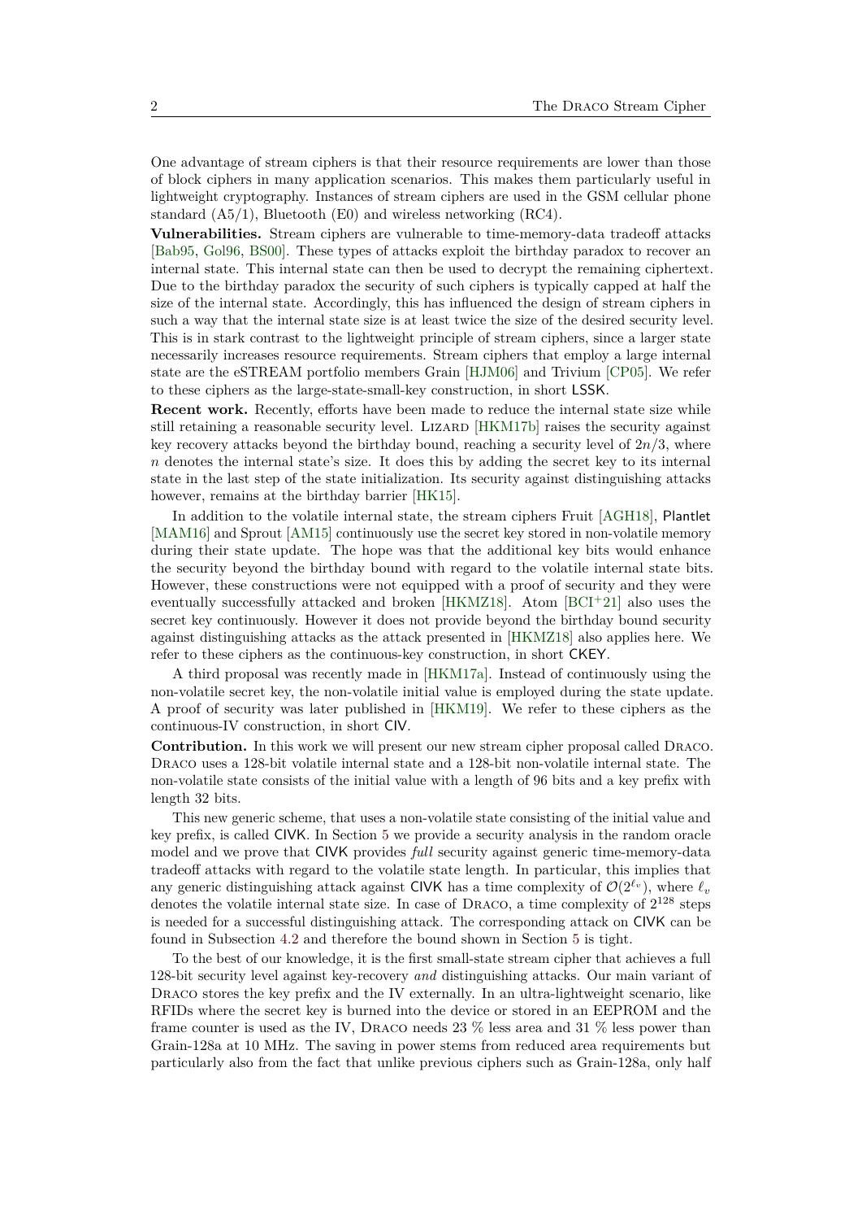One advantage of stream ciphers is that their resource requirements are lower than those of block ciphers in many application scenarios. This makes them particularly useful in lightweight cryptography. Instances of stream ciphers are used in the GSM cellular phone standard (A5/1), Bluetooth (E0) and wireless networking (RC4).

**Vulnerabilities.** Stream ciphers are vulnerable to time-memory-data tradeoff attacks [Bab95, Gol96, BS00]. These types of attacks exploit the birthday paradox to recover an internal state. This internal state can then be used to decrypt the remaining ciphertext. Due to the birthday paradox the security of such ciphers is typically capped at half the size of the internal state. Accordingly, this has influenced the design of stream ciphers in such a way that the internal state size is at least twice the size of the desired security level. This is in stark contrast to the lightweight principle of stream ciphers, since a larger state necessarily increases resource requirements. Stream ciphers that employ a large internal state are the eSTREAM portfolio members Grain [HJM06] and Trivium [CP05]. We refer to these ciphers as the large-state-small-key construction, in short LSSK.

**Recent work.** Recently, efforts have been made to reduce the internal state size while still retaining a reasonable security level. Lizard [HKM17b] raises the security against key recovery attacks beyond the birthday bound, reaching a security level of $2n/3$, where $n$ denotes the internal state's size. It does this by adding the secret key to its internal state in the last step of the state initialization. Its security against distinguishing attacks however, remains at the birthday barrier [HK15].

In addition to the volatile internal state, the stream ciphers Fruit [AGH18], Plantlet [MAM16] and Sprout [AM15] continuously use the secret key stored in non-volatile memory during their state update. The hope was that the additional key bits would enhance the security beyond the birthday bound with regard to the volatile internal state bits. However, these constructions were not equipped with a proof of security and they were eventually successfully attacked and broken [HKMZ18]. Atom [BCI+21] also uses the secret key continuously. However it does not provide beyond the birthday bound security against distinguishing attacks as the attack presented in [HKMZ18] also applies here. We refer to these ciphers as the continuous-key construction, in short CKEY.

A third proposal was recently made in [HKM17a]. Instead of continuously using the non-volatile secret key, the non-volatile initial value is employed during the state update. A proof of security was later published in [HKM19]. We refer to these ciphers as the continuous-IV construction, in short CIV.

**Contribution.** In this work we will present our new stream cipher proposal called Draco. Draco uses a 128-bit volatile internal state and a 128-bit non-volatile internal state. The non-volatile state consists of the initial value with a length of 96 bits and a key prefix with length 32 bits.

This new generic scheme, that uses a non-volatile state consisting of the initial value and key prefix, is called CIVK. In Section 5 we provide a security analysis in the random oracle model and we prove that CIVK provides *full* security against generic time-memory-data tradeoff attacks with regard to the volatile state length. In particular, this implies that any generic distinguishing attack against CIVK has a time complexity of $\mathcal{O}(2^{\ell_v})$, where $\ell_v$ denotes the volatile internal state size. In case of Draco, a time complexity of $2^{128}$ steps is needed for a successful distinguishing attack. The corresponding attack on CIVK can be found in Subsection 4.2 and therefore the bound shown in Section 5 is tight.

To the best of our knowledge, it is the first small-state stream cipher that achieves a full 128-bit security level against key-recovery *and* distinguishing attacks. Our main variant of Draco stores the key prefix and the IV externally. In an ultra-lightweight scenario, like RFIDs where the secret key is burned into the device or stored in an EEPROM and the frame counter is used as the IV, Draco needs 23 % less area and 31 % less power than Grain-128a at 10 MHz. The saving in power stems from reduced area requirements but particularly also from the fact that unlike previous ciphers such as Grain-128a, only half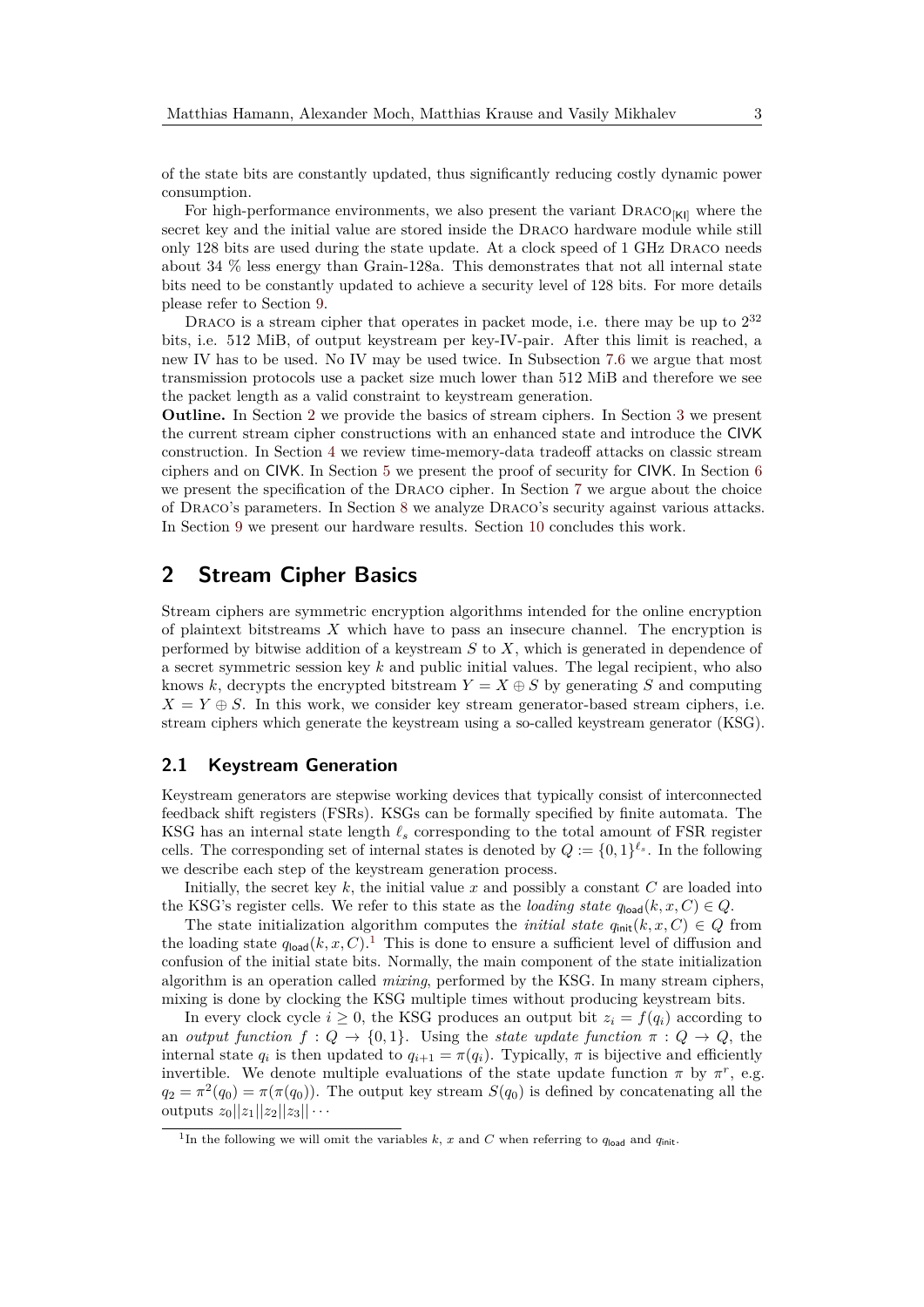of the state bits are constantly updated, thus significantly reducing costly dynamic power consumption.

For high-performance environments, we also present the variant Draco$_{[\mathsf{KI}]}$ where the secret key and the initial value are stored inside the Draco hardware module while still only 128 bits are used during the state update. At a clock speed of 1 GHz Draco needs about 34 % less energy than Grain-128a. This demonstrates that not all internal state bits need to be constantly updated to achieve a security level of 128 bits. For more details please refer to Section 9.

Draco is a stream cipher that operates in packet mode, i.e. there may be up to $2^{32}$ bits, i.e. 512 MiB, of output keystream per key-IV-pair. After this limit is reached, a new IV has to be used. No IV may be used twice. In Subsection 7.6 we argue that most transmission protocols use a packet size much lower than 512 MiB and therefore we see the packet length as a valid constraint to keystream generation.

**Outline.** In Section 2 we provide the basics of stream ciphers. In Section 3 we present the current stream cipher constructions with an enhanced state and introduce the CIVK construction. In Section 4 we review time-memory-data tradeoff attacks on classic stream ciphers and on CIVK. In Section 5 we present the proof of security for CIVK. In Section 6 we present the specification of the Draco cipher. In Section 7 we argue about the choice of Draco's parameters. In Section 8 we analyze Draco's security against various attacks. In Section 9 we present our hardware results. Section 10 concludes this work.

## 2 Stream Cipher Basics

Stream ciphers are symmetric encryption algorithms intended for the online encryption of plaintext bitstreams $X$ which have to pass an insecure channel. The encryption is performed by bitwise addition of a keystream $S$ to $X$, which is generated in dependence of a secret symmetric session key $k$ and public initial values. The legal recipient, who also knows $k$, decrypts the encrypted bitstream $Y = X \oplus S$ by generating $S$ and computing $X = Y \oplus S$. In this work, we consider key stream generator-based stream ciphers, i.e. stream ciphers which generate the keystream using a so-called keystream generator (KSG).

### 2.1 Keystream Generation

Keystream generators are stepwise working devices that typically consist of interconnected feedback shift registers (FSRs). KSGs can be formally specified by finite automata. The KSG has an internal state length $\ell_s$ corresponding to the total amount of FSR register cells. The corresponding set of internal states is denoted by $Q := \{0,1\}^{\ell_s}$. In the following we describe each step of the keystream generation process.

Initially, the secret key $k$, the initial value $x$ and possibly a constant $C$ are loaded into the KSG's register cells. We refer to this state as the *loading state* $q_{\mathsf{load}}(k, x, C) \in Q$.

The state initialization algorithm computes the *initial state* $q_{\mathsf{init}}(k, x, C) \in Q$ from the loading state $q_{\mathsf{load}}(k, x, C)$.[1] This is done to ensure a sufficient level of diffusion and confusion of the initial state bits. Normally, the main component of the state initialization algorithm is an operation called *mixing*, performed by the KSG. In many stream ciphers, mixing is done by clocking the KSG multiple times without producing keystream bits.

In every clock cycle $i \geq 0$, the KSG produces an output bit $z_i = f(q_i)$ according to an *output function* $f : Q \to \{0,1\}$. Using the *state update function* $\pi : Q \to Q$, the internal state $q_i$ is then updated to $q_{i+1} = \pi(q_i)$. Typically, $\pi$ is bijective and efficiently invertible. We denote multiple evaluations of the state update function $\pi$ by $\pi^r$, e.g. $q_2 = \pi^2(q_0) = \pi(\pi(q_0))$. The output key stream $S(q_0)$ is defined by concatenating all the outputs $z_0||z_1||z_2||z_3||\cdots$

[1] In the following we will omit the variables $k$, $x$ and $C$ when referring to $q_{\mathsf{load}}$ and $q_{\mathsf{init}}$.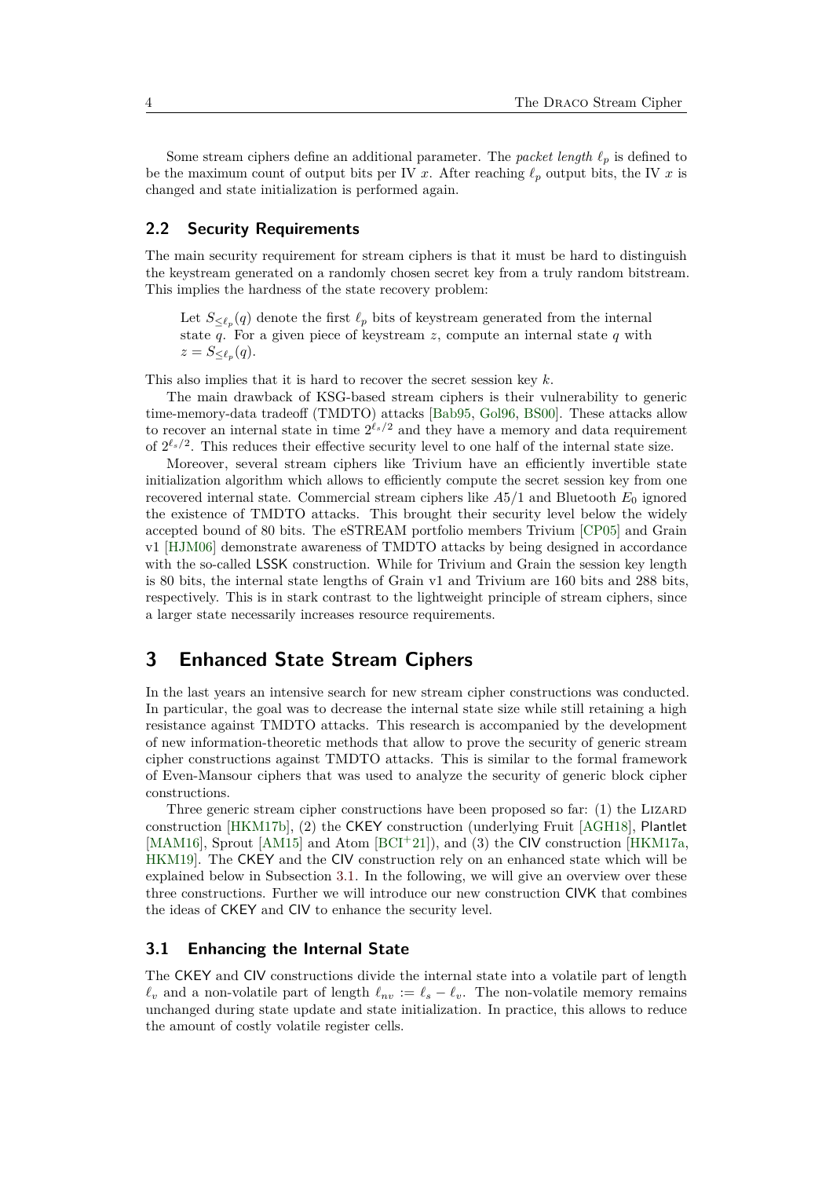Some stream ciphers define an additional parameter. The *packet length* $\ell_p$ is defined to be the maximum count of output bits per IV $x$. After reaching $\ell_p$ output bits, the IV $x$ is changed and state initialization is performed again.

## 2.2 Security Requirements

The main security requirement for stream ciphers is that it must be hard to distinguish the keystream generated on a randomly chosen secret key from a truly random bitstream. This implies the hardness of the state recovery problem:

> Let $S_{\leq \ell_p}(q)$ denote the first $\ell_p$ bits of keystream generated from the internal state $q$. For a given piece of keystream $z$, compute an internal state $q$ with $z = S_{\leq \ell_p}(q)$.

This also implies that it is hard to recover the secret session key $k$.

The main drawback of KSG-based stream ciphers is their vulnerability to generic time-memory-data tradeoff (TMDTO) attacks [Bab95, Gol96, BS00]. These attacks allow to recover an internal state in time $2^{\ell_s/2}$ and they have a memory and data requirement of $2^{\ell_s/2}$. This reduces their effective security level to one half of the internal state size.

Moreover, several stream ciphers like Trivium have an efficiently invertible state initialization algorithm which allows to efficiently compute the secret session key from one recovered internal state. Commercial stream ciphers like $A5/1$ and Bluetooth $E_0$ ignored the existence of TMDTO attacks. This brought their security level below the widely accepted bound of 80 bits. The eSTREAM portfolio members Trivium [CP05] and Grain v1 [HJM06] demonstrate awareness of TMDTO attacks by being designed in accordance with the so-called LSSK construction. While for Trivium and Grain the session key length is 80 bits, the internal state lengths of Grain v1 and Trivium are 160 bits and 288 bits, respectively. This is in stark contrast to the lightweight principle of stream ciphers, since a larger state necessarily increases resource requirements.

# 3 Enhanced State Stream Ciphers

In the last years an intensive search for new stream cipher constructions was conducted. In particular, the goal was to decrease the internal state size while still retaining a high resistance against TMDTO attacks. This research is accompanied by the development of new information-theoretic methods that allow to prove the security of generic stream cipher constructions against TMDTO attacks. This is similar to the formal framework of Even-Mansour ciphers that was used to analyze the security of generic block cipher constructions.

Three generic stream cipher constructions have been proposed so far: (1) the Lizard construction [HKM17b], (2) the CKEY construction (underlying Fruit [AGH18], Plantlet [MAM16], Sprout [AM15] and Atom [BCI+21]), and (3) the CIV construction [HKM17a, HKM19]. The CKEY and the CIV construction rely on an enhanced state which will be explained below in Subsection 3.1. In the following, we will give an overview over these three constructions. Further we will introduce our new construction CIVK that combines the ideas of CKEY and CIV to enhance the security level.

## 3.1 Enhancing the Internal State

The CKEY and CIV constructions divide the internal state into a volatile part of length $\ell_v$ and a non-volatile part of length $\ell_{nv} := \ell_s - \ell_v$. The non-volatile memory remains unchanged during state update and state initialization. In practice, this allows to reduce the amount of costly volatile register cells.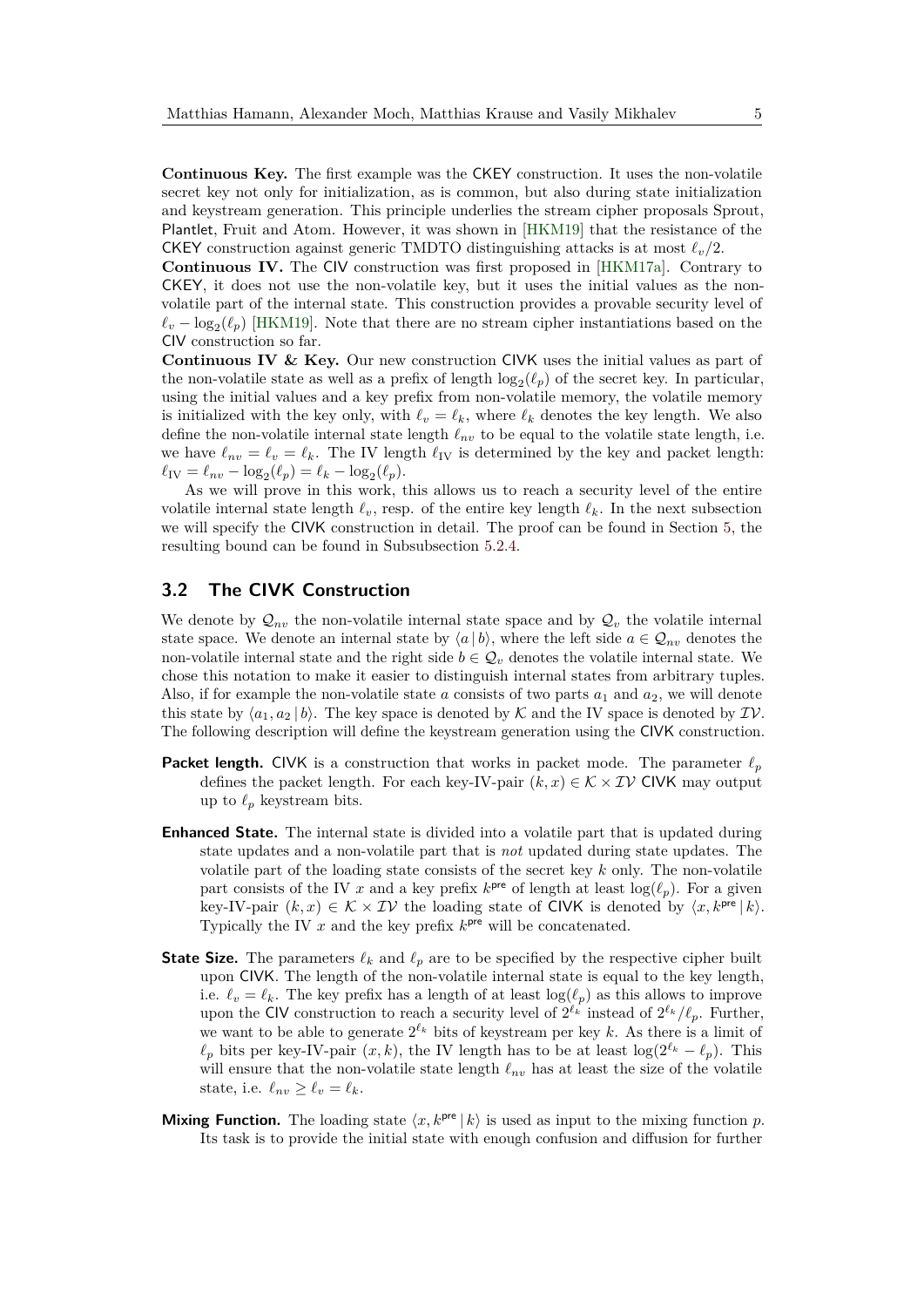**Continuous Key.** The first example was the CKEY construction. It uses the non-volatile secret key not only for initialization, as is common, but also during state initialization and keystream generation. This principle underlies the stream cipher proposals Sprout, Plantlet, Fruit and Atom. However, it was shown in [HKM19] that the resistance of the CKEY construction against generic TMDTO distinguishing attacks is at most $\ell_v/2$.

**Continuous IV.** The CIV construction was first proposed in [HKM17a]. Contrary to CKEY, it does not use the non-volatile key, but it uses the initial values as the non-volatile part of the internal state. This construction provides a provable security level of $\ell_v - \log_2(\ell_p)$ [HKM19]. Note that there are no stream cipher instantiations based on the CIV construction so far.

**Continuous IV & Key.** Our new construction CIVK uses the initial values as part of the non-volatile state as well as a prefix of length $\log_2(\ell_p)$ of the secret key. In particular, using the initial values and a key prefix from non-volatile memory, the volatile memory is initialized with the key only, with $\ell_v = \ell_k$, where $\ell_k$ denotes the key length. We also define the non-volatile internal state length $\ell_{nv}$ to be equal to the volatile state length, i.e. we have $\ell_{nv} = \ell_v = \ell_k$. The IV length $\ell_{\mathrm{IV}}$ is determined by the key and packet length: $\ell_{\mathrm{IV}} = \ell_{nv} - \log_2(\ell_p) = \ell_k - \log_2(\ell_p)$.

As we will prove in this work, this allows us to reach a security level of the entire volatile internal state length $\ell_v$, resp. of the entire key length $\ell_k$. In the next subsection we will specify the CIVK construction in detail. The proof can be found in Section 5, the resulting bound can be found in Subsubsection 5.2.4.

## 3.2 The CIVK Construction

We denote by $\mathcal{Q}_{nv}$ the non-volatile internal state space and by $\mathcal{Q}_v$ the volatile internal state space. We denote an internal state by $\langle a \,|\, b\rangle$, where the left side $a \in \mathcal{Q}_{nv}$ denotes the non-volatile internal state and the right side $b \in \mathcal{Q}_v$ denotes the volatile internal state. We chose this notation to make it easier to distinguish internal states from arbitrary tuples. Also, if for example the non-volatile state $a$ consists of two parts $a_1$ and $a_2$, we will denote this state by $\langle a_1, a_2 \,|\, b\rangle$. The key space is denoted by $\mathcal{K}$ and the IV space is denoted by $\mathcal{IV}$. The following description will define the keystream generation using the CIVK construction.

**Packet length.** CIVK is a construction that works in packet mode. The parameter $\ell_p$ defines the packet length. For each key-IV-pair $(k, x) \in \mathcal{K} \times \mathcal{IV}$ CIVK may output up to $\ell_p$ keystream bits.

**Enhanced State.** The internal state is divided into a volatile part that is updated during state updates and a non-volatile part that is *not* updated during state updates. The volatile part of the loading state consists of the secret key $k$ only. The non-volatile part consists of the IV $x$ and a key prefix $k^{\mathsf{pre}}$ of length at least $\log(\ell_p)$. For a given key-IV-pair $(k, x) \in \mathcal{K} \times \mathcal{IV}$ the loading state of CIVK is denoted by $\langle x, k^{\mathsf{pre}} \,|\, k\rangle$. Typically the IV $x$ and the key prefix $k^{\mathsf{pre}}$ will be concatenated.

**State Size.** The parameters $\ell_k$ and $\ell_p$ are to be specified by the respective cipher built upon CIVK. The length of the non-volatile internal state is equal to the key length, i.e. $\ell_v = \ell_k$. The key prefix has a length of at least $\log(\ell_p)$ as this allows to improve upon the CIV construction to reach a security level of $2^{\ell_k}$ instead of $2^{\ell_k}/\ell_p$. Further, we want to be able to generate $2^{\ell_k}$ bits of keystream per key $k$. As there is a limit of $\ell_p$ bits per key-IV-pair $(x, k)$, the IV length has to be at least $\log(2^{\ell_k} - \ell_p)$. This will ensure that the non-volatile state length $\ell_{nv}$ has at least the size of the volatile state, i.e. $\ell_{nv} \geq \ell_v = \ell_k$.

**Mixing Function.** The loading state $\langle x, k^{\mathsf{pre}} \,|\, k\rangle$ is used as input to the mixing function $p$. Its task is to provide the initial state with enough confusion and diffusion for further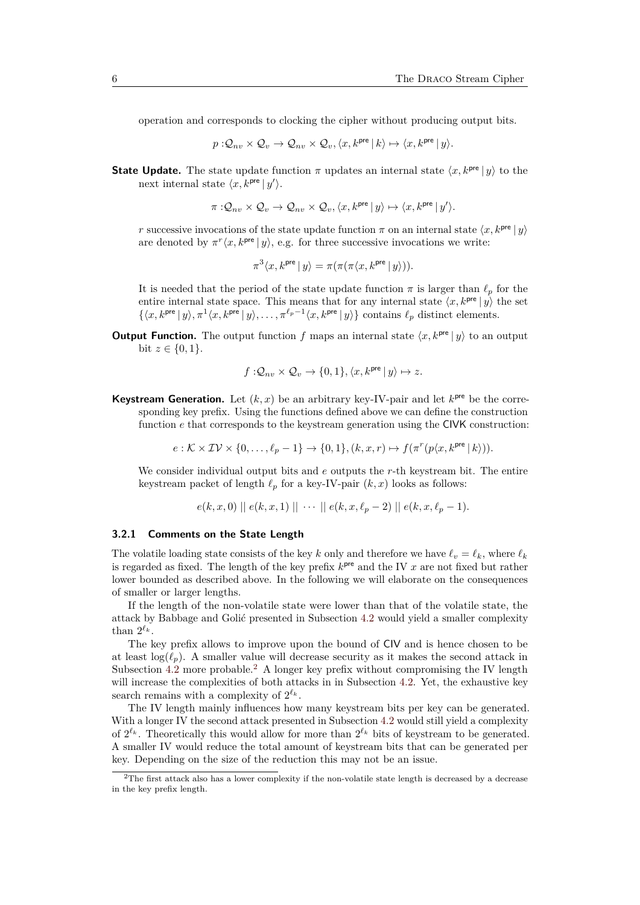operation and corresponds to clocking the cipher without producing output bits.

$$p : \mathcal{Q}_{nv} \times \mathcal{Q}_v \to \mathcal{Q}_{nv} \times \mathcal{Q}_v, \langle x, k^{\mathsf{pre}} \,|\, k \rangle \mapsto \langle x, k^{\mathsf{pre}} \,|\, y \rangle.$$

**State Update.** The state update function $\pi$ updates an internal state $\langle x, k^{\mathsf{pre}} \,|\, y \rangle$ to the next internal state $\langle x, k^{\mathsf{pre}} \,|\, y' \rangle$.

$$\pi : \mathcal{Q}_{nv} \times \mathcal{Q}_v \to \mathcal{Q}_{nv} \times \mathcal{Q}_v, \langle x, k^{\mathsf{pre}} \,|\, y \rangle \mapsto \langle x, k^{\mathsf{pre}} \,|\, y' \rangle.$$

$r$ successive invocations of the state update function $\pi$ on an internal state $\langle x, k^{\mathsf{pre}} \,|\, y \rangle$ are denoted by $\pi^r \langle x, k^{\mathsf{pre}} \,|\, y \rangle$, e.g. for three successive invocations we write:

$$\pi^3 \langle x, k^{\mathsf{pre}} \,|\, y \rangle = \pi(\pi(\pi\langle x, k^{\mathsf{pre}} \,|\, y \rangle)).$$

It is needed that the period of the state update function $\pi$ is larger than $\ell_p$ for the entire internal state space. This means that for any internal state $\langle x, k^{\mathsf{pre}} \,|\, y \rangle$ the set $\{\langle x, k^{\mathsf{pre}} \,|\, y \rangle, \pi^1 \langle x, k^{\mathsf{pre}} \,|\, y \rangle, \ldots, \pi^{\ell_p - 1} \langle x, k^{\mathsf{pre}} \,|\, y \rangle\}$ contains $\ell_p$ distinct elements.

**Output Function.** The output function $f$ maps an internal state $\langle x, k^{\mathsf{pre}} \,|\, y \rangle$ to an output bit $z \in \{0, 1\}$.

$$f : \mathcal{Q}_{nv} \times \mathcal{Q}_v \to \{0, 1\}, \langle x, k^{\mathsf{pre}} \,|\, y \rangle \mapsto z.$$

**Keystream Generation.** Let $(k, x)$ be an arbitrary key-IV-pair and let $k^{\mathsf{pre}}$ be the corresponding key prefix. Using the functions defined above we can define the construction function $e$ that corresponds to the keystream generation using the CIVK construction:

$$e : \mathcal{K} \times \mathcal{IV} \times \{0, \ldots, \ell_p - 1\} \to \{0, 1\}, (k, x, r) \mapsto f(\pi^r(p\langle x, k^{\mathsf{pre}} \,|\, k \rangle)).$$

We consider individual output bits and $e$ outputs the $r$-th keystream bit. The entire keystream packet of length $\ell_p$ for a key-IV-pair $(k, x)$ looks as follows:

$$e(k, x, 0) \,||\, e(k, x, 1) \,||\, \cdots \,||\, e(k, x, \ell_p - 2) \,||\, e(k, x, \ell_p - 1).$$

### 3.2.1 Comments on the State Length

The volatile loading state consists of the key $k$ only and therefore we have $\ell_v = \ell_k$, where $\ell_k$ is regarded as fixed. The length of the key prefix $k^{\mathsf{pre}}$ and the IV $x$ are not fixed but rather lower bounded as described above. In the following we will elaborate on the consequences of smaller or larger lengths.

If the length of the non-volatile state were lower than that of the volatile state, the attack by Babbage and Golić presented in Subsection 4.2 would yield a smaller complexity than $2^{\ell_k}$.

The key prefix allows to improve upon the bound of CIV and is hence chosen to be at least $\log(\ell_p)$. A smaller value will decrease security as it makes the second attack in Subsection 4.2 more probable.[2] A longer key prefix without compromising the IV length will increase the complexities of both attacks in in Subsection 4.2. Yet, the exhaustive key search remains with a complexity of $2^{\ell_k}$.

The IV length mainly influences how many keystream bits per key can be generated. With a longer IV the second attack presented in Subsection 4.2 would still yield a complexity of $2^{\ell_k}$. Theoretically this would allow for more than $2^{\ell_k}$ bits of keystream to be generated. A smaller IV would reduce the total amount of keystream bits that can be generated per key. Depending on the size of the reduction this may not be an issue.

[2]The first attack also has a lower complexity if the non-volatile state length is decreased by a decrease in the key prefix length.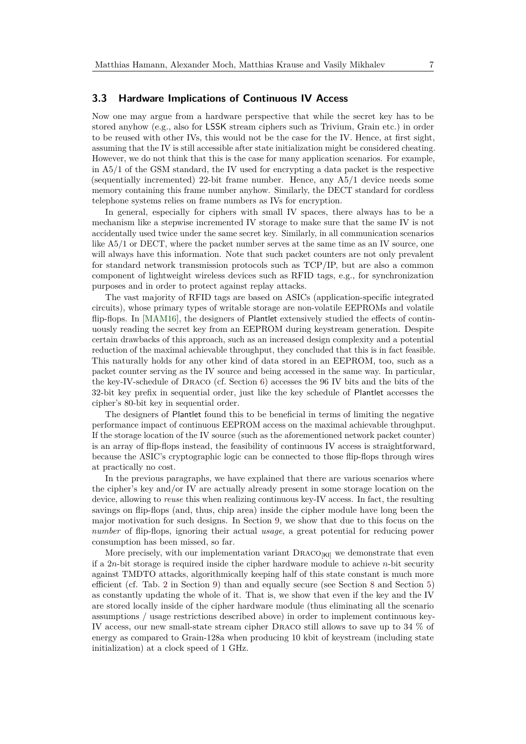### 3.3 Hardware Implications of Continuous IV Access

Now one may argue from a hardware perspective that while the secret key has to be stored anyhow (e.g., also for LSSK stream ciphers such as Trivium, Grain etc.) in order to be reused with other IVs, this would not be the case for the IV. Hence, at first sight, assuming that the IV is still accessible after state initialization might be considered cheating. However, we do not think that this is the case for many application scenarios. For example, in A5/1 of the GSM standard, the IV used for encrypting a data packet is the respective (sequentially incremented) 22-bit frame number. Hence, any A5/1 device needs some memory containing this frame number anyhow. Similarly, the DECT standard for cordless telephone systems relies on frame numbers as IVs for encryption.

In general, especially for ciphers with small IV spaces, there always has to be a mechanism like a stepwise incremented IV storage to make sure that the same IV is not accidentally used twice under the same secret key. Similarly, in all communication scenarios like A5/1 or DECT, where the packet number serves at the same time as an IV source, one will always have this information. Note that such packet counters are not only prevalent for standard network transmission protocols such as TCP/IP, but are also a common component of lightweight wireless devices such as RFID tags, e.g., for synchronization purposes and in order to protect against replay attacks.

The vast majority of RFID tags are based on ASICs (application-specific integrated circuits), whose primary types of writable storage are non-volatile EEPROMs and volatile flip-flops. In [MAM16], the designers of Plantlet extensively studied the effects of continuously reading the secret key from an EEPROM during keystream generation. Despite certain drawbacks of this approach, such as an increased design complexity and a potential reduction of the maximal achievable throughput, they concluded that this is in fact feasible. This naturally holds for any other kind of data stored in an EEPROM, too, such as a packet counter serving as the IV source and being accessed in the same way. In particular, the key-IV-schedule of Draco (cf. Section 6) accesses the 96 IV bits and the bits of the 32-bit key prefix in sequential order, just like the key schedule of Plantlet accesses the cipher's 80-bit key in sequential order.

The designers of Plantlet found this to be beneficial in terms of limiting the negative performance impact of continuous EEPROM access on the maximal achievable throughput. If the storage location of the IV source (such as the aforementioned network packet counter) is an array of flip-flops instead, the feasibility of continuous IV access is straightforward, because the ASIC's cryptographic logic can be connected to those flip-flops through wires at practically no cost.

In the previous paragraphs, we have explained that there are various scenarios where the cipher's key and/or IV are actually already present in some storage location on the device, allowing to *reuse* this when realizing continuous key-IV access. In fact, the resulting savings on flip-flops (and, thus, chip area) inside the cipher module have long been the major motivation for such designs. In Section 9, we show that due to this focus on the *number* of flip-flops, ignoring their actual *usage*, a great potential for reducing power consumption has been missed, so far.

More precisely, with our implementation variant Draco$_{[\mathsf{KI}]}$ we demonstrate that even if a $2n$-bit storage is required inside the cipher hardware module to achieve $n$-bit security against TMDTO attacks, algorithmically keeping half of this state constant is much more efficient (cf. Tab. 2 in Section 9) than and equally secure (see Section 8 and Section 5) as constantly updating the whole of it. That is, we show that even if the key and the IV are stored locally inside of the cipher hardware module (thus eliminating all the scenario assumptions / usage restrictions described above) in order to implement continuous key-IV access, our new small-state stream cipher Draco still allows to save up to 34 % of energy as compared to Grain-128a when producing 10 kbit of keystream (including state initialization) at a clock speed of 1 GHz.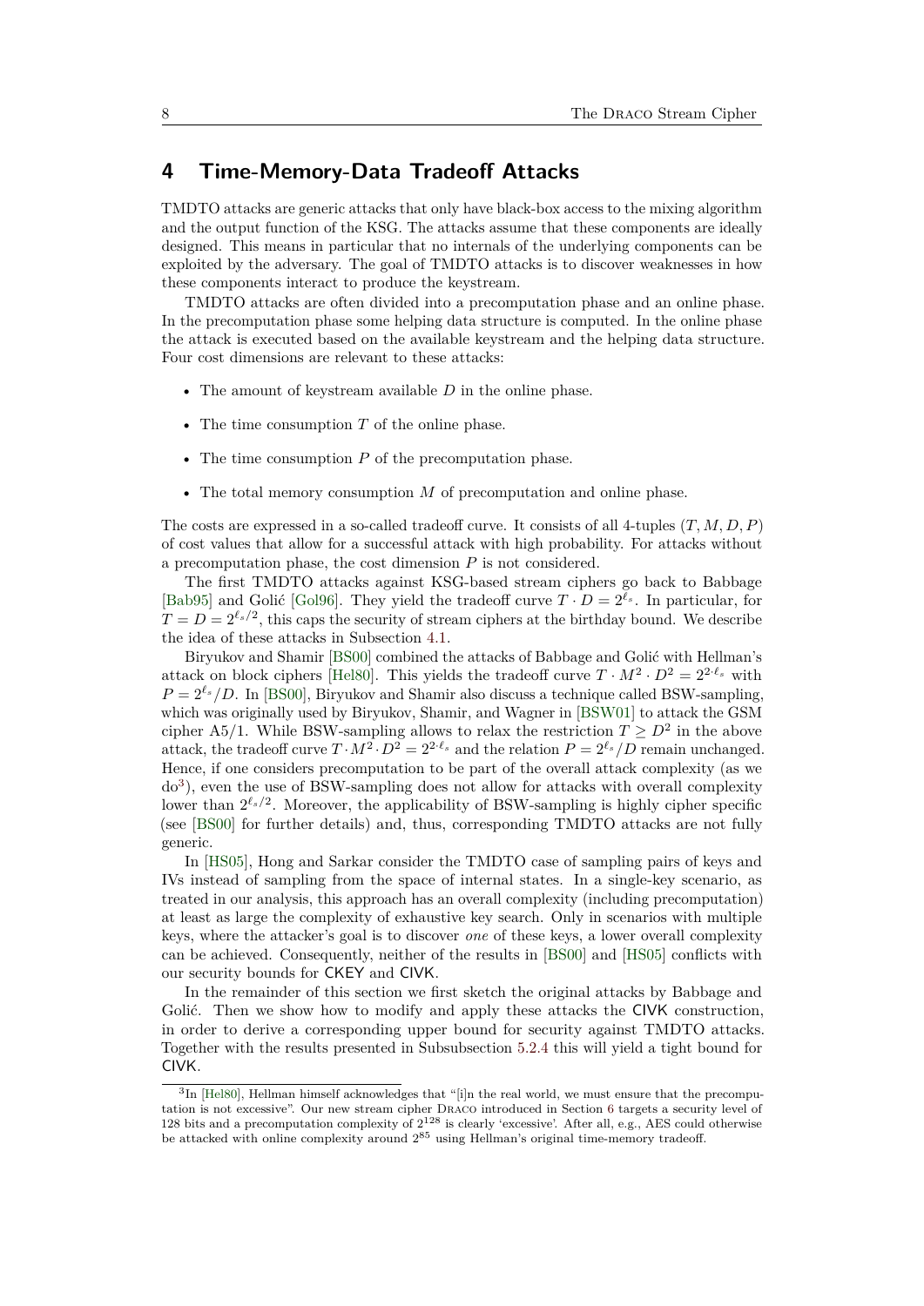# 4 Time-Memory-Data Tradeoff Attacks

TMDTO attacks are generic attacks that only have black-box access to the mixing algorithm and the output function of the KSG. The attacks assume that these components are ideally designed. This means in particular that no internals of the underlying components can be exploited by the adversary. The goal of TMDTO attacks is to discover weaknesses in how these components interact to produce the keystream.

TMDTO attacks are often divided into a precomputation phase and an online phase. In the precomputation phase some helping data structure is computed. In the online phase the attack is executed based on the available keystream and the helping data structure. Four cost dimensions are relevant to these attacks:

- The amount of keystream available $D$ in the online phase.
- The time consumption $T$ of the online phase.
- The time consumption $P$ of the precomputation phase.
- The total memory consumption $M$ of precomputation and online phase.

The costs are expressed in a so-called tradeoff curve. It consists of all 4-tuples $(T, M, D, P)$ of cost values that allow for a successful attack with high probability. For attacks without a precomputation phase, the cost dimension $P$ is not considered.

The first TMDTO attacks against KSG-based stream ciphers go back to Babbage [Bab95] and Golić [Gol96]. They yield the tradeoff curve $T \cdot D = 2^{\ell_s}$. In particular, for $T = D = 2^{\ell_s/2}$, this caps the security of stream ciphers at the birthday bound. We describe the idea of these attacks in Subsection 4.1.

Biryukov and Shamir [BS00] combined the attacks of Babbage and Golić with Hellman's attack on block ciphers [Hel80]. This yields the tradeoff curve $T \cdot M^2 \cdot D^2 = 2^{2 \cdot \ell_s}$ with $P = 2^{\ell_s}/D$. In [BS00], Biryukov and Shamir also discuss a technique called BSW-sampling, which was originally used by Biryukov, Shamir, and Wagner in [BSW01] to attack the GSM cipher A5/1. While BSW-sampling allows to relax the restriction $T \geq D^2$ in the above attack, the tradeoff curve $T \cdot M^2 \cdot D^2 = 2^{2 \cdot \ell_s}$ and the relation $P = 2^{\ell_s}/D$ remain unchanged. Hence, if one considers precomputation to be part of the overall attack complexity (as we do[3]), even the use of BSW-sampling does not allow for attacks with overall complexity lower than $2^{\ell_s/2}$. Moreover, the applicability of BSW-sampling is highly cipher specific (see [BS00] for further details) and, thus, corresponding TMDTO attacks are not fully generic.

In [HS05], Hong and Sarkar consider the TMDTO case of sampling pairs of keys and IVs instead of sampling from the space of internal states. In a single-key scenario, as treated in our analysis, this approach has an overall complexity (including precomputation) at least as large the complexity of exhaustive key search. Only in scenarios with multiple keys, where the attacker's goal is to discover *one* of these keys, a lower overall complexity can be achieved. Consequently, neither of the results in [BS00] and [HS05] conflicts with our security bounds for CKEY and CIVK.

In the remainder of this section we first sketch the original attacks by Babbage and Golić. Then we show how to modify and apply these attacks the CIVK construction, in order to derive a corresponding upper bound for security against TMDTO attacks. Together with the results presented in Subsubsection 5.2.4 this will yield a tight bound for CIVK.

[3] In [Hel80], Hellman himself acknowledges that "[i]n the real world, we must ensure that the precomputation is not excessive". Our new stream cipher DRACO introduced in Section 6 targets a security level of 128 bits and a precomputation complexity of $2^{128}$ is clearly 'excessive'. After all, e.g., AES could otherwise be attacked with online complexity around $2^{85}$ using Hellman's original time-memory tradeoff.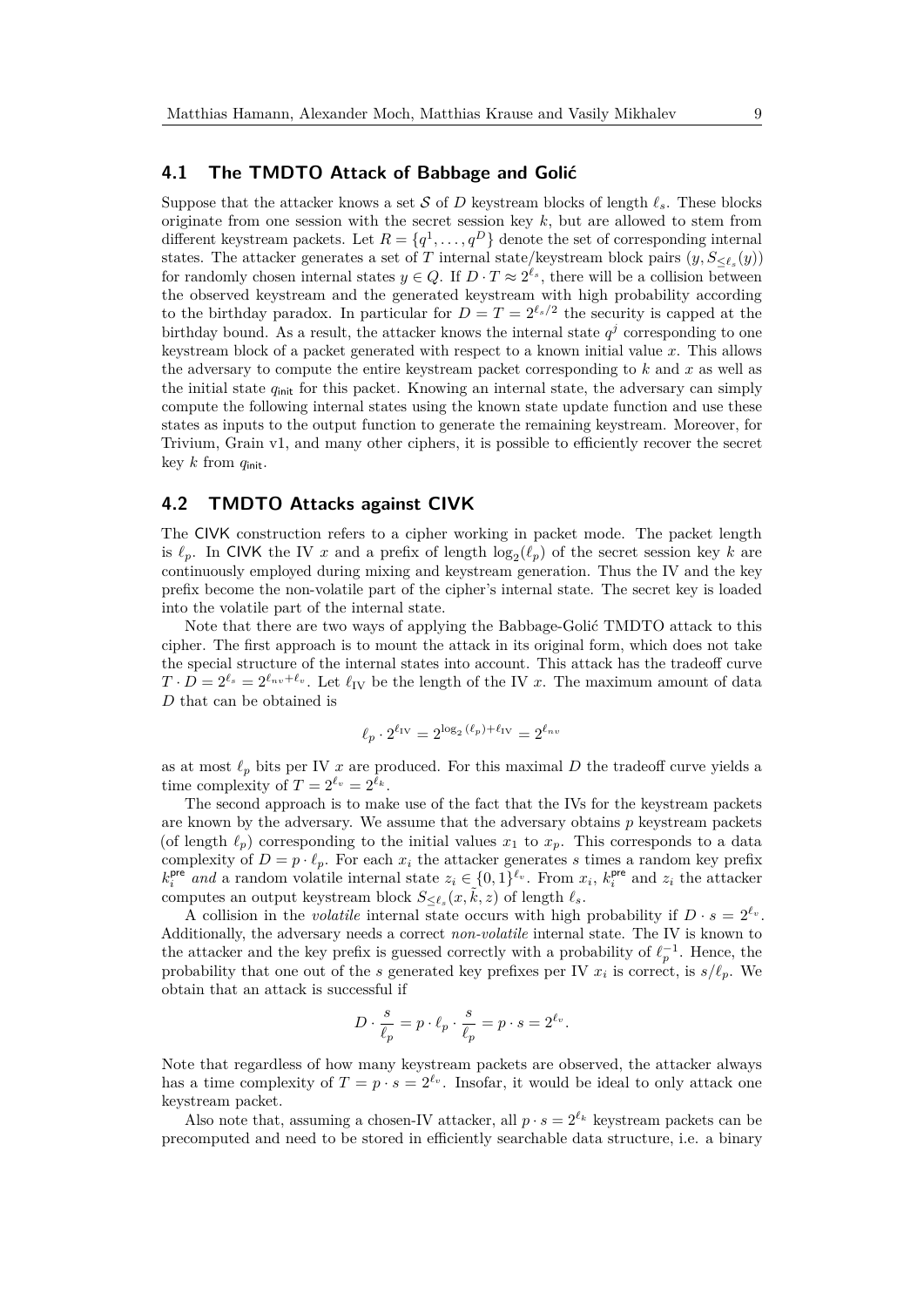### 4.1 The TMDTO Attack of Babbage and Golić

Suppose that the attacker knows a set $\mathcal{S}$ of $D$ keystream blocks of length $\ell_s$. These blocks originate from one session with the secret session key $k$, but are allowed to stem from different keystream packets. Let $R = \{q^1, \ldots, q^D\}$ denote the set of corresponding internal states. The attacker generates a set of $T$ internal state/keystream block pairs $(y, S_{\leq \ell_s}(y))$ for randomly chosen internal states $y \in Q$. If $D \cdot T \approx 2^{\ell_s}$, there will be a collision between the observed keystream and the generated keystream with high probability according to the birthday paradox. In particular for $D = T = 2^{\ell_s/2}$ the security is capped at the birthday bound. As a result, the attacker knows the internal state $q^j$ corresponding to one keystream block of a packet generated with respect to a known initial value $x$. This allows the adversary to compute the entire keystream packet corresponding to $k$ and $x$ as well as the initial state $q_{\mathsf{init}}$ for this packet. Knowing an internal state, the adversary can simply compute the following internal states using the known state update function and use these states as inputs to the output function to generate the remaining keystream. Moreover, for Trivium, Grain v1, and many other ciphers, it is possible to efficiently recover the secret key $k$ from $q_{\mathsf{init}}$.

### 4.2 TMDTO Attacks against CIVK

The CIVK construction refers to a cipher working in packet mode. The packet length is $\ell_p$. In CIVK the IV $x$ and a prefix of length $\log_2(\ell_p)$ of the secret session key $k$ are continuously employed during mixing and keystream generation. Thus the IV and the key prefix become the non-volatile part of the cipher's internal state. The secret key is loaded into the volatile part of the internal state.

Note that there are two ways of applying the Babbage-Golić TMDTO attack to this cipher. The first approach is to mount the attack in its original form, which does not take the special structure of the internal states into account. This attack has the tradeoff curve $T \cdot D = 2^{\ell_s} = 2^{\ell_{nv} + \ell_v}$. Let $\ell_{\mathrm{IV}}$ be the length of the IV $x$. The maximum amount of data $D$ that can be obtained is

$$\ell_p \cdot 2^{\ell_{\mathrm{IV}}} = 2^{\log_2(\ell_p) + \ell_{\mathrm{IV}}} = 2^{\ell_{nv}}$$

as at most $\ell_p$ bits per IV $x$ are produced. For this maximal $D$ the tradeoff curve yields a time complexity of $T = 2^{\ell_v} = 2^{\ell_k}$.

The second approach is to make use of the fact that the IVs for the keystream packets are known by the adversary. We assume that the adversary obtains $p$ keystream packets (of length $\ell_p$) corresponding to the initial values $x_1$ to $x_p$. This corresponds to a data complexity of $D = p \cdot \ell_p$. For each $x_i$ the attacker generates $s$ times a random key prefix $k_i^{\mathsf{pre}}$ *and* a random volatile internal state $z_i \in \{0,1\}^{\ell_v}$. From $x_i$, $k_i^{\mathsf{pre}}$ and $z_i$ the attacker computes an output keystream block $S_{\leq \ell_s}(x, \tilde{k}, z)$ of length $\ell_s$.

A collision in the *volatile* internal state occurs with high probability if $D \cdot s = 2^{\ell_v}$. Additionally, the adversary needs a correct *non-volatile* internal state. The IV is known to the attacker and the key prefix is guessed correctly with a probability of $\ell_p^{-1}$. Hence, the probability that one out of the $s$ generated key prefixes per IV $x_i$ is correct, is $s/\ell_p$. We obtain that an attack is successful if

$$D \cdot \frac{s}{\ell_p} = p \cdot \ell_p \cdot \frac{s}{\ell_p} = p \cdot s = 2^{\ell_v}.$$

Note that regardless of how many keystream packets are observed, the attacker always has a time complexity of $T = p \cdot s = 2^{\ell_v}$. Insofar, it would be ideal to only attack one keystream packet.

Also note that, assuming a chosen-IV attacker, all $p \cdot s = 2^{\ell_k}$ keystream packets can be precomputed and need to be stored in efficiently searchable data structure, i.e. a binary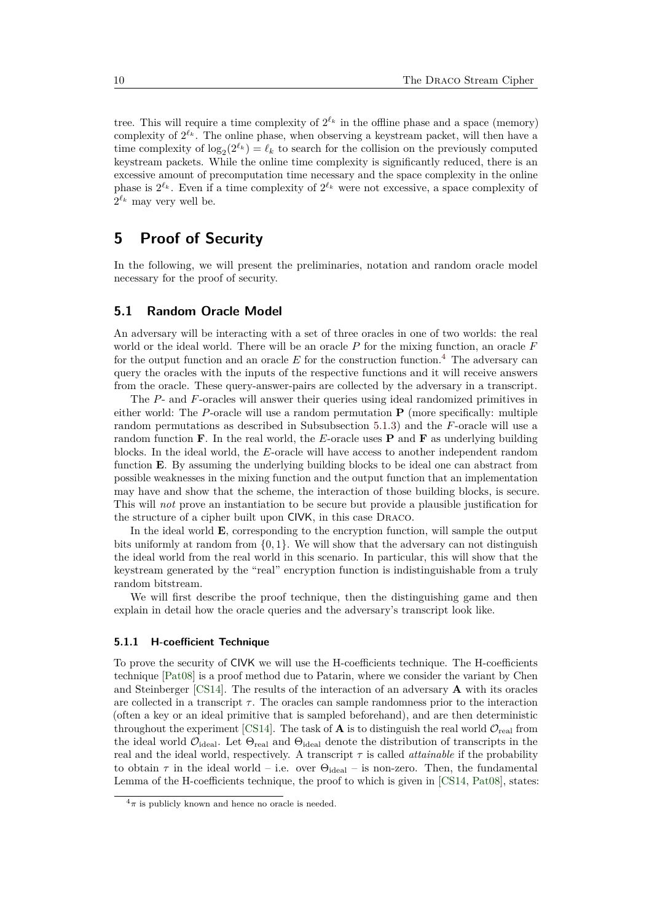tree. This will require a time complexity of $2^{\ell_k}$ in the offline phase and a space (memory) complexity of $2^{\ell_k}$. The online phase, when observing a keystream packet, will then have a time complexity of $\log_2(2^{\ell_k}) = \ell_k$ to search for the collision on the previously computed keystream packets. While the online time complexity is significantly reduced, there is an excessive amount of precomputation time necessary and the space complexity in the online phase is $2^{\ell_k}$. Even if a time complexity of $2^{\ell_k}$ were not excessive, a space complexity of $2^{\ell_k}$ may very well be.

# 5 Proof of Security

In the following, we will present the preliminaries, notation and random oracle model necessary for the proof of security.

## 5.1 Random Oracle Model

An adversary will be interacting with a set of three oracles in one of two worlds: the real world or the ideal world. There will be an oracle $P$ for the mixing function, an oracle $F$ for the output function and an oracle $E$ for the construction function.[4] The adversary can query the oracles with the inputs of the respective functions and it will receive answers from the oracle. These query-answer-pairs are collected by the adversary in a transcript.

The $P$- and $F$-oracles will answer their queries using ideal randomized primitives in either world: The $P$-oracle will use a random permutation $\mathbf{P}$ (more specifically: multiple random permutations as described in Subsubsection 5.1.3) and the $F$-oracle will use a random function $\mathbf{F}$. In the real world, the $E$-oracle uses $\mathbf{P}$ and $\mathbf{F}$ as underlying building blocks. In the ideal world, the $E$-oracle will have access to another independent random function $\mathbf{E}$. By assuming the underlying building blocks to be ideal one can abstract from possible weaknesses in the mixing function and the output function that an implementation may have and show that the scheme, the interaction of those building blocks, is secure. This will *not* prove an instantiation to be secure but provide a plausible justification for the structure of a cipher built upon CIVK, in this case Draco.

In the ideal world $\mathbf{E}$, corresponding to the encryption function, will sample the output bits uniformly at random from $\{0, 1\}$. We will show that the adversary can not distinguish the ideal world from the real world in this scenario. In particular, this will show that the keystream generated by the "real" encryption function is indistinguishable from a truly random bitstream.

We will first describe the proof technique, then the distinguishing game and then explain in detail how the oracle queries and the adversary's transcript look like.

### 5.1.1 H-coefficient Technique

To prove the security of CIVK we will use the H-coefficients technique. The H-coefficients technique [Pat08] is a proof method due to Patarin, where we consider the variant by Chen and Steinberger [CS14]. The results of the interaction of an adversary $\mathbf{A}$ with its oracles are collected in a transcript $\tau$. The oracles can sample randomness prior to the interaction (often a key or an ideal primitive that is sampled beforehand), and are then deterministic throughout the experiment [CS14]. The task of $\mathbf{A}$ is to distinguish the real world $\mathcal{O}_{\text{real}}$ from the ideal world $\mathcal{O}_{\text{ideal}}$. Let $\Theta_{\text{real}}$ and $\Theta_{\text{ideal}}$ denote the distribution of transcripts in the real and the ideal world, respectively. A transcript $\tau$ is called *attainable* if the probability to obtain $\tau$ in the ideal world – i.e. over $\Theta_{\text{ideal}}$ – is non-zero. Then, the fundamental Lemma of the H-coefficients technique, the proof to which is given in [CS14, Pat08], states:

[4] $\pi$ is publicly known and hence no oracle is needed.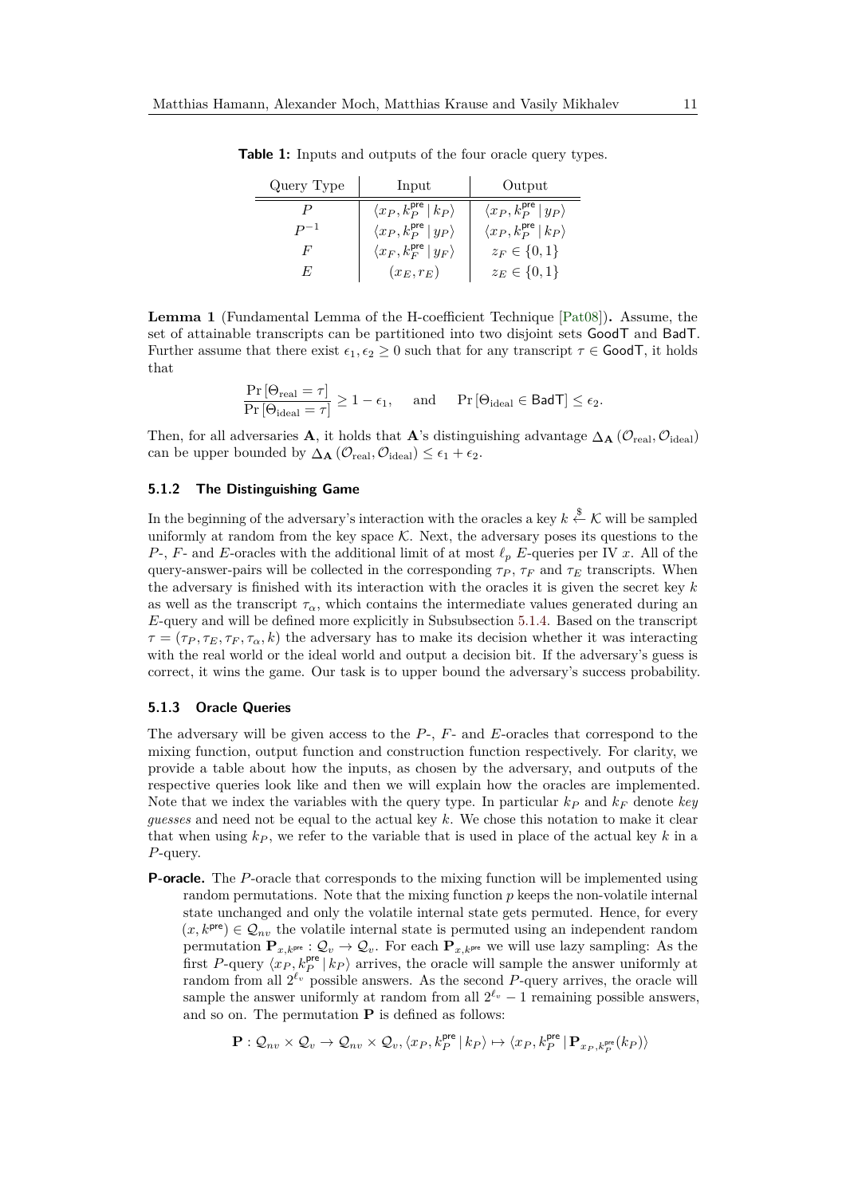**Table 1:** Inputs and outputs of the four oracle query types.

| Query Type | Input | Output |
|---|---|---|
| $P$ | $\langle x_P, k_P^{\mathsf{pre}} \,\vert\, k_P \rangle$ | $\langle x_P, k_P^{\mathsf{pre}} \,\vert\, y_P \rangle$ |
| $P^{-1}$ | $\langle x_P, k_P^{\mathsf{pre}} \,\vert\, y_P \rangle$ | $\langle x_P, k_P^{\mathsf{pre}} \,\vert\, k_P \rangle$ |
| $F$ | $\langle x_F, k_F^{\mathsf{pre}} \,\vert\, y_F \rangle$ | $z_F \in \{0, 1\}$ |
| $E$ | $(x_E, r_E)$ | $z_E \in \{0, 1\}$ |

**Lemma 1** (Fundamental Lemma of the H-coefficient Technique [Pat08])**.** Assume, the set of attainable transcripts can be partitioned into two disjoint sets $\mathsf{GoodT}$ and $\mathsf{BadT}$. Further assume that there exist $\epsilon_1, \epsilon_2 \geq 0$ such that for any transcript $\tau \in \mathsf{GoodT}$, it holds that

$$\frac{\Pr\left[\Theta_{\text{real}} = \tau\right]}{\Pr\left[\Theta_{\text{ideal}} = \tau\right]} \geq 1 - \epsilon_1, \quad \text{and} \quad \Pr\left[\Theta_{\text{ideal}} \in \mathsf{BadT}\right] \leq \epsilon_2.$$

Then, for all adversaries $\mathbf{A}$, it holds that $\mathbf{A}$'s distinguishing advantage $\Delta_{\mathbf{A}}\left(\mathcal{O}_{\text{real}}, \mathcal{O}_{\text{ideal}}\right)$ can be upper bounded by $\Delta_{\mathbf{A}}\left(\mathcal{O}_{\text{real}}, \mathcal{O}_{\text{ideal}}\right) \leq \epsilon_1 + \epsilon_2$.

### 5.1.2 The Distinguishing Game

In the beginning of the adversary's interaction with the oracles a key $k \xleftarrow{\$} \mathcal{K}$ will be sampled uniformly at random from the key space $\mathcal{K}$. Next, the adversary poses its questions to the $P$-, $F$- and $E$-oracles with the additional limit of at most $\ell_p$ $E$-queries per IV $x$. All of the query-answer-pairs will be collected in the corresponding $\tau_P$, $\tau_F$ and $\tau_E$ transcripts. When the adversary is finished with its interaction with the oracles it is given the secret key $k$ as well as the transcript $\tau_\alpha$, which contains the intermediate values generated during an $E$-query and will be defined more explicitly in Subsubsection 5.1.4. Based on the transcript $\tau = (\tau_P, \tau_E, \tau_F, \tau_\alpha, k)$ the adversary has to make its decision whether it was interacting with the real world or the ideal world and output a decision bit. If the adversary's guess is correct, it wins the game. Our task is to upper bound the adversary's success probability.

### 5.1.3 Oracle Queries

The adversary will be given access to the $P$-, $F$- and $E$-oracles that correspond to the mixing function, output function and construction function respectively. For clarity, we provide a table about how the inputs, as chosen by the adversary, and outputs of the respective queries look like and then we will explain how the oracles are implemented. Note that we index the variables with the query type. In particular $k_P$ and $k_F$ denote *key guesses* and need not be equal to the actual key $k$. We chose this notation to make it clear that when using $k_P$, we refer to the variable that is used in place of the actual key $k$ in a $P$-query.

**P-oracle.** The $P$-oracle that corresponds to the mixing function will be implemented using random permutations. Note that the mixing function $p$ keeps the non-volatile internal state unchanged and only the volatile internal state gets permuted. Hence, for every $(x, k^{\mathsf{pre}}) \in \mathcal{Q}_{nv}$ the volatile internal state is permuted using an independent random permutation $\mathbf{P}_{x,k^{\mathsf{pre}}} : \mathcal{Q}_v \to \mathcal{Q}_v$. For each $\mathbf{P}_{x,k^{\mathsf{pre}}}$ we will use lazy sampling: As the first $P$-query $\langle x_P, k_P^{\mathsf{pre}} \,|\, k_P \rangle$ arrives, the oracle will sample the answer uniformly at random from all $2^{\ell_v}$ possible answers. As the second $P$-query arrives, the oracle will sample the answer uniformly at random from all $2^{\ell_v} - 1$ remaining possible answers, and so on. The permutation $\mathbf{P}$ is defined as follows:

$$\mathbf{P} : \mathcal{Q}_{nv} \times \mathcal{Q}_v \to \mathcal{Q}_{nv} \times \mathcal{Q}_v, \langle x_P, k_P^{\mathsf{pre}} \,|\, k_P \rangle \mapsto \langle x_P, k_P^{\mathsf{pre}} \,|\, \mathbf{P}_{x_P, k_P^{\mathsf{pre}}}(k_P) \rangle$$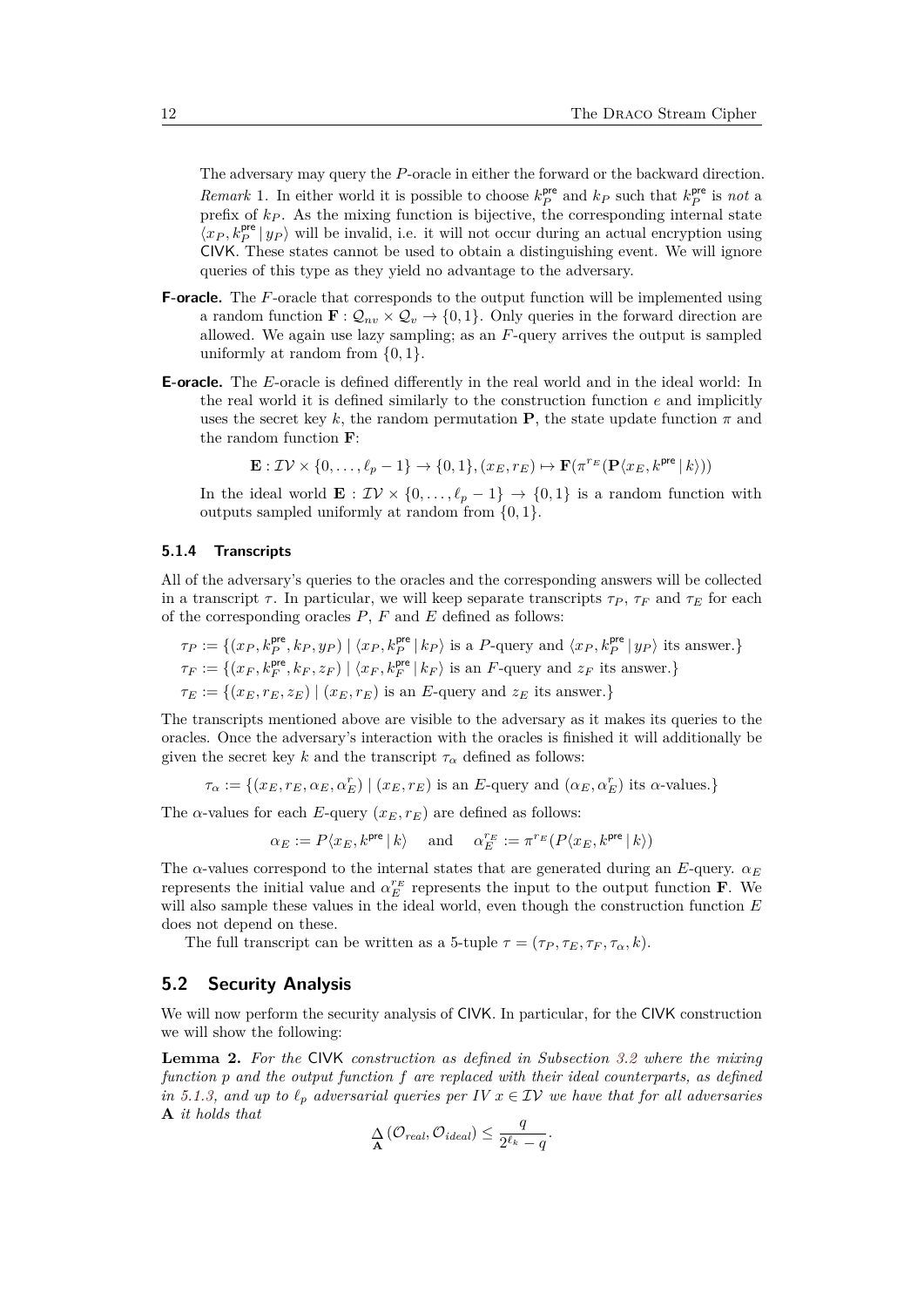The adversary may query the $P$-oracle in either the forward or the backward direction.

*Remark* 1. In either world it is possible to choose $k_P^{\mathsf{pre}}$ and $k_P$ such that $k_P^{\mathsf{pre}}$ is *not* a prefix of $k_P$. As the mixing function is bijective, the corresponding internal state $\langle x_P, k_P^{\mathsf{pre}} \,|\, y_P \rangle$ will be invalid, i.e. it will not occur during an actual encryption using CIVK. These states cannot be used to obtain a distinguishing event. We will ignore queries of this type as they yield no advantage to the adversary.

**F-oracle.** The $F$-oracle that corresponds to the output function will be implemented using a random function $\mathbf{F} : \mathcal{Q}_{nv} \times \mathcal{Q}_v \to \{0, 1\}$. Only queries in the forward direction are allowed. We again use lazy sampling; as an $F$-query arrives the output is sampled uniformly at random from $\{0, 1\}$.

**E-oracle.** The $E$-oracle is defined differently in the real world and in the ideal world: In the real world it is defined similarly to the construction function $e$ and implicitly uses the secret key $k$, the random permutation $\mathbf{P}$, the state update function $\pi$ and the random function $\mathbf{F}$:

$$\mathbf{E} : \mathcal{IV} \times \{0, \dots, \ell_p - 1\} \to \{0, 1\}, (x_E, r_E) \mapsto \mathbf{F}(\pi^{r_E}(\mathbf{P}\langle x_E, k^{\mathsf{pre}} \,|\, k \rangle))$$

In the ideal world $\mathbf{E} : \mathcal{IV} \times \{0, \dots, \ell_p - 1\} \to \{0, 1\}$ is a random function with outputs sampled uniformly at random from $\{0, 1\}$.

### 5.1.4 Transcripts

All of the adversary's queries to the oracles and the corresponding answers will be collected in a transcript $\tau$. In particular, we will keep separate transcripts $\tau_P$, $\tau_F$ and $\tau_E$ for each of the corresponding oracles $P$, $F$ and $E$ defined as follows:

$$\tau_P := \{(x_P, k_P^{\mathsf{pre}}, k_P, y_P) \mid \langle x_P, k_P^{\mathsf{pre}} \,|\, k_P \rangle \text{ is a } P\text{-query and } \langle x_P, k_P^{\mathsf{pre}} \,|\, y_P \rangle \text{ its answer.}\}$$

$$\tau_F := \{(x_F, k_F^{\mathsf{pre}}, k_F, z_F) \mid \langle x_F, k_F^{\mathsf{pre}} \,|\, k_F \rangle \text{ is an } F\text{-query and } z_F \text{ its answer.}\}$$

$$\tau_E := \{(x_E, r_E, z_E) \mid (x_E, r_E) \text{ is an } E\text{-query and } z_E \text{ its answer.}\}$$

The transcripts mentioned above are visible to the adversary as it makes its queries to the oracles. Once the adversary's interaction with the oracles is finished it will additionally be given the secret key $k$ and the transcript $\tau_\alpha$ defined as follows:

$$\tau_\alpha := \{(x_E, r_E, \alpha_E, \alpha_E^r) \mid (x_E, r_E) \text{ is an } E\text{-query and } (\alpha_E, \alpha_E^r) \text{ its } \alpha\text{-values.}\}$$

The $\alpha$-values for each $E$-query $(x_E, r_E)$ are defined as follows:

$$\alpha_E := P\langle x_E, k^{\mathsf{pre}} \,|\, k \rangle \quad \text{and} \quad \alpha_E^{r_E} := \pi^{r_E}(P\langle x_E, k^{\mathsf{pre}} \,|\, k \rangle)$$

The $\alpha$-values correspond to the internal states that are generated during an $E$-query. $\alpha_E$ represents the initial value and $\alpha_E^{r_E}$ represents the input to the output function $\mathbf{F}$. We will also sample these values in the ideal world, even though the construction function $E$ does not depend on these.

The full transcript can be written as a 5-tuple $\tau = (\tau_P, \tau_E, \tau_F, \tau_\alpha, k)$.

## 5.2 Security Analysis

We will now perform the security analysis of CIVK. In particular, for the CIVK construction we will show the following:

**Lemma 2.** *For the* CIVK *construction as defined in Subsection 3.2 where the mixing function $p$ and the output function $f$ are replaced with their ideal counterparts, as defined in 5.1.3, and up to $\ell_p$ adversarial queries per IV $x \in \mathcal{IV}$ we have that for all adversaries* $\mathbf{A}$ *it holds that*

$$\underset{\mathbf{A}}{\Delta}(\mathcal{O}_{real}, \mathcal{O}_{ideal}) \leq \frac{q}{2^{\ell_k} - q}.$$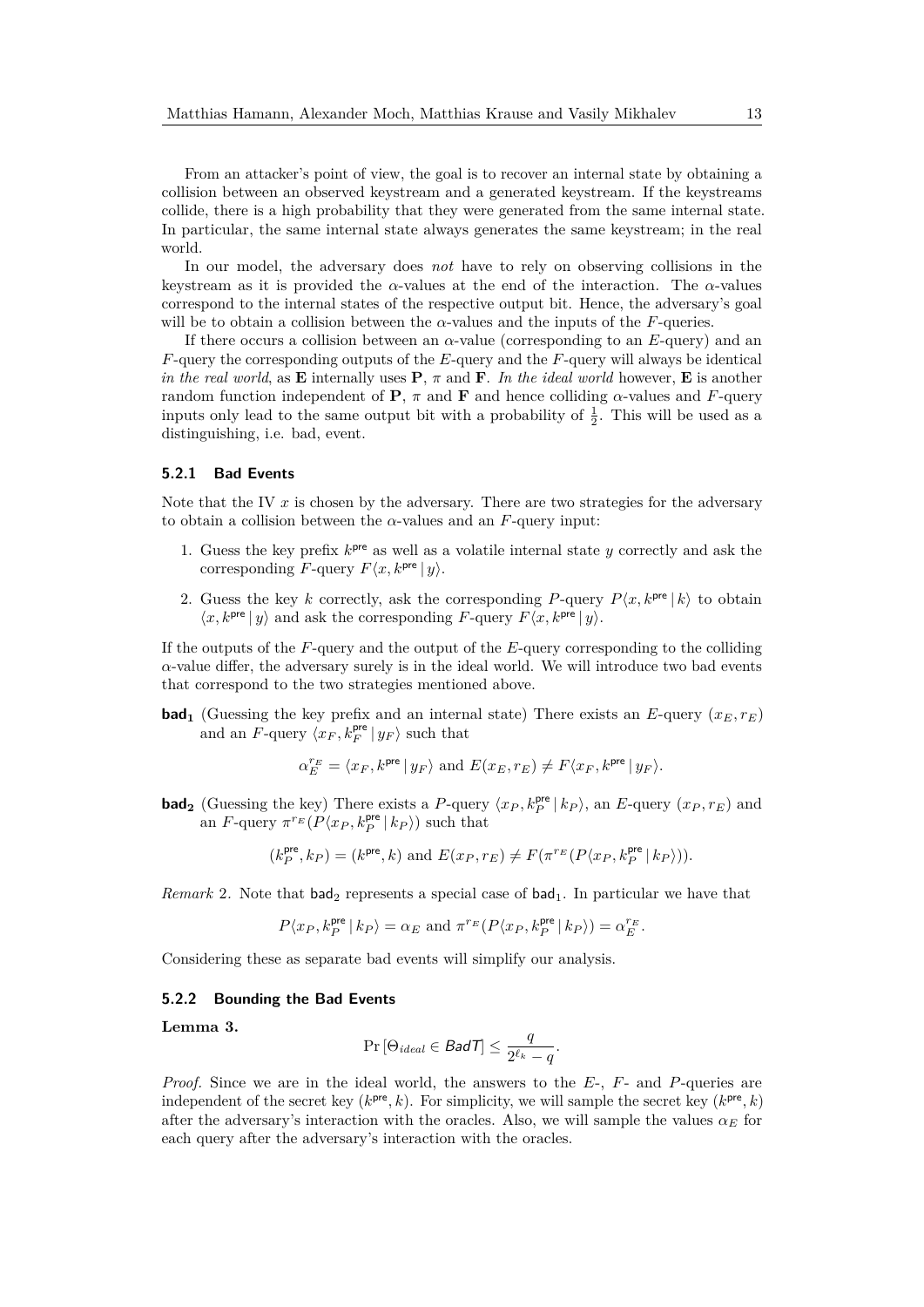From an attacker's point of view, the goal is to recover an internal state by obtaining a collision between an observed keystream and a generated keystream. If the keystreams collide, there is a high probability that they were generated from the same internal state. In particular, the same internal state always generates the same keystream; in the real world.

In our model, the adversary does *not* have to rely on observing collisions in the keystream as it is provided the $\alpha$-values at the end of the interaction. The $\alpha$-values correspond to the internal states of the respective output bit. Hence, the adversary's goal will be to obtain a collision between the $\alpha$-values and the inputs of the $F$-queries.

If there occurs a collision between an $\alpha$-value (corresponding to an $E$-query) and an $F$-query the corresponding outputs of the $E$-query and the $F$-query will always be identical *in the real world*, as $\mathbf{E}$ internally uses $\mathbf{P}$, $\pi$ and $\mathbf{F}$. *In the ideal world* however, $\mathbf{E}$ is another random function independent of $\mathbf{P}$, $\pi$ and $\mathbf{F}$ and hence colliding $\alpha$-values and $F$-query inputs only lead to the same output bit with a probability of $\frac{1}{2}$. This will be used as a distinguishing, i.e. bad, event.

### 5.2.1 Bad Events

Note that the IV $x$ is chosen by the adversary. There are two strategies for the adversary to obtain a collision between the $\alpha$-values and an $F$-query input:

1. Guess the key prefix $k^{\mathsf{pre}}$ as well as a volatile internal state $y$ correctly and ask the corresponding $F$-query $F\langle x, k^{\mathsf{pre}} \,|\, y\rangle$.
2. Guess the key $k$ correctly, ask the corresponding $P$-query $P\langle x, k^{\mathsf{pre}} \,|\, k\rangle$ to obtain $\langle x, k^{\mathsf{pre}} \,|\, y\rangle$ and ask the corresponding $F$-query $F\langle x, k^{\mathsf{pre}} \,|\, y\rangle$.

If the outputs of the $F$-query and the output of the $E$-query corresponding to the colliding $\alpha$-value differ, the adversary surely is in the ideal world. We will introduce two bad events that correspond to the two strategies mentioned above.

**$\mathsf{bad_1}$** (Guessing the key prefix and an internal state) There exists an $E$-query $(x_E, r_E)$ and an $F$-query $\langle x_F, k_F^{\mathsf{pre}} \,|\, y_F\rangle$ such that

$$\alpha_E^{r_E} = \langle x_F, k^{\mathsf{pre}} \,|\, y_F\rangle \text{ and } E(x_E, r_E) \neq F\langle x_F, k^{\mathsf{pre}} \,|\, y_F\rangle.$$

**$\mathsf{bad_2}$** (Guessing the key) There exists a $P$-query $\langle x_P, k_P^{\mathsf{pre}} \,|\, k_P\rangle$, an $E$-query $(x_P, r_E)$ and an $F$-query $\pi^{r_E}(P\langle x_P, k_P^{\mathsf{pre}} \,|\, k_P\rangle)$ such that

$$(k_P^{\mathsf{pre}}, k_P) = (k^{\mathsf{pre}}, k) \text{ and } E(x_P, r_E) \neq F(\pi^{r_E}(P\langle x_P, k_P^{\mathsf{pre}} \,|\, k_P\rangle)).$$

*Remark* 2. Note that $\mathsf{bad}_2$ represents a special case of $\mathsf{bad}_1$. In particular we have that

$$P\langle x_P, k_P^{\mathsf{pre}} \,|\, k_P\rangle = \alpha_E \text{ and } \pi^{r_E}(P\langle x_P, k_P^{\mathsf{pre}} \,|\, k_P\rangle) = \alpha_E^{r_E}.$$

Considering these as separate bad events will simplify our analysis.

### 5.2.2 Bounding the Bad Events

**Lemma 3.**

$$\Pr\left[\Theta_{ideal} \in \mathit{BadT}\right] \leq \frac{q}{2^{\ell_k} - q}.$$

*Proof.* Since we are in the ideal world, the answers to the $E$-, $F$- and $P$-queries are independent of the secret key $(k^{\mathsf{pre}}, k)$. For simplicity, we will sample the secret key $(k^{\mathsf{pre}}, k)$ after the adversary's interaction with the oracles. Also, we will sample the values $\alpha_E$ for each query after the adversary's interaction with the oracles.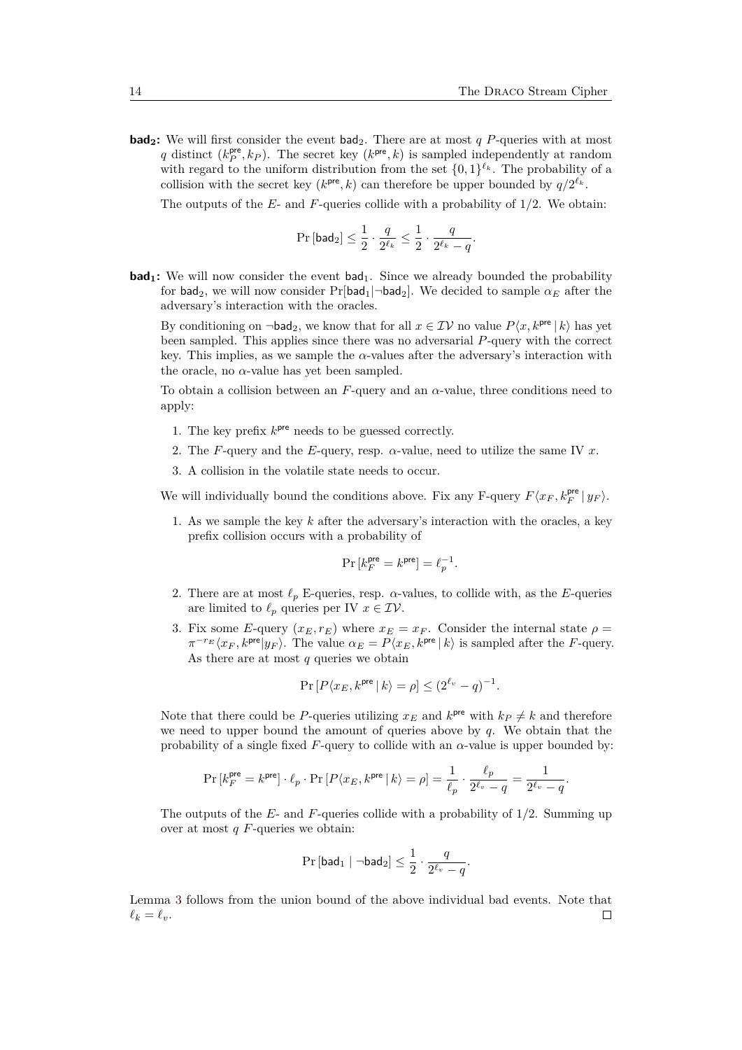**$\mathsf{bad}_2$:** We will first consider the event $\mathsf{bad}_2$. There are at most $q$ $P$-queries with at most $q$ distinct $(k_P^{\mathsf{pre}}, k_P)$. The secret key $(k^{\mathsf{pre}}, k)$ is sampled independently at random with regard to the uniform distribution from the set $\{0,1\}^{\ell_k}$. The probability of a collision with the secret key $(k^{\mathsf{pre}}, k)$ can therefore be upper bounded by $q/2^{\ell_k}$.

The outputs of the $E$- and $F$-queries collide with a probability of $1/2$. We obtain:

$$\Pr[\mathsf{bad}_2] \leq \frac{1}{2} \cdot \frac{q}{2^{\ell_k}} \leq \frac{1}{2} \cdot \frac{q}{2^{\ell_k} - q}.$$

**$\mathsf{bad}_1$:** We will now consider the event $\mathsf{bad}_1$. Since we already bounded the probability for $\mathsf{bad}_2$, we will now consider $\Pr[\mathsf{bad}_1 | \neg\mathsf{bad}_2]$. We decided to sample $\alpha_E$ after the adversary's interaction with the oracles.

By conditioning on $\neg\mathsf{bad}_2$, we know that for all $x \in \mathcal{IV}$ no value $P\langle x, k^{\mathsf{pre}} \,|\, k\rangle$ has yet been sampled. This applies since there was no adversarial $P$-query with the correct key. This implies, as we sample the $\alpha$-values after the adversary's interaction with the oracle, no $\alpha$-value has yet been sampled.

To obtain a collision between an $F$-query and an $\alpha$-value, three conditions need to apply:

1. The key prefix $k^{\mathsf{pre}}$ needs to be guessed correctly.
2. The $F$-query and the $E$-query, resp. $\alpha$-value, need to utilize the same IV $x$.
3. A collision in the volatile state needs to occur.

We will individually bound the conditions above. Fix any F-query $F\langle x_F, k_F^{\mathsf{pre}} \,|\, y_F\rangle$.

1. As we sample the key $k$ after the adversary's interaction with the oracles, a key prefix collision occurs with a probability of

$$\Pr[k_F^{\mathsf{pre}} = k^{\mathsf{pre}}] = \ell_p^{-1}.$$

2. There are at most $\ell_p$ E-queries, resp. $\alpha$-values, to collide with, as the $E$-queries are limited to $\ell_p$ queries per IV $x \in \mathcal{IV}$.
3. Fix some $E$-query $(x_E, r_E)$ where $x_E = x_F$. Consider the internal state $\rho = \pi^{-r_E}\langle x_F, k^{\mathsf{pre}} | y_F\rangle$. The value $\alpha_E = P\langle x_E, k^{\mathsf{pre}} \,|\, k\rangle$ is sampled after the $F$-query. As there are at most $q$ queries we obtain

$$\Pr[P\langle x_E, k^{\mathsf{pre}} \,|\, k\rangle = \rho] \leq (2^{\ell_v} - q)^{-1}.$$

Note that there could be $P$-queries utilizing $x_E$ and $k^{\mathsf{pre}}$ with $k_P \neq k$ and therefore we need to upper bound the amount of queries above by $q$. We obtain that the probability of a single fixed $F$-query to collide with an $\alpha$-value is upper bounded by:

$$\Pr[k_F^{\mathsf{pre}} = k^{\mathsf{pre}}] \cdot \ell_p \cdot \Pr[P\langle x_E, k^{\mathsf{pre}} \,|\, k\rangle = \rho] = \frac{1}{\ell_p} \cdot \frac{\ell_p}{2^{\ell_v} - q} = \frac{1}{2^{\ell_v} - q}.$$

The outputs of the $E$- and $F$-queries collide with a probability of $1/2$. Summing up over at most $q$ $F$-queries we obtain:

$$\Pr[\mathsf{bad}_1 \mid \neg\mathsf{bad}_2] \leq \frac{1}{2} \cdot \frac{q}{2^{\ell_v} - q}.$$

Lemma 3 follows from the union bound of the above individual bad events. Note that $\ell_k = \ell_v$. ☐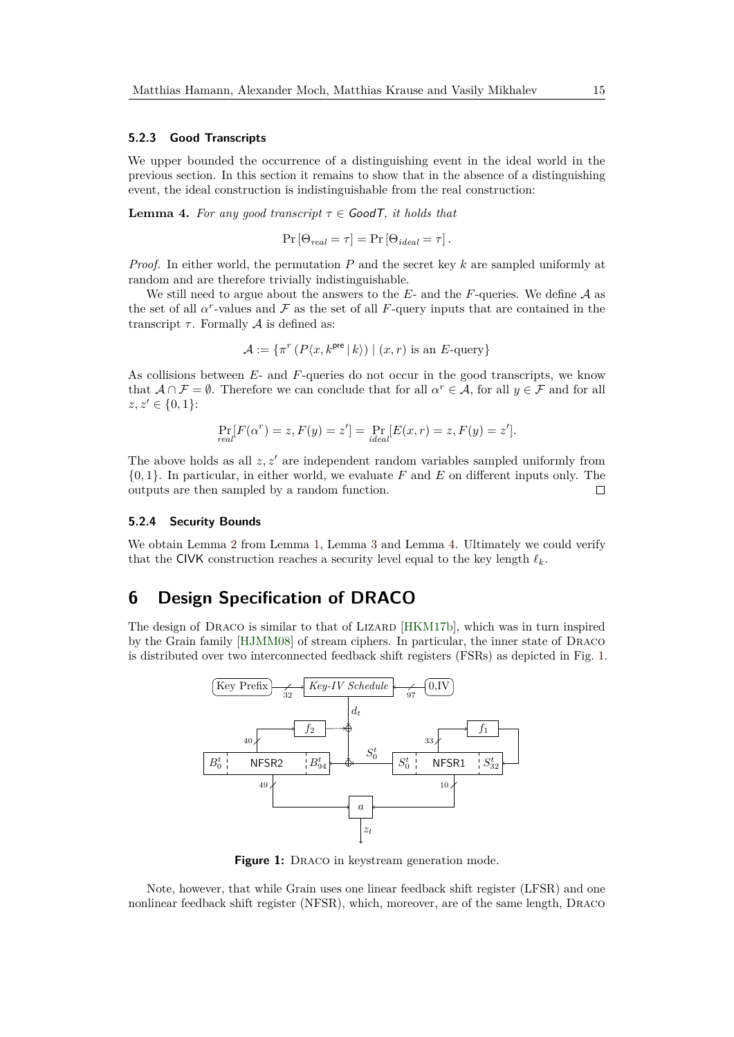### 5.2.3 Good Transcripts

We upper bounded the occurrence of a distinguishing event in the ideal world in the previous section. In this section it remains to show that in the absence of a distinguishing event, the ideal construction is indistinguishable from the real construction:

**Lemma 4.** *For any good transcript $\tau \in \mathsf{GoodT}$, it holds that*

$$\Pr\left[\Theta_{real} = \tau\right] = \Pr\left[\Theta_{ideal} = \tau\right].$$

*Proof.* In either world, the permutation $P$ and the secret key $k$ are sampled uniformly at random and are therefore trivially indistinguishable.

We still need to argue about the answers to the $E$- and the $F$-queries. We define $\mathcal{A}$ as the set of all $\alpha^r$-values and $\mathcal{F}$ as the set of all $F$-query inputs that are contained in the transcript $\tau$. Formally $\mathcal{A}$ is defined as:

$$\mathcal{A} := \{\pi^r\left(P\langle x, k^{\mathsf{pre}} \,|\, k\rangle\right) \mid (x, r) \text{ is an } E\text{-query}\}$$

As collisions between $E$- and $F$-queries do not occur in the good transcripts, we know that $\mathcal{A} \cap \mathcal{F} = \emptyset$. Therefore we can conclude that for all $\alpha^r \in \mathcal{A}$, for all $y \in \mathcal{F}$ and for all $z, z' \in \{0,1\}$:

$$\Pr_{real}[F(\alpha^r) = z, F(y) = z'] = \Pr_{ideal}[E(x, r) = z, F(y) = z'].$$

The above holds as all $z, z'$ are independent random variables sampled uniformly from $\{0,1\}$. In particular, in either world, we evaluate $F$ and $E$ on different inputs only. The outputs are then sampled by a random function. □

### 5.2.4 Security Bounds

We obtain Lemma 2 from Lemma 1, Lemma 3 and Lemma 4. Ultimately we could verify that the CIVK construction reaches a security level equal to the key length $\ell_k$.

# 6 Design Specification of DRACO

The design of Draco is similar to that of Lizard [HKM17b], which was in turn inspired by the Grain family [HJMM08] of stream ciphers. In particular, the inner state of Draco is distributed over two interconnected feedback shift registers (FSRs) as depicted in Fig. 1.

**Figure 1:** Draco in keystream generation mode.

Note, however, that while Grain uses one linear feedback shift register (LFSR) and one nonlinear feedback shift register (NFSR), which, moreover, are of the same length, Draco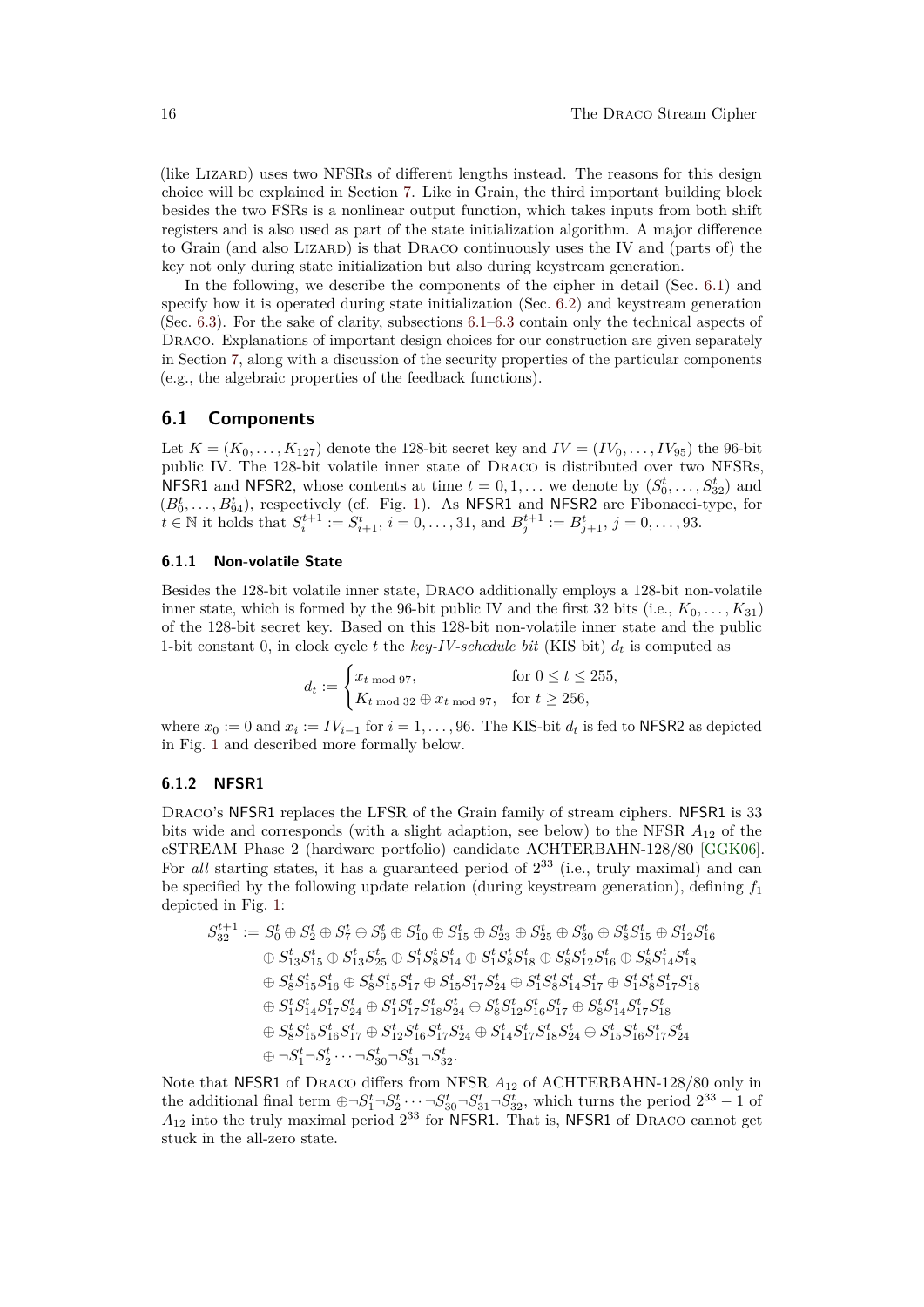(like Lizard) uses two NFSRs of different lengths instead. The reasons for this design choice will be explained in Section 7. Like in Grain, the third important building block besides the two FSRs is a nonlinear output function, which takes inputs from both shift registers and is also used as part of the state initialization algorithm. A major difference to Grain (and also Lizard) is that Draco continuously uses the IV and (parts of) the key not only during state initialization but also during keystream generation.

In the following, we describe the components of the cipher in detail (Sec. 6.1) and specify how it is operated during state initialization (Sec. 6.2) and keystream generation (Sec. 6.3). For the sake of clarity, subsections 6.1–6.3 contain only the technical aspects of Draco. Explanations of important design choices for our construction are given separately in Section 7, along with a discussion of the security properties of the particular components (e.g., the algebraic properties of the feedback functions).

## 6.1 Components

Let $K = (K_0, \ldots, K_{127})$ denote the 128-bit secret key and $IV = (IV_0, \ldots, IV_{95})$ the 96-bit public IV. The 128-bit volatile inner state of Draco is distributed over two NFSRs, NFSR1 and NFSR2, whose contents at time $t = 0, 1, \ldots$ we denote by $(S_0^t, \ldots, S_{32}^t)$ and $(B_0^t, \ldots, B_{94}^t)$, respectively (cf. Fig. 1). As NFSR1 and NFSR2 are Fibonacci-type, for $t \in \mathbb{N}$ it holds that $S_i^{t+1} := S_{i+1}^t$, $i = 0, \ldots, 31$, and $B_j^{t+1} := B_{j+1}^t$, $j = 0, \ldots, 93$.

### 6.1.1 Non-volatile State

Besides the 128-bit volatile inner state, Draco additionally employs a 128-bit non-volatile inner state, which is formed by the 96-bit public IV and the first 32 bits (i.e., $K_0, \ldots, K_{31}$) of the 128-bit secret key. Based on this 128-bit non-volatile inner state and the public 1-bit constant 0, in clock cycle $t$ the *key-IV-schedule bit* (KIS bit) $d_t$ is computed as

$$d_t := \begin{cases} x_{t \bmod 97}, & \text{for } 0 \leq t \leq 255, \\ K_{t \bmod 32} \oplus x_{t \bmod 97}, & \text{for } t \geq 256, \end{cases}$$

where $x_0 := 0$ and $x_i := IV_{i-1}$ for $i = 1, \ldots, 96$. The KIS-bit $d_t$ is fed to NFSR2 as depicted in Fig. 1 and described more formally below.

### 6.1.2 NFSR1

Draco's NFSR1 replaces the LFSR of the Grain family of stream ciphers. NFSR1 is 33 bits wide and corresponds (with a slight adaption, see below) to the NFSR $A_{12}$ of the eSTREAM Phase 2 (hardware portfolio) candidate ACHTERBAHN-128/80 [GGK06]. For *all* starting states, it has a guaranteed period of $2^{33}$ (i.e., truly maximal) and can be specified by the following update relation (during keystream generation), defining $f_1$ depicted in Fig. 1:

$$\begin{aligned} S_{32}^{t+1} := {} & S_0^t \oplus S_2^t \oplus S_7^t \oplus S_9^t \oplus S_{10}^t \oplus S_{15}^t \oplus S_{23}^t \oplus S_{25}^t \oplus S_{30}^t \oplus S_8^t S_{15}^t \oplus S_{12}^t S_{16}^t \\ & \oplus S_{13}^t S_{15}^t \oplus S_{13}^t S_{25}^t \oplus S_1^t S_8^t S_{14}^t \oplus S_1^t S_8^t S_{18}^t \oplus S_8^t S_{12}^t S_{16}^t \oplus S_8^t S_{14}^t S_{18}^t \\ & \oplus S_8^t S_{15}^t S_{16}^t \oplus S_8^t S_{15}^t S_{17}^t \oplus S_{15}^t S_{17}^t S_{24}^t \oplus S_1^t S_8^t S_{14}^t S_{17}^t \oplus S_1^t S_8^t S_{17}^t S_{18}^t \\ & \oplus S_1^t S_{14}^t S_{17}^t S_{24}^t \oplus S_1^t S_{17}^t S_{18}^t S_{24}^t \oplus S_8^t S_{12}^t S_{16}^t S_{17}^t \oplus S_8^t S_{14}^t S_{17}^t S_{18}^t \\ & \oplus S_8^t S_{15}^t S_{16}^t S_{17}^t \oplus S_{12}^t S_{16}^t S_{17}^t S_{24}^t \oplus S_{14}^t S_{17}^t S_{18}^t S_{24}^t \oplus S_{15}^t S_{16}^t S_{17}^t S_{24}^t \\ & \oplus \neg S_1^t \neg S_2^t \cdots \neg S_{30}^t \neg S_{31}^t \neg S_{32}^t. \end{aligned}$$

Note that NFSR1 of Draco differs from NFSR $A_{12}$ of ACHTERBAHN-128/80 only in the additional final term $\oplus \neg S_1^t \neg S_2^t \cdots \neg S_{30}^t \neg S_{31}^t \neg S_{32}^t$, which turns the period $2^{33} - 1$ of $A_{12}$ into the truly maximal period $2^{33}$ for NFSR1. That is, NFSR1 of Draco cannot get stuck in the all-zero state.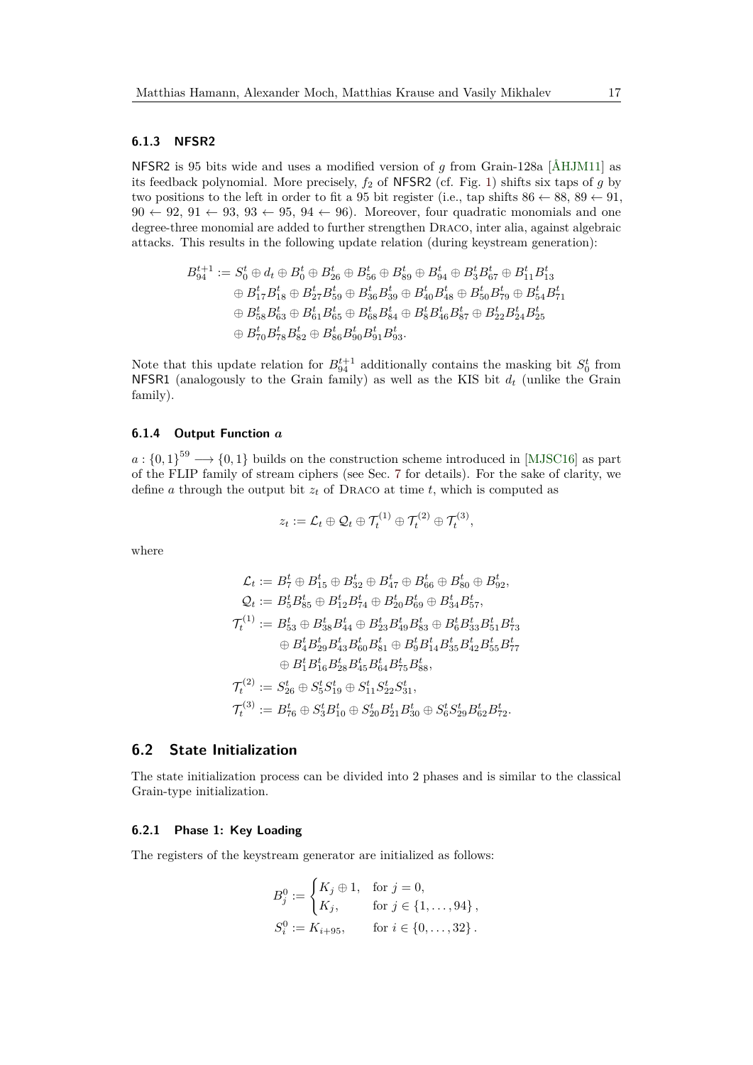### 6.1.3 NFSR2

NFSR2 is 95 bits wide and uses a modified version of $g$ from Grain-128a [ÅHJM11] as its feedback polynomial. More precisely, $f_2$ of NFSR2 (cf. Fig. 1) shifts six taps of $g$ by two positions to the left in order to fit a 95 bit register (i.e., tap shifts $86 \leftarrow 88$, $89 \leftarrow 91$, $90 \leftarrow 92$, $91 \leftarrow 93$, $93 \leftarrow 95$, $94 \leftarrow 96$). Moreover, four quadratic monomials and one degree-three monomial are added to further strengthen Draco, inter alia, against algebraic attacks. This results in the following update relation (during keystream generation):

$$
\begin{aligned}
B_{94}^{t+1} := S_0^t \oplus d_t \oplus B_0^t \oplus B_{26}^t \oplus B_{56}^t \oplus B_{89}^t \oplus B_{94}^t \oplus B_3^t B_{67}^t \oplus B_{11}^t B_{13}^t \\
\oplus B_{17}^t B_{18}^t \oplus B_{27}^t B_{59}^t \oplus B_{36}^t B_{39}^t \oplus B_{40}^t B_{48}^t \oplus B_{50}^t B_{79}^t \oplus B_{54}^t B_{71}^t \\
\oplus B_{58}^t B_{63}^t \oplus B_{61}^t B_{65}^t \oplus B_{68}^t B_{84}^t \oplus B_8^t B_{46}^t B_{87}^t \oplus B_{22}^t B_{24}^t B_{25}^t \\
\oplus B_{70}^t B_{78}^t B_{82}^t \oplus B_{86}^t B_{90}^t B_{91}^t B_{93}^t.
\end{aligned}
$$

Note that this update relation for $B_{94}^{t+1}$ additionally contains the masking bit $S_0^t$ from NFSR1 (analogously to the Grain family) as well as the KIS bit $d_t$ (unlike the Grain family).

### 6.1.4 Output Function $a$

$a : \{0,1\}^{59} \longrightarrow \{0,1\}$ builds on the construction scheme introduced in [MJSC16] as part of the FLIP family of stream ciphers (see Sec. 7 for details). For the sake of clarity, we define $a$ through the output bit $z_t$ of Draco at time $t$, which is computed as

$$
z_t := \mathcal{L}_t \oplus \mathcal{Q}_t \oplus \mathcal{T}_t^{(1)} \oplus \mathcal{T}_t^{(2)} \oplus \mathcal{T}_t^{(3)},
$$

where

$$
\begin{aligned}
\mathcal{L}_t &:= B_7^t \oplus B_{15}^t \oplus B_{32}^t \oplus B_{47}^t \oplus B_{66}^t \oplus B_{80}^t \oplus B_{92}^t, \\
\mathcal{Q}_t &:= B_5^t B_{85}^t \oplus B_{12}^t B_{74}^t \oplus B_{20}^t B_{69}^t \oplus B_{34}^t B_{57}^t, \\
\mathcal{T}_t^{(1)} &:= B_{53}^t \oplus B_{38}^t B_{44}^t \oplus B_{23}^t B_{49}^t B_{83}^t \oplus B_6^t B_{33}^t B_{51}^t B_{73}^t \\
&\quad \oplus B_4^t B_{29}^t B_{43}^t B_{60}^t B_{81}^t \oplus B_9^t B_{14}^t B_{35}^t B_{42}^t B_{55}^t B_{77}^t \\
&\quad \oplus B_1^t B_{16}^t B_{28}^t B_{45}^t B_{64}^t B_{75}^t B_{88}^t, \\
\mathcal{T}_t^{(2)} &:= S_{26}^t \oplus S_5^t S_{19}^t \oplus S_{11}^t S_{22}^t S_{31}^t, \\
\mathcal{T}_t^{(3)} &:= B_{76}^t \oplus S_3^t B_{10}^t \oplus S_{20}^t B_{21}^t B_{30}^t \oplus S_6^t S_{29}^t B_{62}^t B_{72}^t.
\end{aligned}
$$

## 6.2 State Initialization

The state initialization process can be divided into 2 phases and is similar to the classical Grain-type initialization.

### 6.2.1 Phase 1: Key Loading

The registers of the keystream generator are initialized as follows:

$$
\begin{aligned}
B_j^0 &:= \begin{cases} K_j \oplus 1, & \text{for } j = 0, \\ K_j, & \text{for } j \in \{1, \ldots, 94\}, \end{cases} \\
S_i^0 &:= K_{i+95}, \qquad \text{for } i \in \{0, \ldots, 32\}.
\end{aligned}
$$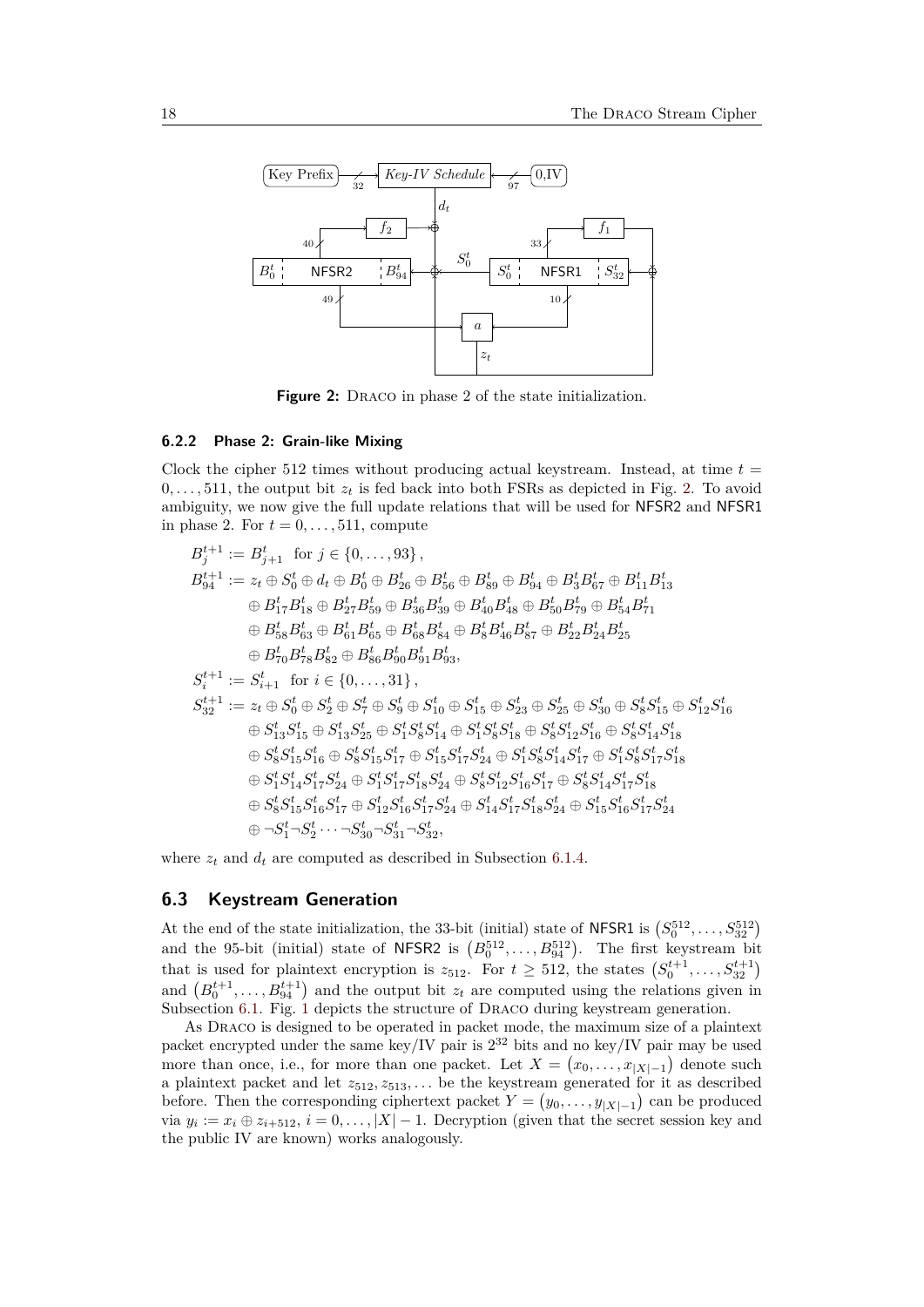**Figure 2:** DRACO in phase 2 of the state initialization.

#### 6.2.2 Phase 2: Grain-like Mixing

Clock the cipher 512 times without producing actual keystream. Instead, at time $t = 0, \dots, 511$, the output bit $z_t$ is fed back into both FSRs as depicted in Fig. 2. To avoid ambiguity, we now give the full update relations that will be used for NFSR2 and NFSR1 in phase 2. For $t = 0, \dots, 511$, compute

$$
\begin{aligned}
B_j^{t+1} &:= B_{j+1}^t \quad \text{for } j \in \{0, \dots, 93\}, \\
B_{94}^{t+1} &:= z_t \oplus S_0^t \oplus d_t \oplus B_0^t \oplus B_{26}^t \oplus B_{56}^t \oplus B_{89}^t \oplus B_{94}^t \oplus B_3^t B_{67}^t \oplus B_{11}^t B_{13}^t \\
&\quad \oplus B_{17}^t B_{18}^t \oplus B_{27}^t B_{59}^t \oplus B_{36}^t B_{39}^t \oplus B_{40}^t B_{48}^t \oplus B_{50}^t B_{79}^t \oplus B_{54}^t B_{71}^t \\
&\quad \oplus B_{58}^t B_{63}^t \oplus B_{61}^t B_{65}^t \oplus B_{68}^t B_{84}^t \oplus B_8^t B_{46}^t B_{87}^t \oplus B_{22}^t B_{24}^t B_{25}^t \\
&\quad \oplus B_{70}^t B_{78}^t B_{82}^t \oplus B_{86}^t B_{90}^t B_{91}^t B_{93}^t, \\
S_i^{t+1} &:= S_{i+1}^t \quad \text{for } i \in \{0, \dots, 31\}, \\
S_{32}^{t+1} &:= z_t \oplus S_0^t \oplus S_2^t \oplus S_7^t \oplus S_9^t \oplus S_{10}^t \oplus S_{15}^t \oplus S_{23}^t \oplus S_{25}^t \oplus S_{30}^t \oplus S_8^t S_{15}^t \oplus S_{12}^t S_{16}^t \\
&\quad \oplus S_{13}^t S_{15}^t \oplus S_{13}^t S_{25}^t \oplus S_1^t S_8^t S_{14}^t \oplus S_1^t S_8^t S_{18}^t \oplus S_8^t S_{12}^t S_{16}^t \oplus S_8^t S_{14}^t S_{18}^t \\
&\quad \oplus S_8^t S_{15}^t S_{16}^t \oplus S_8^t S_{15}^t S_{17}^t \oplus S_{15}^t S_{17}^t S_{24}^t \oplus S_1^t S_8^t S_{14}^t S_{17}^t \oplus S_1^t S_8^t S_{17}^t S_{18}^t \\
&\quad \oplus S_1^t S_{14}^t S_{17}^t S_{24}^t \oplus S_1^t S_{17}^t S_{18}^t S_{24}^t \oplus S_8^t S_{12}^t S_{16}^t S_{17}^t \oplus S_8^t S_{14}^t S_{17}^t S_{18}^t \\
&\quad \oplus S_8^t S_{15}^t S_{16}^t S_{17}^t \oplus S_{12}^t S_{16}^t S_{17}^t S_{24}^t \oplus S_{14}^t S_{17}^t S_{18}^t S_{24}^t \oplus S_{15}^t S_{16}^t S_{17}^t S_{24}^t \\
&\quad \oplus \neg S_1^t \neg S_2^t \cdots \neg S_{30}^t \neg S_{31}^t \neg S_{32}^t,
\end{aligned}
$$

where $z_t$ and $d_t$ are computed as described in Subsection 6.1.4.

## 6.3 Keystream Generation

At the end of the state initialization, the 33-bit (initial) state of NFSR1 is $(S_0^{512}, \dots, S_{32}^{512})$ and the 95-bit (initial) state of NFSR2 is $(B_0^{512}, \dots, B_{94}^{512})$. The first keystream bit that is used for plaintext encryption is $z_{512}$. For $t \geq 512$, the states $(S_0^{t+1}, \dots, S_{32}^{t+1})$ and $(B_0^{t+1}, \dots, B_{94}^{t+1})$ and the output bit $z_t$ are computed using the relations given in Subsection 6.1. Fig. 1 depicts the structure of DRACO during keystream generation.

As DRACO is designed to be operated in packet mode, the maximum size of a plaintext packet encrypted under the same key/IV pair is $2^{32}$ bits and no key/IV pair may be used more than once, i.e., for more than one packet. Let $X = (x_0, \dots, x_{|X|-1})$ denote such a plaintext packet and let $z_{512}, z_{513}, \dots$ be the keystream generated for it as described before. Then the corresponding ciphertext packet $Y = (y_0, \dots, y_{|X|-1})$ can be produced via $y_i := x_i \oplus z_{i+512}$, $i = 0, \dots, |X| - 1$. Decryption (given that the secret session key and the public IV are known) works analogously.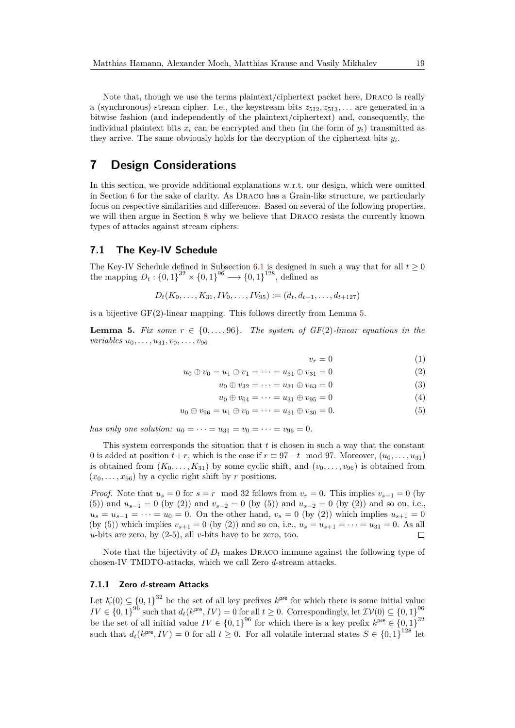Note that, though we use the terms plaintext/ciphertext packet here, Draco is really a (synchronous) stream cipher. I.e., the keystream bits $z_{512}, z_{513}, \ldots$ are generated in a bitwise fashion (and independently of the plaintext/ciphertext) and, consequently, the individual plaintext bits $x_i$ can be encrypted and then (in the form of $y_i$) transmitted as they arrive. The same obviously holds for the decryption of the ciphertext bits $y_i$.

# 7 Design Considerations

In this section, we provide additional explanations w.r.t. our design, which were omitted in Section 6 for the sake of clarity. As Draco has a Grain-like structure, we particularly focus on respective similarities and differences. Based on several of the following properties, we will then argue in Section 8 why we believe that Draco resists the currently known types of attacks against stream ciphers.

## 7.1 The Key-IV Schedule

The Key-IV Schedule defined in Subsection 6.1 is designed in such a way that for all $t \geq 0$ the mapping $D_t : \{0,1\}^{32} \times \{0,1\}^{96} \longrightarrow \{0,1\}^{128}$, defined as

$$D_t(K_0, \ldots, K_{31}, IV_0, \ldots, IV_{95}) := (d_t, d_{t+1}, \ldots, d_{t+127})$$

is a bijective GF(2)-linear mapping. This follows directly from Lemma 5.

**Lemma 5.** *Fix some $r \in \{0, \ldots, 96\}$. The system of GF(2)-linear equations in the variables $u_0, \ldots, u_{31}, v_0, \ldots, v_{96}$*

$$v_r = 0 \tag{1}$$

$$u_0 \oplus v_0 = u_1 \oplus v_1 = \cdots = u_{31} \oplus v_{31} = 0 \tag{2}$$

$$u_0 \oplus v_{32} = \cdots = u_{31} \oplus v_{63} = 0 \tag{3}$$

$$u_0 \oplus v_{64} = \cdots = u_{31} \oplus v_{95} = 0 \tag{4}$$

$$u_0 \oplus v_{96} = u_1 \oplus v_0 = \cdots = u_{31} \oplus v_{30} = 0. \tag{5}$$

*has only one solution: $u_0 = \cdots = u_{31} = v_0 = \cdots = v_{96} = 0$.*

This system corresponds the situation that $t$ is chosen in such a way that the constant 0 is added at position $t+r$, which is the case if $r \equiv 97 - t \mod 97$. Moreover, $(u_0, \ldots, u_{31})$ is obtained from $(K_0, \ldots, K_{31})$ by some cyclic shift, and $(v_0, \ldots, v_{96})$ is obtained from $(x_0, \ldots, x_{96})$ by a cyclic right shift by $r$ positions.

*Proof.* Note that $u_s = 0$ for $s = r \mod 32$ follows from $v_r = 0$. This implies $v_{s-1} = 0$ (by (5)) and $u_{s-1} = 0$ (by (2)) and $v_{s-2} = 0$ (by (5)) and $u_{s-2} = 0$ (by (2)) and so on, i.e., $u_s = u_{s-1} = \cdots = u_0 = 0$. On the other hand, $v_s = 0$ (by (2)) which implies $u_{s+1} = 0$ (by (5)) which implies $v_{s+1} = 0$ (by (2)) and so on, i.e., $u_s = u_{s+1} = \cdots = u_{31} = 0$. As all $u$-bits are zero, by (2-5), all $v$-bits have to be zero, too. □

Note that the bijectivity of $D_t$ makes Draco immune against the following type of chosen-IV TMDTO-attacks, which we call Zero $d$-stream attacks.

### 7.1.1 Zero $d$-stream Attacks

Let $\mathcal{K}(0) \subseteq \{0,1\}^{32}$ be the set of all key prefixes $k^{\mathsf{pre}}$ for which there is some initial value $IV \in \{0,1\}^{96}$ such that $d_t(k^{\mathsf{pre}}, IV) = 0$ for all $t \geq 0$. Correspondingly, let $\mathcal{IV}(0) \subseteq \{0,1\}^{96}$ be the set of all initial value $IV \in \{0,1\}^{96}$ for which there is a key prefix $k^{\mathsf{pre}} \in \{0,1\}^{32}$ such that $d_t(k^{\mathsf{pre}}, IV) = 0$ for all $t \geq 0$. For all volatile internal states $S \in \{0,1\}^{128}$ let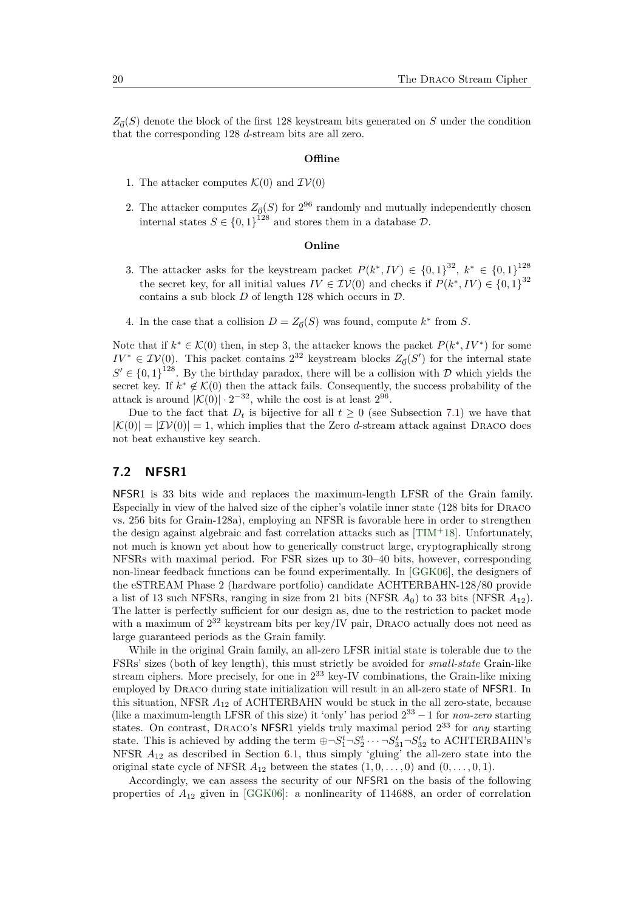$Z_{\vec{0}}(S)$ denote the block of the first 128 keystream bits generated on $S$ under the condition that the corresponding 128 $d$-stream bits are all zero.

**Offline**

1. The attacker computes $\mathcal{K}(0)$ and $\mathcal{IV}(0)$
2. The attacker computes $Z_{\vec{0}}(S)$ for $2^{96}$ randomly and mutually independently chosen internal states $S \in \{0,1\}^{128}$ and stores them in a database $\mathcal{D}$.

**Online**

3. The attacker asks for the keystream packet $P(k^*, IV) \in \{0,1\}^{32}$, $k^* \in \{0,1\}^{128}$ the secret key, for all initial values $IV \in \mathcal{IV}(0)$ and checks if $P(k^*, IV) \in \{0,1\}^{32}$ contains a sub block $D$ of length 128 which occurs in $\mathcal{D}$.
4. In the case that a collision $D = Z_{\vec{0}}(S)$ was found, compute $k^*$ from $S$.

Note that if $k^* \in \mathcal{K}(0)$ then, in step 3, the attacker knows the packet $P(k^*, IV^*)$ for some $IV^* \in \mathcal{IV}(0)$. This packet contains $2^{32}$ keystream blocks $Z_{\vec{0}}(S')$ for the internal state $S' \in \{0,1\}^{128}$. By the birthday paradox, there will be a collision with $\mathcal{D}$ which yields the secret key. If $k^* \notin \mathcal{K}(0)$ then the attack fails. Consequently, the success probability of the attack is around $|\mathcal{K}(0)| \cdot 2^{-32}$, while the cost is at least $2^{96}$.

Due to the fact that $D_t$ is bijective for all $t \geq 0$ (see Subsection 7.1) we have that $|\mathcal{K}(0)| = |\mathcal{IV}(0)| = 1$, which implies that the Zero $d$-stream attack against Draco does not beat exhaustive key search.

## 7.2 NFSR1

NFSR1 is 33 bits wide and replaces the maximum-length LFSR of the Grain family. Especially in view of the halved size of the cipher's volatile inner state (128 bits for Draco vs. 256 bits for Grain-128a), employing an NFSR is favorable here in order to strengthen the design against algebraic and fast correlation attacks such as [TIM+18]. Unfortunately, not much is known yet about how to generically construct large, cryptographically strong NFSRs with maximal period. For FSR sizes up to 30–40 bits, however, corresponding non-linear feedback functions can be found experimentally. In [GGK06], the designers of the eSTREAM Phase 2 (hardware portfolio) candidate ACHTERBAHN-128/80 provide a list of 13 such NFSRs, ranging in size from 21 bits (NFSR $A_0$) to 33 bits (NFSR $A_{12}$). The latter is perfectly sufficient for our design as, due to the restriction to packet mode with a maximum of $2^{32}$ keystream bits per key/IV pair, Draco actually does not need as large guaranteed periods as the Grain family.

While in the original Grain family, an all-zero LFSR initial state is tolerable due to the FSRs' sizes (both of key length), this must strictly be avoided for *small-state* Grain-like stream ciphers. More precisely, for one in $2^{33}$ key-IV combinations, the Grain-like mixing employed by Draco during state initialization will result in an all-zero state of NFSR1. In this situation, NFSR $A_{12}$ of ACHTERBAHN would be stuck in the all zero-state, because (like a maximum-length LFSR of this size) it 'only' has period $2^{33} - 1$ for *non-zero* starting states. On contrast, Draco's NFSR1 yields truly maximal period $2^{33}$ for *any* starting state. This is achieved by adding the term $\oplus \neg S_1^t \neg S_2^t \cdots \neg S_{31}^t \neg S_{32}^t$ to ACHTERBAHN's NFSR $A_{12}$ as described in Section 6.1, thus simply 'gluing' the all-zero state into the original state cycle of NFSR $A_{12}$ between the states $(1, 0, \ldots, 0)$ and $(0, \ldots, 0, 1)$.

Accordingly, we can assess the security of our NFSR1 on the basis of the following properties of $A_{12}$ given in [GGK06]: a nonlinearity of 114688, an order of correlation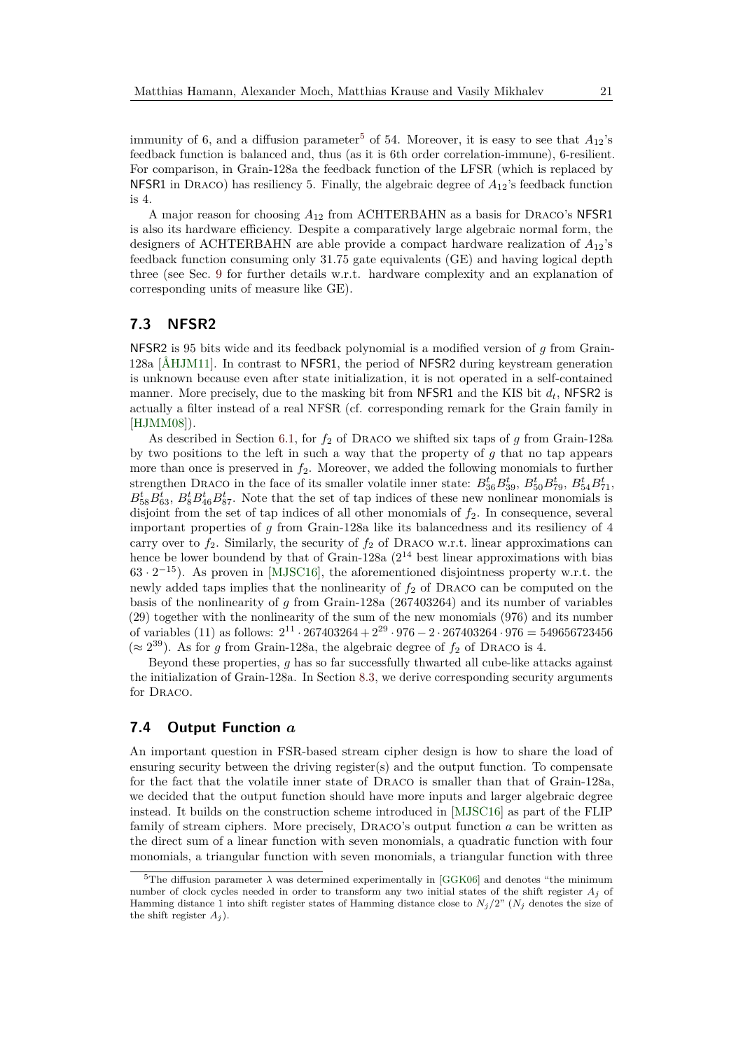immunity of 6, and a diffusion parameter[5] of 54. Moreover, it is easy to see that $A_{12}$'s feedback function is balanced and, thus (as it is 6th order correlation-immune), 6-resilient. For comparison, in Grain-128a the feedback function of the LFSR (which is replaced by NFSR1 in Draco) has resiliency 5. Finally, the algebraic degree of $A_{12}$'s feedback function is 4.

A major reason for choosing $A_{12}$ from ACHTERBAHN as a basis for Draco's NFSR1 is also its hardware efficiency. Despite a comparatively large algebraic normal form, the designers of ACHTERBAHN are able provide a compact hardware realization of $A_{12}$'s feedback function consuming only 31.75 gate equivalents (GE) and having logical depth three (see Sec. 9 for further details w.r.t. hardware complexity and an explanation of corresponding units of measure like GE).

## 7.3 NFSR2

NFSR2 is 95 bits wide and its feedback polynomial is a modified version of $g$ from Grain-128a [ÅHJM11]. In contrast to NFSR1, the period of NFSR2 during keystream generation is unknown because even after state initialization, it is not operated in a self-contained manner. More precisely, due to the masking bit from NFSR1 and the KIS bit $d_t$, NFSR2 is actually a filter instead of a real NFSR (cf. corresponding remark for the Grain family in [HJMM08]).

As described in Section 6.1, for $f_2$ of Draco we shifted six taps of $g$ from Grain-128a by two positions to the left in such a way that the property of $g$ that no tap appears more than once is preserved in $f_2$. Moreover, we added the following monomials to further strengthen Draco in the face of its smaller volatile inner state: $B^t_{36}B^t_{39}$, $B^t_{50}B^t_{79}$, $B^t_{54}B^t_{71}$, $B^t_{58}B^t_{63}$, $B^t_{8}B^t_{46}B^t_{87}$. Note that the set of tap indices of these new nonlinear monomials is disjoint from the set of tap indices of all other monomials of $f_2$. In consequence, several important properties of $g$ from Grain-128a like its balancedness and its resiliency of 4 carry over to $f_2$. Similarly, the security of $f_2$ of Draco w.r.t. linear approximations can hence be lower boundend by that of Grain-128a ($2^{14}$ best linear approximations with bias $63 \cdot 2^{-15}$). As proven in [MJSC16], the aforementioned disjointness property w.r.t. the newly added taps implies that the nonlinearity of $f_2$ of Draco can be computed on the basis of the nonlinearity of $g$ from Grain-128a (267403264) and its number of variables (29) together with the nonlinearity of the sum of the new monomials (976) and its number of variables (11) as follows: $2^{11} \cdot 267403264 + 2^{29} \cdot 976 - 2 \cdot 267403264 \cdot 976 = 549656723456$ ($\approx 2^{39}$). As for $g$ from Grain-128a, the algebraic degree of $f_2$ of Draco is 4.

Beyond these properties, $g$ has so far successfully thwarted all cube-like attacks against the initialization of Grain-128a. In Section 8.3, we derive corresponding security arguments for Draco.

## 7.4 Output Function $a$

An important question in FSR-based stream cipher design is how to share the load of ensuring security between the driving register(s) and the output function. To compensate for the fact that the volatile inner state of Draco is smaller than that of Grain-128a, we decided that the output function should have more inputs and larger algebraic degree instead. It builds on the construction scheme introduced in [MJSC16] as part of the FLIP family of stream ciphers. More precisely, Draco's output function $a$ can be written as the direct sum of a linear function with seven monomials, a quadratic function with four monomials, a triangular function with seven monomials, a triangular function with three

[5] The diffusion parameter $\lambda$ was determined experimentally in [GGK06] and denotes "the minimum number of clock cycles needed in order to transform any two initial states of the shift register $A_j$ of Hamming distance 1 into shift register states of Hamming distance close to $N_j/2$" ($N_j$ denotes the size of the shift register $A_j$).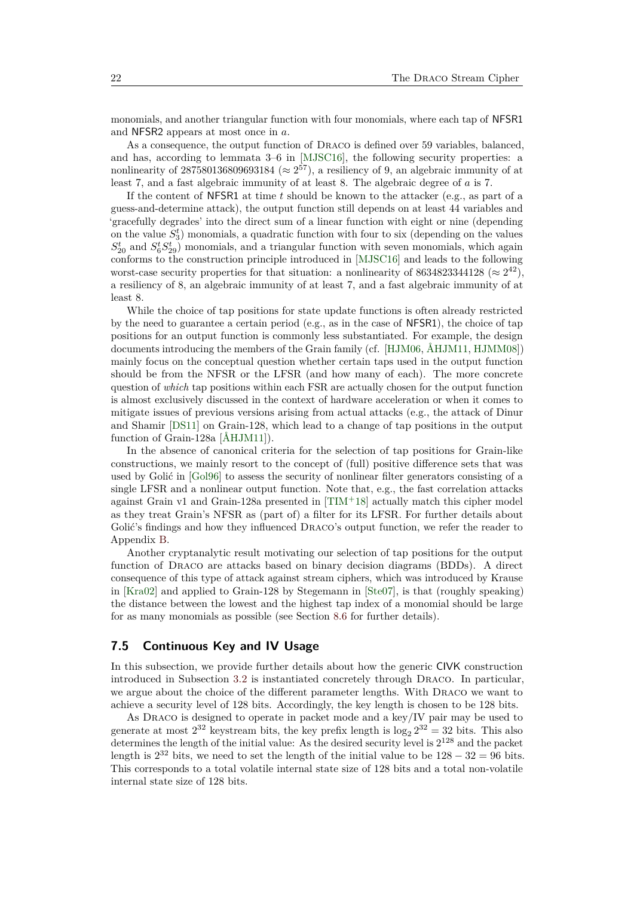monomials, and another triangular function with four monomials, where each tap of NFSR1 and NFSR2 appears at most once in $a$.

As a consequence, the output function of Draco is defined over 59 variables, balanced, and has, according to lemmata 3–6 in [MJSC16], the following security properties: a nonlinearity of 287580136809693184 ($\approx 2^{57}$), a resiliency of 9, an algebraic immunity of at least 7, and a fast algebraic immunity of at least 8. The algebraic degree of $a$ is 7.

If the content of NFSR1 at time $t$ should be known to the attacker (e.g., as part of a guess-and-determine attack), the output function still depends on at least 44 variables and 'gracefully degrades' into the direct sum of a linear function with eight or nine (depending on the value $S_3^t$) monomials, a quadratic function with four to six (depending on the values $S_{20}^t$ and $S_6^t S_{29}^t$) monomials, and a triangular function with seven monomials, which again conforms to the construction principle introduced in [MJSC16] and leads to the following worst-case security properties for that situation: a nonlinearity of 8634823344128 ($\approx 2^{42}$), a resiliency of 8, an algebraic immunity of at least 7, and a fast algebraic immunity of at least 8.

While the choice of tap positions for state update functions is often already restricted by the need to guarantee a certain period (e.g., as in the case of NFSR1), the choice of tap positions for an output function is commonly less substantiated. For example, the design documents introducing the members of the Grain family (cf. [HJM06, ÅHJM11, HJMM08]) mainly focus on the conceptual question whether certain taps used in the output function should be from the NFSR or the LFSR (and how many of each). The more concrete question of *which* tap positions within each FSR are actually chosen for the output function is almost exclusively discussed in the context of hardware acceleration or when it comes to mitigate issues of previous versions arising from actual attacks (e.g., the attack of Dinur and Shamir [DS11] on Grain-128, which lead to a change of tap positions in the output function of Grain-128a [ÅHJM11]).

In the absence of canonical criteria for the selection of tap positions for Grain-like constructions, we mainly resort to the concept of (full) positive difference sets that was used by Golić in [Gol96] to assess the security of nonlinear filter generators consisting of a single LFSR and a nonlinear output function. Note that, e.g., the fast correlation attacks against Grain v1 and Grain-128a presented in [TIM+18] actually match this cipher model as they treat Grain's NFSR as (part of) a filter for its LFSR. For further details about Golić's findings and how they influenced Draco's output function, we refer the reader to Appendix B.

Another cryptanalytic result motivating our selection of tap positions for the output function of Draco are attacks based on binary decision diagrams (BDDs). A direct consequence of this type of attack against stream ciphers, which was introduced by Krause in [Kra02] and applied to Grain-128 by Stegemann in [Ste07], is that (roughly speaking) the distance between the lowest and the highest tap index of a monomial should be large for as many monomials as possible (see Section 8.6 for further details).

## 7.5 Continuous Key and IV Usage

In this subsection, we provide further details about how the generic CIVK construction introduced in Subsection 3.2 is instantiated concretely through Draco. In particular, we argue about the choice of the different parameter lengths. With Draco we want to achieve a security level of 128 bits. Accordingly, the key length is chosen to be 128 bits.

As Draco is designed to operate in packet mode and a key/IV pair may be used to generate at most $2^{32}$ keystream bits, the key prefix length is $\log_2 2^{32} = 32$ bits. This also determines the length of the initial value: As the desired security level is $2^{128}$ and the packet length is $2^{32}$ bits, we need to set the length of the initial value to be $128 - 32 = 96$ bits. This corresponds to a total volatile internal state size of 128 bits and a total non-volatile internal state size of 128 bits.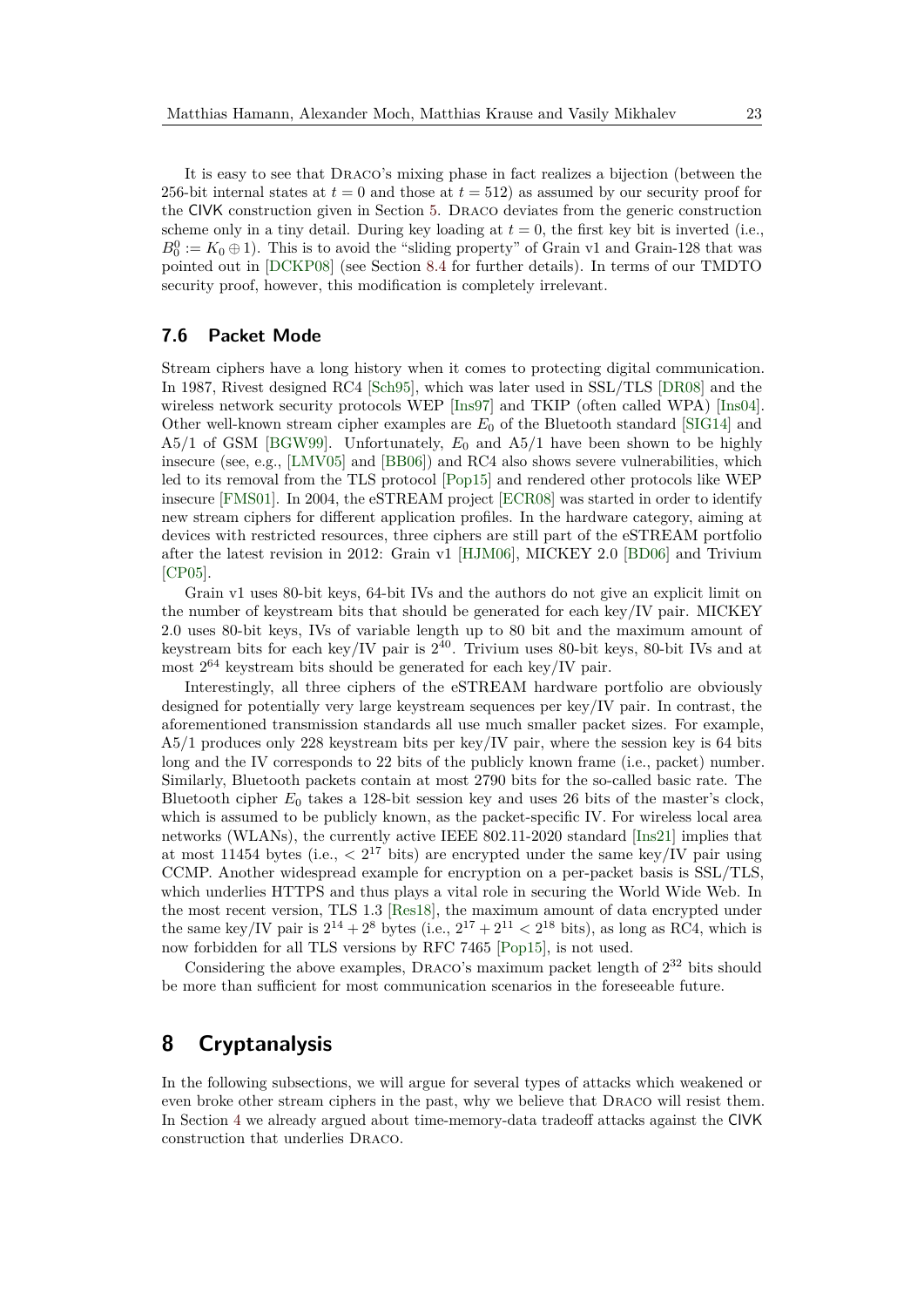It is easy to see that Draco's mixing phase in fact realizes a bijection (between the 256-bit internal states at $t = 0$ and those at $t = 512$) as assumed by our security proof for the CIVK construction given in Section 5. Draco deviates from the generic construction scheme only in a tiny detail. During key loading at $t = 0$, the first key bit is inverted (i.e., $B_0^0 := K_0 \oplus 1$). This is to avoid the "sliding property" of Grain v1 and Grain-128 that was pointed out in [DCKP08] (see Section 8.4 for further details). In terms of our TMDTO security proof, however, this modification is completely irrelevant.

### 7.6 Packet Mode

Stream ciphers have a long history when it comes to protecting digital communication. In 1987, Rivest designed RC4 [Sch95], which was later used in SSL/TLS [DR08] and the wireless network security protocols WEP [Ins97] and TKIP (often called WPA) [Ins04]. Other well-known stream cipher examples are $E_0$ of the Bluetooth standard [SIG14] and A5/1 of GSM [BGW99]. Unfortunately, $E_0$ and A5/1 have been shown to be highly insecure (see, e.g., [LMV05] and [BB06]) and RC4 also shows severe vulnerabilities, which led to its removal from the TLS protocol [Pop15] and rendered other protocols like WEP insecure [FMS01]. In 2004, the eSTREAM project [ECR08] was started in order to identify new stream ciphers for different application profiles. In the hardware category, aiming at devices with restricted resources, three ciphers are still part of the eSTREAM portfolio after the latest revision in 2012: Grain v1 [HJM06], MICKEY 2.0 [BD06] and Trivium [CP05].

Grain v1 uses 80-bit keys, 64-bit IVs and the authors do not give an explicit limit on the number of keystream bits that should be generated for each key/IV pair. MICKEY 2.0 uses 80-bit keys, IVs of variable length up to 80 bit and the maximum amount of keystream bits for each key/IV pair is $2^{40}$. Trivium uses 80-bit keys, 80-bit IVs and at most $2^{64}$ keystream bits should be generated for each key/IV pair.

Interestingly, all three ciphers of the eSTREAM hardware portfolio are obviously designed for potentially very large keystream sequences per key/IV pair. In contrast, the aforementioned transmission standards all use much smaller packet sizes. For example, A5/1 produces only 228 keystream bits per key/IV pair, where the session key is 64 bits long and the IV corresponds to 22 bits of the publicly known frame (i.e., packet) number. Similarly, Bluetooth packets contain at most 2790 bits for the so-called basic rate. The Bluetooth cipher $E_0$ takes a 128-bit session key and uses 26 bits of the master's clock, which is assumed to be publicly known, as the packet-specific IV. For wireless local area networks (WLANs), the currently active IEEE 802.11-2020 standard [Ins21] implies that at most 11454 bytes (i.e., $< 2^{17}$ bits) are encrypted under the same key/IV pair using CCMP. Another widespread example for encryption on a per-packet basis is SSL/TLS, which underlies HTTPS and thus plays a vital role in securing the World Wide Web. In the most recent version, TLS 1.3 [Res18], the maximum amount of data encrypted under the same key/IV pair is $2^{14} + 2^8$ bytes (i.e., $2^{17} + 2^{11} < 2^{18}$ bits), as long as RC4, which is now forbidden for all TLS versions by RFC 7465 [Pop15], is not used.

Considering the above examples, Draco's maximum packet length of $2^{32}$ bits should be more than sufficient for most communication scenarios in the foreseeable future.

## 8 Cryptanalysis

In the following subsections, we will argue for several types of attacks which weakened or even broke other stream ciphers in the past, why we believe that Draco will resist them. In Section 4 we already argued about time-memory-data tradeoff attacks against the CIVK construction that underlies Draco.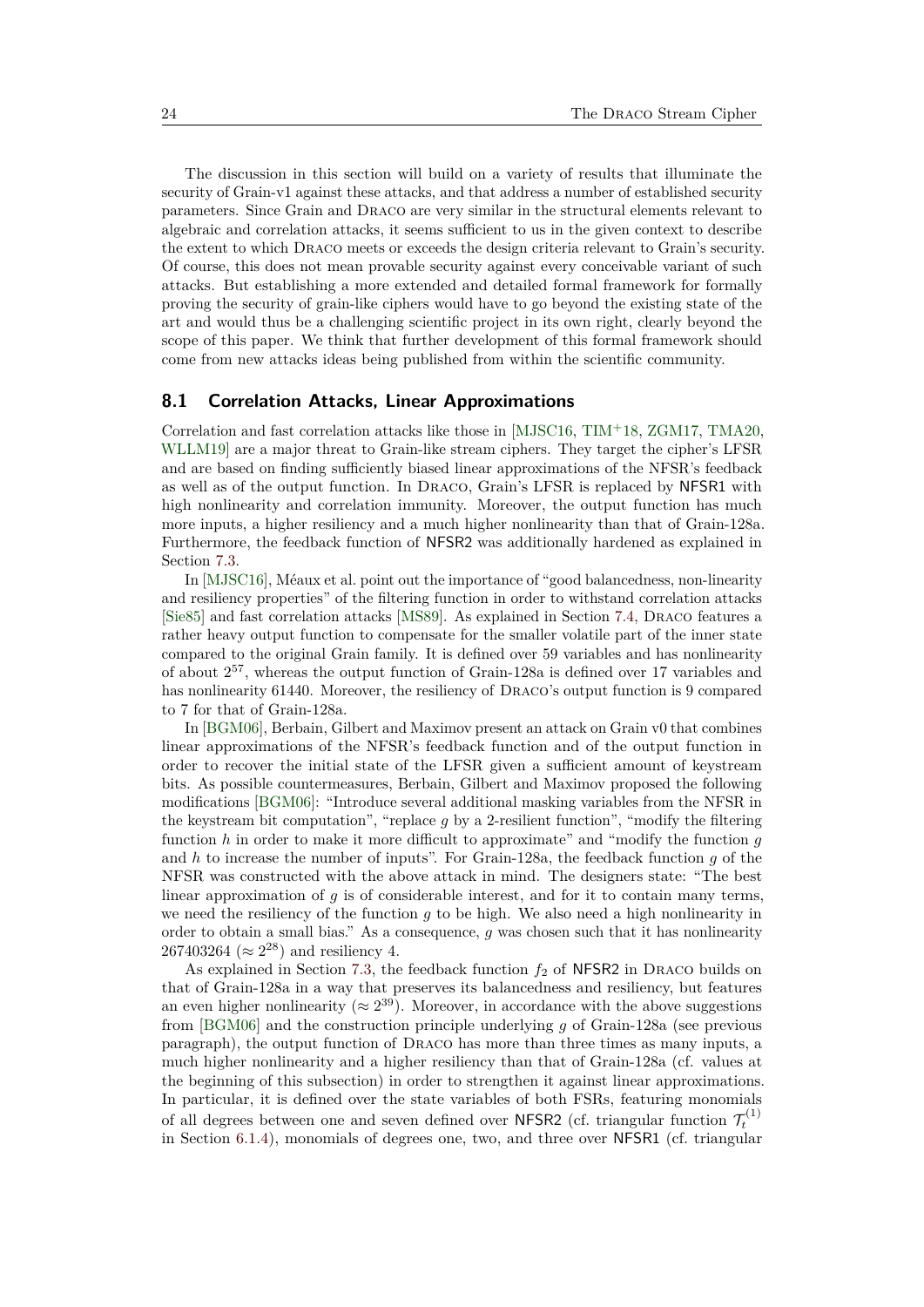The discussion in this section will build on a variety of results that illuminate the security of Grain-v1 against these attacks, and that address a number of established security parameters. Since Grain and Draco are very similar in the structural elements relevant to algebraic and correlation attacks, it seems sufficient to us in the given context to describe the extent to which Draco meets or exceeds the design criteria relevant to Grain's security. Of course, this does not mean provable security against every conceivable variant of such attacks. But establishing a more extended and detailed formal framework for formally proving the security of grain-like ciphers would have to go beyond the existing state of the art and would thus be a challenging scientific project in its own right, clearly beyond the scope of this paper. We think that further development of this formal framework should come from new attacks ideas being published from within the scientific community.

## 8.1 Correlation Attacks, Linear Approximations

Correlation and fast correlation attacks like those in [MJSC16, TIM+18, ZGM17, TMA20, WLLM19] are a major threat to Grain-like stream ciphers. They target the cipher's LFSR and are based on finding sufficiently biased linear approximations of the NFSR's feedback as well as of the output function. In Draco, Grain's LFSR is replaced by NFSR1 with high nonlinearity and correlation immunity. Moreover, the output function has much more inputs, a higher resiliency and a much higher nonlinearity than that of Grain-128a. Furthermore, the feedback function of NFSR2 was additionally hardened as explained in Section 7.3.

In [MJSC16], Méaux et al. point out the importance of "good balancedness, non-linearity and resiliency properties" of the filtering function in order to withstand correlation attacks [Sie85] and fast correlation attacks [MS89]. As explained in Section 7.4, Draco features a rather heavy output function to compensate for the smaller volatile part of the inner state compared to the original Grain family. It is defined over 59 variables and has nonlinearity of about $2^{57}$, whereas the output function of Grain-128a is defined over 17 variables and has nonlinearity 61440. Moreover, the resiliency of Draco's output function is 9 compared to 7 for that of Grain-128a.

In [BGM06], Berbain, Gilbert and Maximov present an attack on Grain v0 that combines linear approximations of the NFSR's feedback function and of the output function in order to recover the initial state of the LFSR given a sufficient amount of keystream bits. As possible countermeasures, Berbain, Gilbert and Maximov proposed the following modifications [BGM06]: "Introduce several additional masking variables from the NFSR in the keystream bit computation", "replace $g$ by a 2-resilient function", "modify the filtering function $h$ in order to make it more difficult to approximate" and "modify the function $g$ and $h$ to increase the number of inputs". For Grain-128a, the feedback function $g$ of the NFSR was constructed with the above attack in mind. The designers state: "The best linear approximation of $g$ is of considerable interest, and for it to contain many terms, we need the resiliency of the function $g$ to be high. We also need a high nonlinearity in order to obtain a small bias." As a consequence, $g$ was chosen such that it has nonlinearity 267403264 ($\approx 2^{28}$) and resiliency 4.

As explained in Section 7.3, the feedback function $f_2$ of NFSR2 in Draco builds on that of Grain-128a in a way that preserves its balancedness and resiliency, but features an even higher nonlinearity ($\approx 2^{39}$). Moreover, in accordance with the above suggestions from [BGM06] and the construction principle underlying $g$ of Grain-128a (see previous paragraph), the output function of Draco has more than three times as many inputs, a much higher nonlinearity and a higher resiliency than that of Grain-128a (cf. values at the beginning of this subsection) in order to strengthen it against linear approximations. In particular, it is defined over the state variables of both FSRs, featuring monomials of all degrees between one and seven defined over NFSR2 (cf. triangular function $\mathcal{T}_t^{(1)}$ in Section 6.1.4), monomials of degrees one, two, and three over NFSR1 (cf. triangular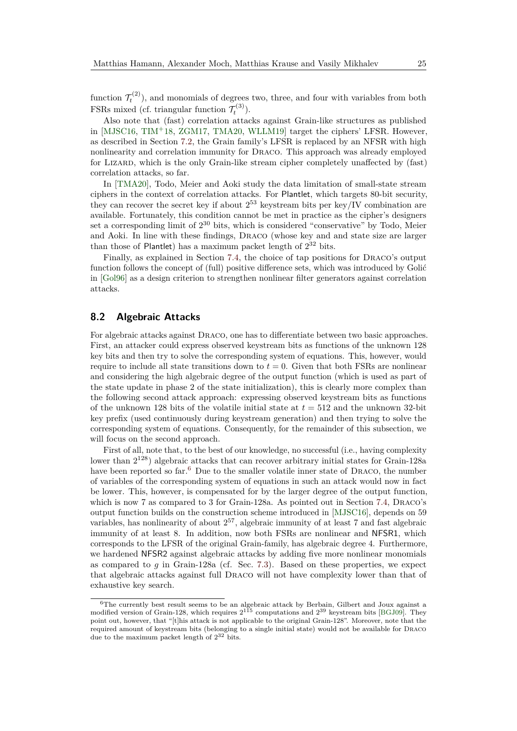function $\mathcal{T}_t^{(2)}$), and monomials of degrees two, three, and four with variables from both FSRs mixed (cf. triangular function $\mathcal{T}_t^{(3)}$).

Also note that (fast) correlation attacks against Grain-like structures as published in [MJSC16, TIM+18, ZGM17, TMA20, WLLM19] target the ciphers' LFSR. However, as described in Section 7.2, the Grain family's LFSR is replaced by an NFSR with high nonlinearity and correlation immunity for Draco. This approach was already employed for Lizard, which is the only Grain-like stream cipher completely unaffected by (fast) correlation attacks, so far.

In [TMA20], Todo, Meier and Aoki study the data limitation of small-state stream ciphers in the context of correlation attacks. For Plantlet, which targets 80-bit security, they can recover the secret key if about $2^{53}$ keystream bits per key/IV combination are available. Fortunately, this condition cannot be met in practice as the cipher's designers set a corresponding limit of $2^{30}$ bits, which is considered "conservative" by Todo, Meier and Aoki. In line with these findings, Draco (whose key and and state size are larger than those of Plantlet) has a maximum packet length of $2^{32}$ bits.

Finally, as explained in Section 7.4, the choice of tap positions for Draco's output function follows the concept of (full) positive difference sets, which was introduced by Golić in [Gol96] as a design criterion to strengthen nonlinear filter generators against correlation attacks.

## 8.2 Algebraic Attacks

For algebraic attacks against Draco, one has to differentiate between two basic approaches. First, an attacker could express observed keystream bits as functions of the unknown 128 key bits and then try to solve the corresponding system of equations. This, however, would require to include all state transitions down to $t = 0$. Given that both FSRs are nonlinear and considering the high algebraic degree of the output function (which is used as part of the state update in phase 2 of the state initialization), this is clearly more complex than the following second attack approach: expressing observed keystream bits as functions of the unknown 128 bits of the volatile initial state at $t = 512$ and the unknown 32-bit key prefix (used continuously during keystream generation) and then trying to solve the corresponding system of equations. Consequently, for the remainder of this subsection, we will focus on the second approach.

First of all, note that, to the best of our knowledge, no successful (i.e., having complexity lower than $2^{128}$) algebraic attacks that can recover arbitrary initial states for Grain-128a have been reported so far.[6] Due to the smaller volatile inner state of Draco, the number of variables of the corresponding system of equations in such an attack would now in fact be lower. This, however, is compensated for by the larger degree of the output function, which is now 7 as compared to 3 for Grain-128a. As pointed out in Section 7.4, Draco's output function builds on the construction scheme introduced in [MJSC16], depends on 59 variables, has nonlinearity of about $2^{57}$, algebraic immunity of at least 7 and fast algebraic immunity of at least 8. In addition, now both FSRs are nonlinear and NFSR1, which corresponds to the LFSR of the original Grain-family, has algebraic degree 4. Furthermore, we hardened NFSR2 against algebraic attacks by adding five more nonlinear monomials as compared to $g$ in Grain-128a (cf. Sec. 7.3). Based on these properties, we expect that algebraic attacks against full Draco will not have complexity lower than that of exhaustive key search.

[6] The currently best result seems to be an algebraic attack by Berbain, Gilbert and Joux against a modified version of Grain-128, which requires $2^{115}$ computations and $2^{39}$ keystream bits [BGJ09]. They point out, however, that "[t]his attack is not applicable to the original Grain-128". Moreover, note that the required amount of keystream bits (belonging to a single initial state) would not be available for Draco due to the maximum packet length of $2^{32}$ bits.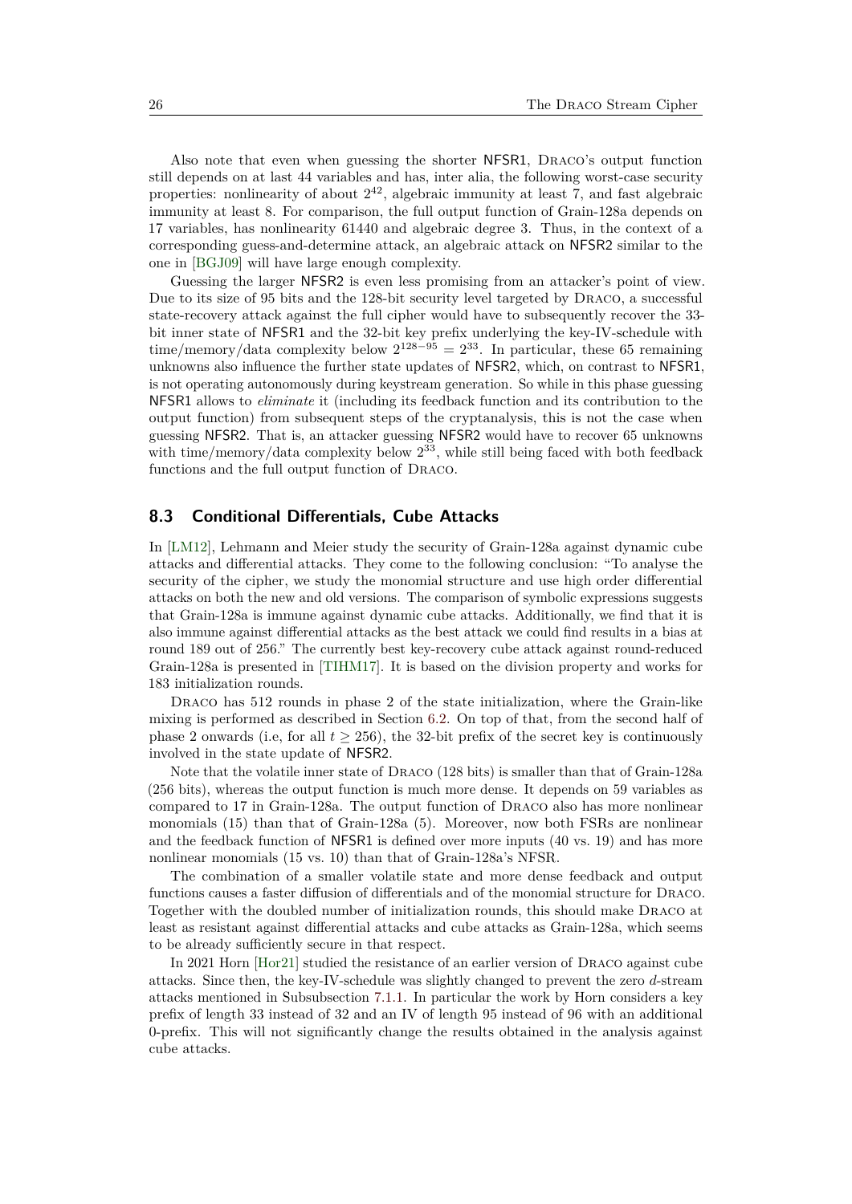Also note that even when guessing the shorter NFSR1, Draco's output function still depends on at last 44 variables and has, inter alia, the following worst-case security properties: nonlinearity of about $2^{42}$, algebraic immunity at least 7, and fast algebraic immunity at least 8. For comparison, the full output function of Grain-128a depends on 17 variables, has nonlinearity 61440 and algebraic degree 3. Thus, in the context of a corresponding guess-and-determine attack, an algebraic attack on NFSR2 similar to the one in [BGJ09] will have large enough complexity.

Guessing the larger NFSR2 is even less promising from an attacker's point of view. Due to its size of 95 bits and the 128-bit security level targeted by Draco, a successful state-recovery attack against the full cipher would have to subsequently recover the 33-bit inner state of NFSR1 and the 32-bit key prefix underlying the key-IV-schedule with time/memory/data complexity below $2^{128-95} = 2^{33}$. In particular, these 65 remaining unknowns also influence the further state updates of NFSR2, which, on contrast to NFSR1, is not operating autonomously during keystream generation. So while in this phase guessing NFSR1 allows to *eliminate* it (including its feedback function and its contribution to the output function) from subsequent steps of the cryptanalysis, this is not the case when guessing NFSR2. That is, an attacker guessing NFSR2 would have to recover 65 unknowns with time/memory/data complexity below $2^{33}$, while still being faced with both feedback functions and the full output function of Draco.

## 8.3 Conditional Differentials, Cube Attacks

In [LM12], Lehmann and Meier study the security of Grain-128a against dynamic cube attacks and differential attacks. They come to the following conclusion: "To analyse the security of the cipher, we study the monomial structure and use high order differential attacks on both the new and old versions. The comparison of symbolic expressions suggests that Grain-128a is immune against dynamic cube attacks. Additionally, we find that it is also immune against differential attacks as the best attack we could find results in a bias at round 189 out of 256." The currently best key-recovery cube attack against round-reduced Grain-128a is presented in [TIHM17]. It is based on the division property and works for 183 initialization rounds.

Draco has 512 rounds in phase 2 of the state initialization, where the Grain-like mixing is performed as described in Section 6.2. On top of that, from the second half of phase 2 onwards (i.e, for all $t \geq 256$), the 32-bit prefix of the secret key is continuously involved in the state update of NFSR2.

Note that the volatile inner state of Draco (128 bits) is smaller than that of Grain-128a (256 bits), whereas the output function is much more dense. It depends on 59 variables as compared to 17 in Grain-128a. The output function of Draco also has more nonlinear monomials (15) than that of Grain-128a (5). Moreover, now both FSRs are nonlinear and the feedback function of NFSR1 is defined over more inputs (40 vs. 19) and has more nonlinear monomials (15 vs. 10) than that of Grain-128a's NFSR.

The combination of a smaller volatile state and more dense feedback and output functions causes a faster diffusion of differentials and of the monomial structure for Draco. Together with the doubled number of initialization rounds, this should make Draco at least as resistant against differential attacks and cube attacks as Grain-128a, which seems to be already sufficiently secure in that respect.

In 2021 Horn [Hor21] studied the resistance of an earlier version of Draco against cube attacks. Since then, the key-IV-schedule was slightly changed to prevent the zero $d$-stream attacks mentioned in Subsubsection 7.1.1. In particular the work by Horn considers a key prefix of length 33 instead of 32 and an IV of length 95 instead of 96 with an additional 0-prefix. This will not significantly change the results obtained in the analysis against cube attacks.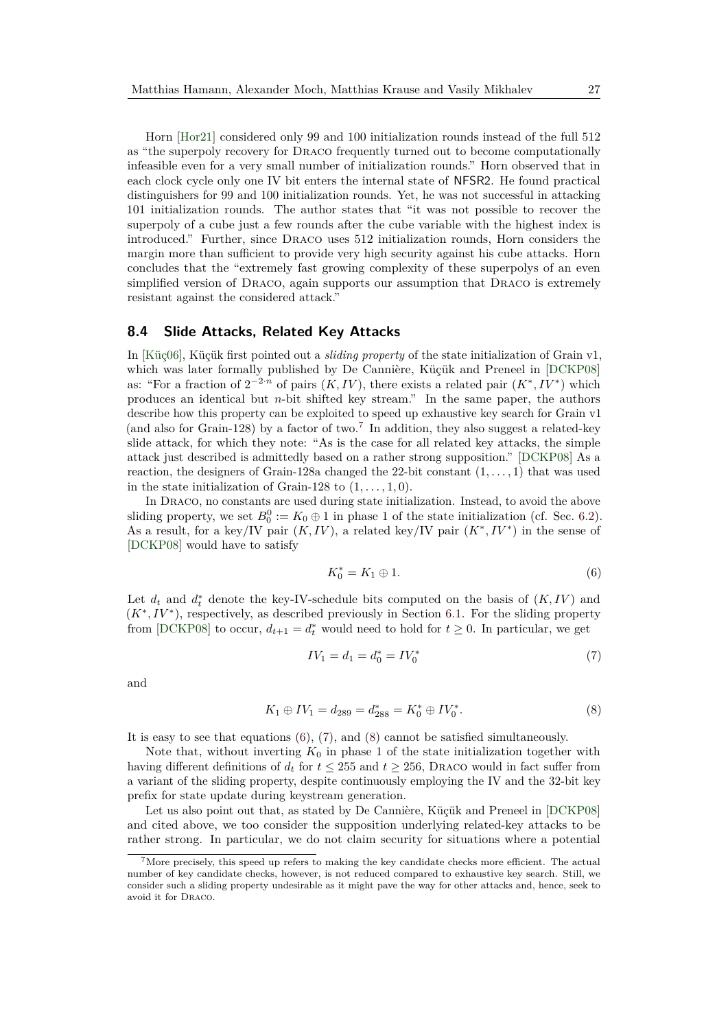Horn [Hor21] considered only 99 and 100 initialization rounds instead of the full 512 as "the superpoly recovery for Draco frequently turned out to become computationally infeasible even for a very small number of initialization rounds." Horn observed that in each clock cycle only one IV bit enters the internal state of NFSR2. He found practical distinguishers for 99 and 100 initialization rounds. Yet, he was not successful in attacking 101 initialization rounds. The author states that "it was not possible to recover the superpoly of a cube just a few rounds after the cube variable with the highest index is introduced." Further, since Draco uses 512 initialization rounds, Horn considers the margin more than sufficient to provide very high security against his cube attacks. Horn concludes that the "extremely fast growing complexity of these superpolys of an even simplified version of Draco, again supports our assumption that Draco is extremely resistant against the considered attack."

### 8.4 Slide Attacks, Related Key Attacks

In [Küç06], Küçük first pointed out a *sliding property* of the state initialization of Grain v1, which was later formally published by De Cannière, Küçük and Preneel in [DCKP08] as: "For a fraction of $2^{-2 \cdot n}$ of pairs $(K, IV)$, there exists a related pair $(K^*, IV^*)$ which produces an identical but $n$-bit shifted key stream." In the same paper, the authors describe how this property can be exploited to speed up exhaustive key search for Grain v1 (and also for Grain-128) by a factor of two.[7] In addition, they also suggest a related-key slide attack, for which they note: "As is the case for all related key attacks, the simple attack just described is admittedly based on a rather strong supposition." [DCKP08] As a reaction, the designers of Grain-128a changed the 22-bit constant $(1, \ldots, 1)$ that was used in the state initialization of Grain-128 to $(1, \ldots, 1, 0)$.

In Draco, no constants are used during state initialization. Instead, to avoid the above sliding property, we set $B_0^0 := K_0 \oplus 1$ in phase 1 of the state initialization (cf. Sec. 6.2). As a result, for a key/IV pair $(K, IV)$, a related key/IV pair $(K^*, IV^*)$ in the sense of [DCKP08] would have to satisfy

$$K_0^* = K_1 \oplus 1. \tag{6}$$

Let $d_t$ and $d_t^*$ denote the key-IV-schedule bits computed on the basis of $(K, IV)$ and $(K^*, IV^*)$, respectively, as described previously in Section 6.1. For the sliding property from [DCKP08] to occur, $d_{t+1} = d_t^*$ would need to hold for $t \geq 0$. In particular, we get

$$IV_1 = d_1 = d_0^* = IV_0^* \tag{7}$$

and

$$K_1 \oplus IV_1 = d_{289} = d_{288}^* = K_0^* \oplus IV_0^*. \tag{8}$$

It is easy to see that equations (6), (7), and (8) cannot be satisfied simultaneously.

Note that, without inverting $K_0$ in phase 1 of the state initialization together with having different definitions of $d_t$ for $t \leq 255$ and $t \geq 256$, Draco would in fact suffer from a variant of the sliding property, despite continuously employing the IV and the 32-bit key prefix for state update during keystream generation.

Let us also point out that, as stated by De Cannière, Küçük and Preneel in [DCKP08] and cited above, we too consider the supposition underlying related-key attacks to be rather strong. In particular, we do not claim security for situations where a potential

[7] More precisely, this speed up refers to making the key candidate checks more efficient. The actual number of key candidate checks, however, is not reduced compared to exhaustive key search. Still, we consider such a sliding property undesirable as it might pave the way for other attacks and, hence, seek to avoid it for Draco.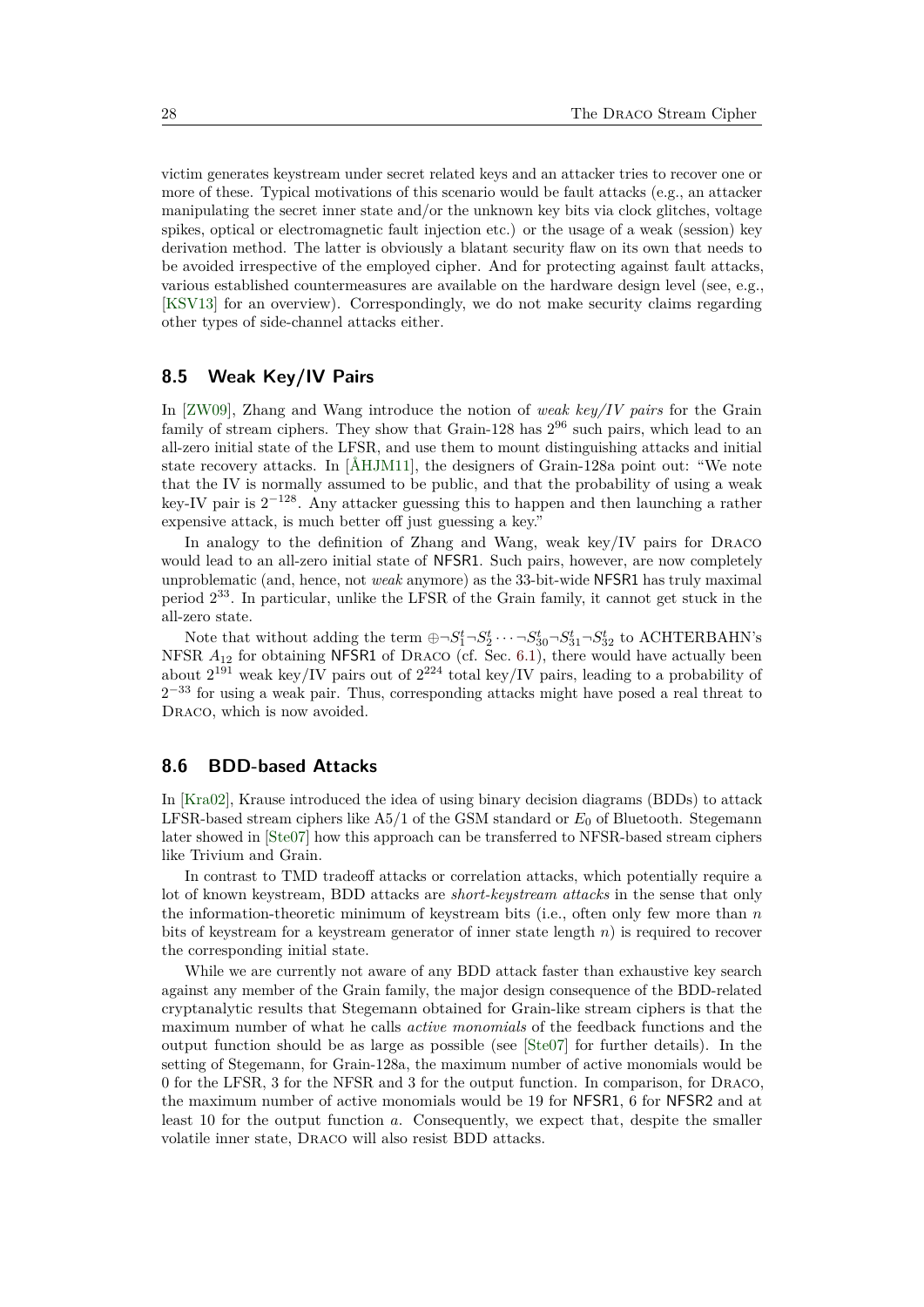victim generates keystream under secret related keys and an attacker tries to recover one or more of these. Typical motivations of this scenario would be fault attacks (e.g., an attacker manipulating the secret inner state and/or the unknown key bits via clock glitches, voltage spikes, optical or electromagnetic fault injection etc.) or the usage of a weak (session) key derivation method. The latter is obviously a blatant security flaw on its own that needs to be avoided irrespective of the employed cipher. And for protecting against fault attacks, various established countermeasures are available on the hardware design level (see, e.g., [KSV13] for an overview). Correspondingly, we do not make security claims regarding other types of side-channel attacks either.

## 8.5 Weak Key/IV Pairs

In [ZW09], Zhang and Wang introduce the notion of *weak key/IV pairs* for the Grain family of stream ciphers. They show that Grain-128 has $2^{96}$ such pairs, which lead to an all-zero initial state of the LFSR, and use them to mount distinguishing attacks and initial state recovery attacks. In [ÅHJM11], the designers of Grain-128a point out: "We note that the IV is normally assumed to be public, and that the probability of using a weak key-IV pair is $2^{-128}$. Any attacker guessing this to happen and then launching a rather expensive attack, is much better off just guessing a key."

In analogy to the definition of Zhang and Wang, weak key/IV pairs for Draco would lead to an all-zero initial state of NFSR1. Such pairs, however, are now completely unproblematic (and, hence, not *weak* anymore) as the 33-bit-wide NFSR1 has truly maximal period $2^{33}$. In particular, unlike the LFSR of the Grain family, it cannot get stuck in the all-zero state.

Note that without adding the term $\oplus\neg S_1^t\neg S_2^t\cdots\neg S_{30}^t\neg S_{31}^t\neg S_{32}^t$ to ACHTERBAHN's NFSR $A_{12}$ for obtaining NFSR1 of Draco (cf. Sec. 6.1), there would have actually been about $2^{191}$ weak key/IV pairs out of $2^{224}$ total key/IV pairs, leading to a probability of $2^{-33}$ for using a weak pair. Thus, corresponding attacks might have posed a real threat to Draco, which is now avoided.

## 8.6 BDD-based Attacks

In [Kra02], Krause introduced the idea of using binary decision diagrams (BDDs) to attack LFSR-based stream ciphers like A5/1 of the GSM standard or $E_0$ of Bluetooth. Stegemann later showed in [Ste07] how this approach can be transferred to NFSR-based stream ciphers like Trivium and Grain.

In contrast to TMD tradeoff attacks or correlation attacks, which potentially require a lot of known keystream, BDD attacks are *short-keystream attacks* in the sense that only the information-theoretic minimum of keystream bits (i.e., often only few more than $n$ bits of keystream for a keystream generator of inner state length $n$) is required to recover the corresponding initial state.

While we are currently not aware of any BDD attack faster than exhaustive key search against any member of the Grain family, the major design consequence of the BDD-related cryptanalytic results that Stegemann obtained for Grain-like stream ciphers is that the maximum number of what he calls *active monomials* of the feedback functions and the output function should be as large as possible (see [Ste07] for further details). In the setting of Stegemann, for Grain-128a, the maximum number of active monomials would be 0 for the LFSR, 3 for the NFSR and 3 for the output function. In comparison, for Draco, the maximum number of active monomials would be 19 for NFSR1, 6 for NFSR2 and at least 10 for the output function $a$. Consequently, we expect that, despite the smaller volatile inner state, Draco will also resist BDD attacks.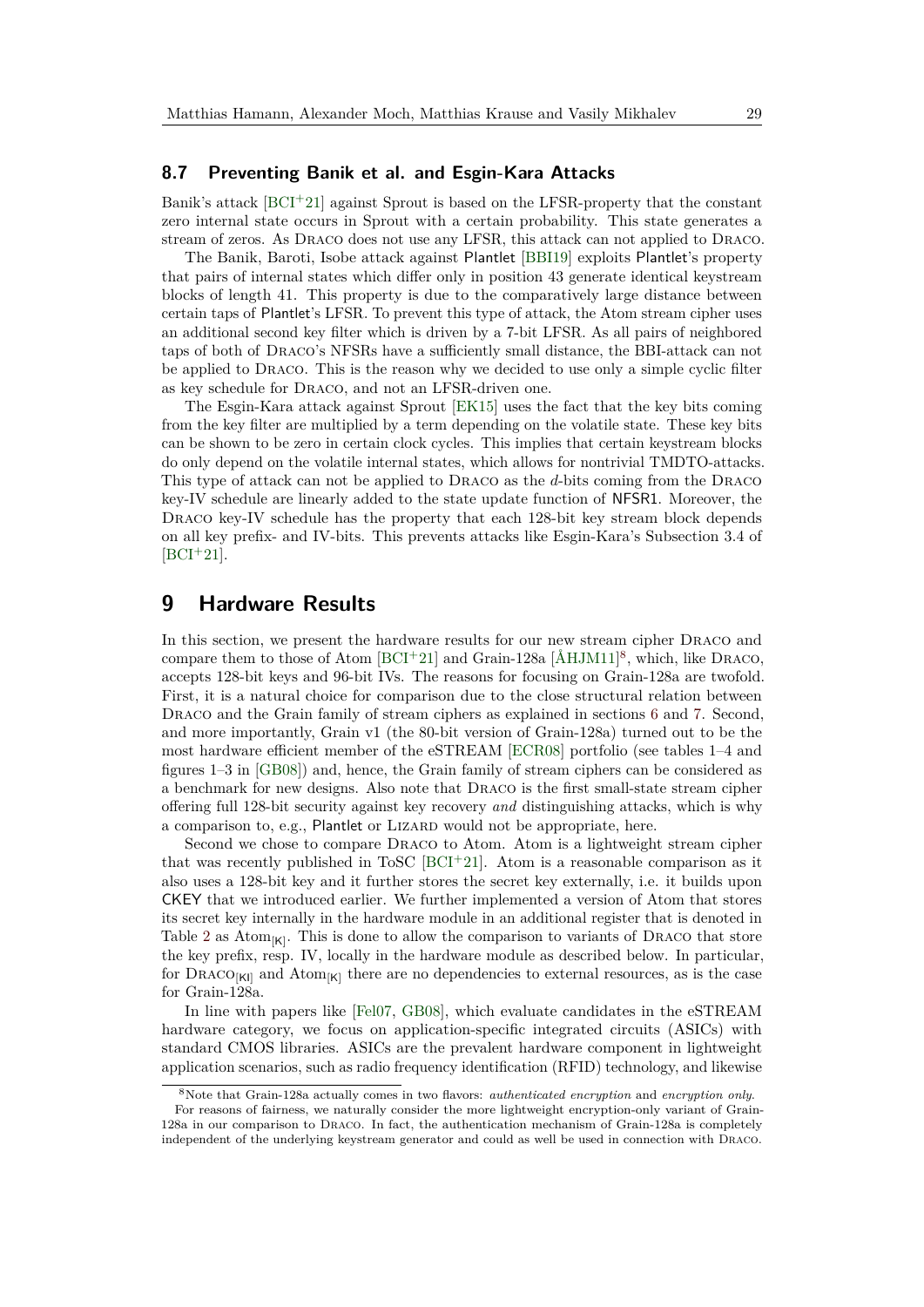## 8.7 Preventing Banik et al. and Esgin-Kara Attacks

Banik's attack [BCI+21] against Sprout is based on the LFSR-property that the constant zero internal state occurs in Sprout with a certain probability. This state generates a stream of zeros. As Draco does not use any LFSR, this attack can not applied to Draco.

The Banik, Baroti, Isobe attack against Plantlet [BBI19] exploits Plantlet's property that pairs of internal states which differ only in position 43 generate identical keystream blocks of length 41. This property is due to the comparatively large distance between certain taps of Plantlet's LFSR. To prevent this type of attack, the Atom stream cipher uses an additional second key filter which is driven by a 7-bit LFSR. As all pairs of neighbored taps of both of Draco's NFSRs have a sufficiently small distance, the BBI-attack can not be applied to Draco. This is the reason why we decided to use only a simple cyclic filter as key schedule for Draco, and not an LFSR-driven one.

The Esgin-Kara attack against Sprout [EK15] uses the fact that the key bits coming from the key filter are multiplied by a term depending on the volatile state. These key bits can be shown to be zero in certain clock cycles. This implies that certain keystream blocks do only depend on the volatile internal states, which allows for nontrivial TMDTO-attacks. This type of attack can not be applied to Draco as the $d$-bits coming from the Draco key-IV schedule are linearly added to the state update function of NFSR1. Moreover, the Draco key-IV schedule has the property that each 128-bit key stream block depends on all key prefix- and IV-bits. This prevents attacks like Esgin-Kara's Subsection 3.4 of [BCI+21].

# 9 Hardware Results

In this section, we present the hardware results for our new stream cipher Draco and compare them to those of Atom [BCI+21] and Grain-128a [ÅHJM11][8], which, like Draco, accepts 128-bit keys and 96-bit IVs. The reasons for focusing on Grain-128a are twofold. First, it is a natural choice for comparison due to the close structural relation between Draco and the Grain family of stream ciphers as explained in sections 6 and 7. Second, and more importantly, Grain v1 (the 80-bit version of Grain-128a) turned out to be the most hardware efficient member of the eSTREAM [ECR08] portfolio (see tables 1–4 and figures 1–3 in [GB08]) and, hence, the Grain family of stream ciphers can be considered as a benchmark for new designs. Also note that Draco is the first small-state stream cipher offering full 128-bit security against key recovery *and* distinguishing attacks, which is why a comparison to, e.g., Plantlet or Lizard would not be appropriate, here.

Second we chose to compare Draco to Atom. Atom is a lightweight stream cipher that was recently published in ToSC [BCI+21]. Atom is a reasonable comparison as it also uses a 128-bit key and it further stores the secret key externally, i.e. it builds upon CKEY that we introduced earlier. We further implemented a version of Atom that stores its secret key internally in the hardware module in an additional register that is denoted in Table 2 as $\text{Atom}_{[K]}$. This is done to allow the comparison to variants of Draco that store the key prefix, resp. IV, locally in the hardware module as described below. In particular, for $\text{Draco}_{[KI]}$ and $\text{Atom}_{[K]}$ there are no dependencies to external resources, as is the case for Grain-128a.

In line with papers like [Fel07, GB08], which evaluate candidates in the eSTREAM hardware category, we focus on application-specific integrated circuits (ASICs) with standard CMOS libraries. ASICs are the prevalent hardware component in lightweight application scenarios, such as radio frequency identification (RFID) technology, and likewise

[8] Note that Grain-128a actually comes in two flavors: *authenticated encryption* and *encryption only*. For reasons of fairness, we naturally consider the more lightweight encryption-only variant of Grain-128a in our comparison to Draco. In fact, the authentication mechanism of Grain-128a is completely independent of the underlying keystream generator and could as well be used in connection with Draco.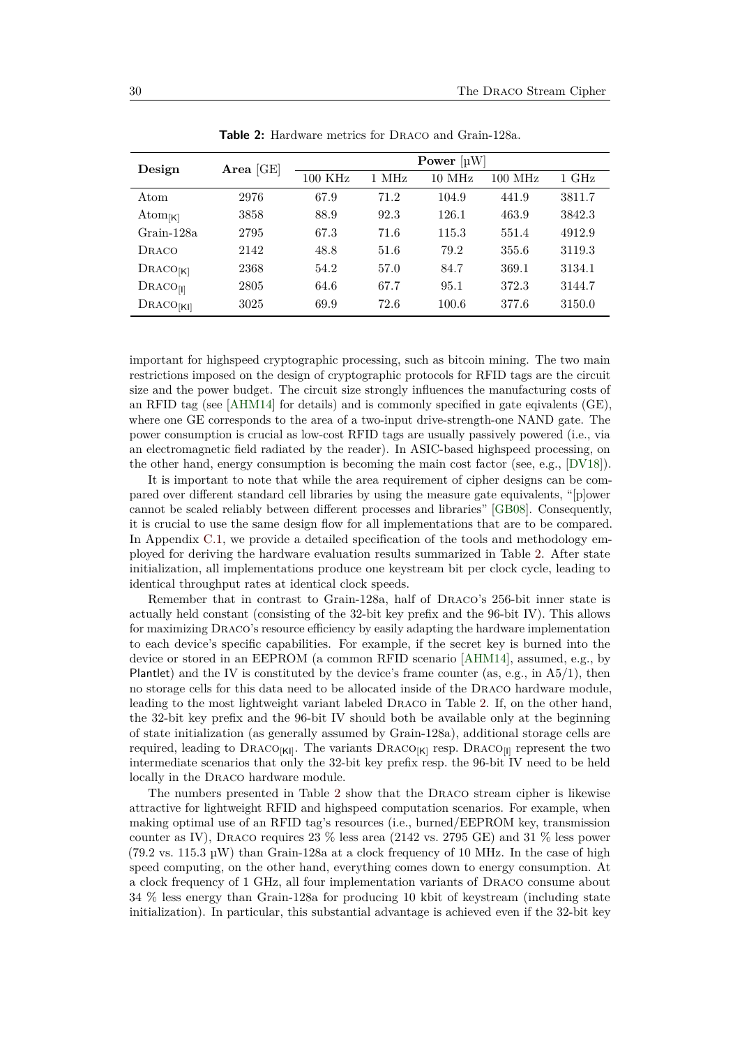**Table 2:** Hardware metrics for Draco and Grain-128a.

| Design | Area [GE] | Power [µW] | | | | |
|---|---|---|---|---|---|---|
| | | 100 KHz | 1 MHz | 10 MHz | 100 MHz | 1 GHz |
| Atom | 2976 | 67.9 | 71.2 | 104.9 | 441.9 | 3811.7 |
| $\text{Atom}_{[K]}$ | 3858 | 88.9 | 92.3 | 126.1 | 463.9 | 3842.3 |
| Grain-128a | 2795 | 67.3 | 71.6 | 115.3 | 551.4 | 4912.9 |
| Draco | 2142 | 48.8 | 51.6 | 79.2 | 355.6 | 3119.3 |
| $\text{Draco}_{[K]}$ | 2368 | 54.2 | 57.0 | 84.7 | 369.1 | 3134.1 |
| $\text{Draco}_{[I]}$ | 2805 | 64.6 | 67.7 | 95.1 | 372.3 | 3144.7 |
| $\text{Draco}_{[KI]}$ | 3025 | 69.9 | 72.6 | 100.6 | 377.6 | 3150.0 |

important for highspeed cryptographic processing, such as bitcoin mining. The two main restrictions imposed on the design of cryptographic protocols for RFID tags are the circuit size and the power budget. The circuit size strongly influences the manufacturing costs of an RFID tag (see [AHM14] for details) and is commonly specified in gate eqivalents (GE), where one GE corresponds to the area of a two-input drive-strength-one NAND gate. The power consumption is crucial as low-cost RFID tags are usually passively powered (i.e., via an electromagnetic field radiated by the reader). In ASIC-based highspeed processing, on the other hand, energy consumption is becoming the main cost factor (see, e.g., [DV18]).

It is important to note that while the area requirement of cipher designs can be compared over different standard cell libraries by using the measure gate equivalents, "[p]ower cannot be scaled reliably between different processes and libraries" [GB08]. Consequently, it is crucial to use the same design flow for all implementations that are to be compared. In Appendix C.1, we provide a detailed specification of the tools and methodology employed for deriving the hardware evaluation results summarized in Table 2. After state initialization, all implementations produce one keystream bit per clock cycle, leading to identical throughput rates at identical clock speeds.

Remember that in contrast to Grain-128a, half of Draco's 256-bit inner state is actually held constant (consisting of the 32-bit key prefix and the 96-bit IV). This allows for maximizing Draco's resource efficiency by easily adapting the hardware implementation to each device's specific capabilities. For example, if the secret key is burned into the device or stored in an EEPROM (a common RFID scenario [AHM14], assumed, e.g., by Plantlet) and the IV is constituted by the device's frame counter (as, e.g., in A5/1), then no storage cells for this data need to be allocated inside of the Draco hardware module, leading to the most lightweight variant labeled Draco in Table 2. If, on the other hand, the 32-bit key prefix and the 96-bit IV should both be available only at the beginning of state initialization (as generally assumed by Grain-128a), additional storage cells are required, leading to $\text{Draco}_{[KI]}$. The variants $\text{Draco}_{[K]}$ resp. $\text{Draco}_{[I]}$ represent the two intermediate scenarios that only the 32-bit key prefix resp. the 96-bit IV need to be held locally in the Draco hardware module.

The numbers presented in Table 2 show that the Draco stream cipher is likewise attractive for lightweight RFID and highspeed computation scenarios. For example, when making optimal use of an RFID tag's resources (i.e., burned/EEPROM key, transmission counter as IV), Draco requires 23 % less area (2142 vs. 2795 GE) and 31 % less power (79.2 vs. 115.3 µW) than Grain-128a at a clock frequency of 10 MHz. In the case of high speed computing, on the other hand, everything comes down to energy consumption. At a clock frequency of 1 GHz, all four implementation variants of Draco consume about 34 % less energy than Grain-128a for producing 10 kbit of keystream (including state initialization). In particular, this substantial advantage is achieved even if the 32-bit key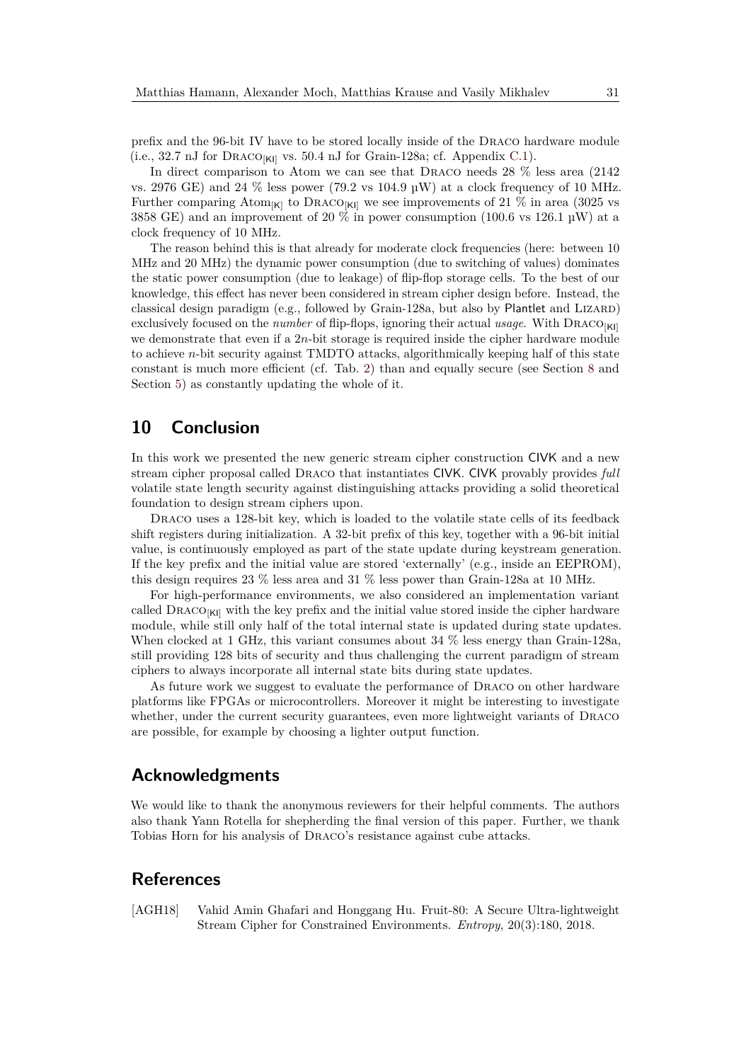prefix and the 96-bit IV have to be stored locally inside of the Draco hardware module (i.e., 32.7 nJ for $\text{Draco}_{[\mathsf{KI}]}$ vs. 50.4 nJ for Grain-128a; cf. Appendix C.1).

In direct comparison to Atom we can see that Draco needs 28 % less area (2142 vs. 2976 GE) and 24 % less power (79.2 vs 104.9 µW) at a clock frequency of 10 MHz. Further comparing $\text{Atom}_{[\mathsf{K}]}$ to $\text{Draco}_{[\mathsf{KI}]}$ we see improvements of 21 % in area (3025 vs 3858 GE) and an improvement of 20 % in power consumption (100.6 vs 126.1 µW) at a clock frequency of 10 MHz.

The reason behind this is that already for moderate clock frequencies (here: between 10 MHz and 20 MHz) the dynamic power consumption (due to switching of values) dominates the static power consumption (due to leakage) of flip-flop storage cells. To the best of our knowledge, this effect has never been considered in stream cipher design before. Instead, the classical design paradigm (e.g., followed by Grain-128a, but also by Plantlet and Lizard) exclusively focused on the *number* of flip-flops, ignoring their actual *usage*. With $\text{Draco}_{[\mathsf{KI}]}$ we demonstrate that even if a $2n$-bit storage is required inside the cipher hardware module to achieve $n$-bit security against TMDTO attacks, algorithmically keeping half of this state constant is much more efficient (cf. Tab. 2) than and equally secure (see Section 8 and Section 5) as constantly updating the whole of it.

## 10 Conclusion

In this work we presented the new generic stream cipher construction CIVK and a new stream cipher proposal called Draco that instantiates CIVK. CIVK provably provides *full* volatile state length security against distinguishing attacks providing a solid theoretical foundation to design stream ciphers upon.

Draco uses a 128-bit key, which is loaded to the volatile state cells of its feedback shift registers during initialization. A 32-bit prefix of this key, together with a 96-bit initial value, is continuously employed as part of the state update during keystream generation. If the key prefix and the initial value are stored 'externally' (e.g., inside an EEPROM), this design requires 23 % less area and 31 % less power than Grain-128a at 10 MHz.

For high-performance environments, we also considered an implementation variant called $\text{Draco}_{[\mathsf{KI}]}$ with the key prefix and the initial value stored inside the cipher hardware module, while still only half of the total internal state is updated during state updates. When clocked at 1 GHz, this variant consumes about 34 % less energy than Grain-128a, still providing 128 bits of security and thus challenging the current paradigm of stream ciphers to always incorporate all internal state bits during state updates.

As future work we suggest to evaluate the performance of Draco on other hardware platforms like FPGAs or microcontrollers. Moreover it might be interesting to investigate whether, under the current security guarantees, even more lightweight variants of Draco are possible, for example by choosing a lighter output function.

## Acknowledgments

We would like to thank the anonymous reviewers for their helpful comments. The authors also thank Yann Rotella for shepherding the final version of this paper. Further, we thank Tobias Horn for his analysis of Draco's resistance against cube attacks.

## References

[AGH18] Vahid Amin Ghafari and Honggang Hu. Fruit-80: A Secure Ultra-lightweight Stream Cipher for Constrained Environments. *Entropy*, 20(3):180, 2018.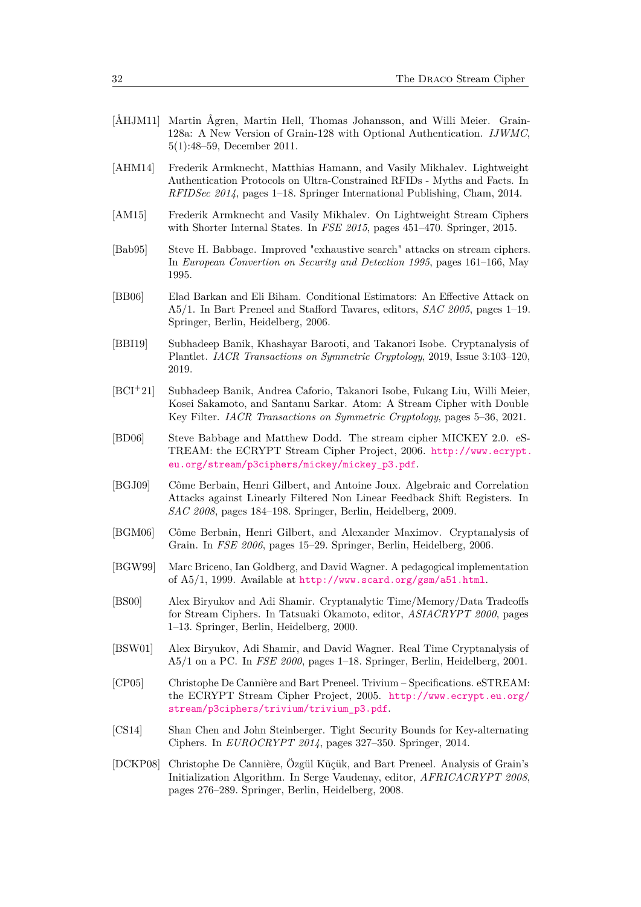[ÅHJM11] Martin Ågren, Martin Hell, Thomas Johansson, and Willi Meier. Grain-128a: A New Version of Grain-128 with Optional Authentication. *IJWMC*, 5(1):48–59, December 2011.

[AHM14] Frederik Armknecht, Matthias Hamann, and Vasily Mikhalev. Lightweight Authentication Protocols on Ultra-Constrained RFIDs - Myths and Facts. In *RFIDSec 2014*, pages 1–18. Springer International Publishing, Cham, 2014.

[AM15] Frederik Armknecht and Vasily Mikhalev. On Lightweight Stream Ciphers with Shorter Internal States. In *FSE 2015*, pages 451–470. Springer, 2015.

[Bab95] Steve H. Babbage. Improved "exhaustive search" attacks on stream ciphers. In *European Convertion on Security and Detection 1995*, pages 161–166, May 1995.

[BB06] Elad Barkan and Eli Biham. Conditional Estimators: An Effective Attack on A5/1. In Bart Preneel and Stafford Tavares, editors, *SAC 2005*, pages 1–19. Springer, Berlin, Heidelberg, 2006.

[BBI19] Subhadeep Banik, Khashayar Barooti, and Takanori Isobe. Cryptanalysis of Plantlet. *IACR Transactions on Symmetric Cryptology*, 2019, Issue 3:103–120, 2019.

[BCI+21] Subhadeep Banik, Andrea Caforio, Takanori Isobe, Fukang Liu, Willi Meier, Kosei Sakamoto, and Santanu Sarkar. Atom: A Stream Cipher with Double Key Filter. *IACR Transactions on Symmetric Cryptology*, pages 5–36, 2021.

[BD06] Steve Babbage and Matthew Dodd. The stream cipher MICKEY 2.0. eSTREAM: the ECRYPT Stream Cipher Project, 2006. http://www.ecrypt.eu.org/stream/p3ciphers/mickey/mickey_p3.pdf.

[BGJ09] Côme Berbain, Henri Gilbert, and Antoine Joux. Algebraic and Correlation Attacks against Linearly Filtered Non Linear Feedback Shift Registers. In *SAC 2008*, pages 184–198. Springer, Berlin, Heidelberg, 2009.

[BGM06] Côme Berbain, Henri Gilbert, and Alexander Maximov. Cryptanalysis of Grain. In *FSE 2006*, pages 15–29. Springer, Berlin, Heidelberg, 2006.

[BGW99] Marc Briceno, Ian Goldberg, and David Wagner. A pedagogical implementation of A5/1, 1999. Available at http://www.scard.org/gsm/a51.html.

[BS00] Alex Biryukov and Adi Shamir. Cryptanalytic Time/Memory/Data Tradeoffs for Stream Ciphers. In Tatsuaki Okamoto, editor, *ASIACRYPT 2000*, pages 1–13. Springer, Berlin, Heidelberg, 2000.

[BSW01] Alex Biryukov, Adi Shamir, and David Wagner. Real Time Cryptanalysis of A5/1 on a PC. In *FSE 2000*, pages 1–18. Springer, Berlin, Heidelberg, 2001.

[CP05] Christophe De Cannière and Bart Preneel. Trivium – Specifications. eSTREAM: the ECRYPT Stream Cipher Project, 2005. http://www.ecrypt.eu.org/stream/p3ciphers/trivium/trivium_p3.pdf.

[CS14] Shan Chen and John Steinberger. Tight Security Bounds for Key-alternating Ciphers. In *EUROCRYPT 2014*, pages 327–350. Springer, 2014.

[DCKP08] Christophe De Cannière, Özgül Küçük, and Bart Preneel. Analysis of Grain's Initialization Algorithm. In Serge Vaudenay, editor, *AFRICACRYPT 2008*, pages 276–289. Springer, Berlin, Heidelberg, 2008.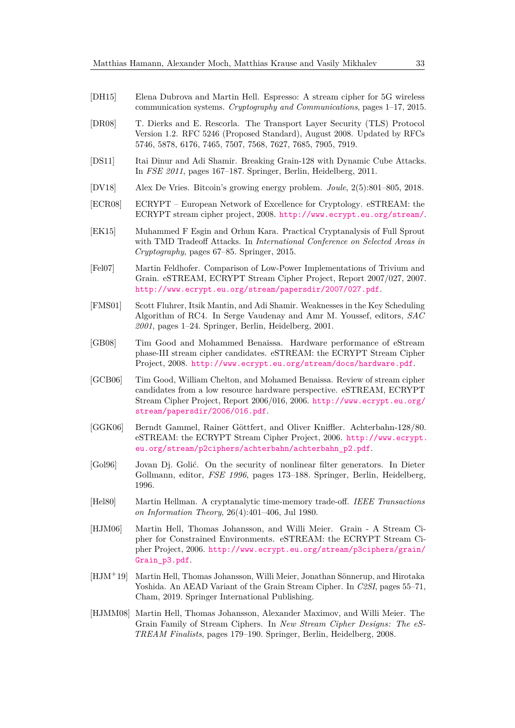[DH15] Elena Dubrova and Martin Hell. Espresso: A stream cipher for 5G wireless communication systems. *Cryptography and Communications*, pages 1–17, 2015.

[DR08] T. Dierks and E. Rescorla. The Transport Layer Security (TLS) Protocol Version 1.2. RFC 5246 (Proposed Standard), August 2008. Updated by RFCs 5746, 5878, 6176, 7465, 7507, 7568, 7627, 7685, 7905, 7919.

[DS11] Itai Dinur and Adi Shamir. Breaking Grain-128 with Dynamic Cube Attacks. In *FSE 2011*, pages 167–187. Springer, Berlin, Heidelberg, 2011.

[DV18] Alex De Vries. Bitcoin's growing energy problem. *Joule*, 2(5):801–805, 2018.

[ECR08] ECRYPT – European Network of Excellence for Cryptology. eSTREAM: the ECRYPT stream cipher project, 2008. http://www.ecrypt.eu.org/stream/.

[EK15] Muhammed F Esgin and Orhun Kara. Practical Cryptanalysis of Full Sprout with TMD Tradeoff Attacks. In *International Conference on Selected Areas in Cryptography*, pages 67–85. Springer, 2015.

[Fel07] Martin Feldhofer. Comparison of Low-Power Implementations of Trivium and Grain. eSTREAM, ECRYPT Stream Cipher Project, Report 2007/027, 2007. http://www.ecrypt.eu.org/stream/papersdir/2007/027.pdf.

[FMS01] Scott Fluhrer, Itsik Mantin, and Adi Shamir. Weaknesses in the Key Scheduling Algorithm of RC4. In Serge Vaudenay and Amr M. Youssef, editors, *SAC 2001*, pages 1–24. Springer, Berlin, Heidelberg, 2001.

[GB08] Tim Good and Mohammed Benaissa. Hardware performance of eStream phase-III stream cipher candidates. eSTREAM: the ECRYPT Stream Cipher Project, 2008. http://www.ecrypt.eu.org/stream/docs/hardware.pdf.

[GCB06] Tim Good, William Chelton, and Mohamed Benaissa. Review of stream cipher candidates from a low resource hardware perspective. eSTREAM, ECRYPT Stream Cipher Project, Report 2006/016, 2006. http://www.ecrypt.eu.org/stream/papersdir/2006/016.pdf.

[GGK06] Berndt Gammel, Rainer Göttfert, and Oliver Kniffler. Achterbahn-128/80. eSTREAM: the ECRYPT Stream Cipher Project, 2006. http://www.ecrypt.eu.org/stream/p2ciphers/achterbahn/achterbahn_p2.pdf.

[Gol96] Jovan Dj. Golić. On the security of nonlinear filter generators. In Dieter Gollmann, editor, *FSE 1996*, pages 173–188. Springer, Berlin, Heidelberg, 1996.

[Hel80] Martin Hellman. A cryptanalytic time-memory trade-off. *IEEE Transactions on Information Theory*, 26(4):401–406, Jul 1980.

[HJM06] Martin Hell, Thomas Johansson, and Willi Meier. Grain - A Stream Cipher for Constrained Environments. eSTREAM: the ECRYPT Stream Cipher Project, 2006. http://www.ecrypt.eu.org/stream/p3ciphers/grain/Grain_p3.pdf.

[HJM+19] Martin Hell, Thomas Johansson, Willi Meier, Jonathan Sönnerup, and Hirotaka Yoshida. An AEAD Variant of the Grain Stream Cipher. In *C2SI*, pages 55–71, Cham, 2019. Springer International Publishing.

[HJMM08] Martin Hell, Thomas Johansson, Alexander Maximov, and Willi Meier. The Grain Family of Stream Ciphers. In *New Stream Cipher Designs: The eSTREAM Finalists*, pages 179–190. Springer, Berlin, Heidelberg, 2008.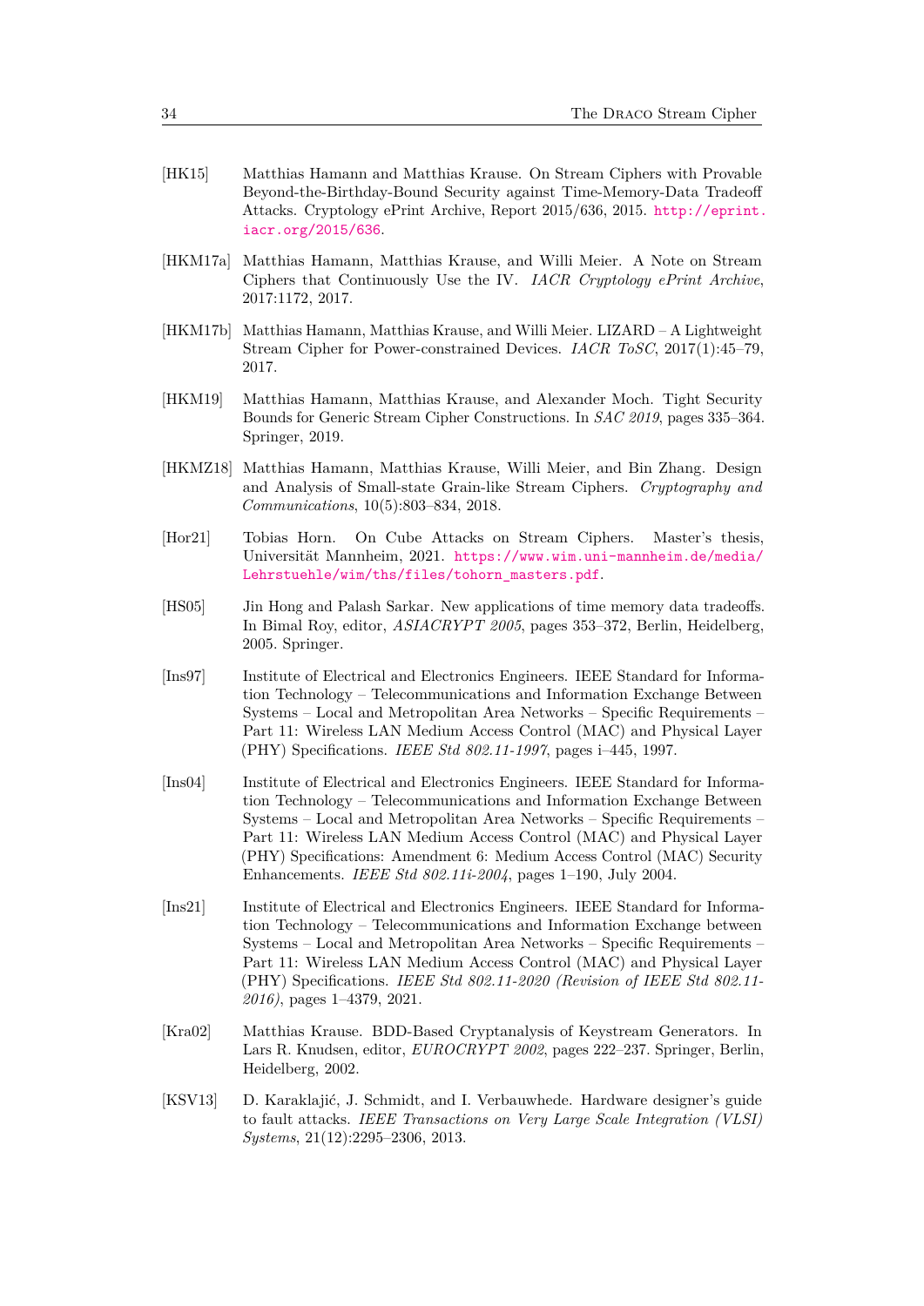[HK15] Matthias Hamann and Matthias Krause. On Stream Ciphers with Provable Beyond-the-Birthday-Bound Security against Time-Memory-Data Tradeoff Attacks. Cryptology ePrint Archive, Report 2015/636, 2015. http://eprint.iacr.org/2015/636.

[HKM17a] Matthias Hamann, Matthias Krause, and Willi Meier. A Note on Stream Ciphers that Continuously Use the IV. *IACR Cryptology ePrint Archive*, 2017:1172, 2017.

[HKM17b] Matthias Hamann, Matthias Krause, and Willi Meier. LIZARD – A Lightweight Stream Cipher for Power-constrained Devices. *IACR ToSC*, 2017(1):45–79, 2017.

[HKM19] Matthias Hamann, Matthias Krause, and Alexander Moch. Tight Security Bounds for Generic Stream Cipher Constructions. In *SAC 2019*, pages 335–364. Springer, 2019.

[HKMZ18] Matthias Hamann, Matthias Krause, Willi Meier, and Bin Zhang. Design and Analysis of Small-state Grain-like Stream Ciphers. *Cryptography and Communications*, 10(5):803–834, 2018.

[Hor21] Tobias Horn. On Cube Attacks on Stream Ciphers. Master's thesis, Universität Mannheim, 2021. https://www.wim.uni-mannheim.de/media/Lehrstuehle/wim/ths/files/tohorn_masters.pdf.

[HS05] Jin Hong and Palash Sarkar. New applications of time memory data tradeoffs. In Bimal Roy, editor, *ASIACRYPT 2005*, pages 353–372, Berlin, Heidelberg, 2005. Springer.

[Ins97] Institute of Electrical and Electronics Engineers. IEEE Standard for Information Technology – Telecommunications and Information Exchange Between Systems – Local and Metropolitan Area Networks – Specific Requirements – Part 11: Wireless LAN Medium Access Control (MAC) and Physical Layer (PHY) Specifications. *IEEE Std 802.11-1997*, pages i–445, 1997.

[Ins04] Institute of Electrical and Electronics Engineers. IEEE Standard for Information Technology – Telecommunications and Information Exchange Between Systems – Local and Metropolitan Area Networks – Specific Requirements – Part 11: Wireless LAN Medium Access Control (MAC) and Physical Layer (PHY) Specifications: Amendment 6: Medium Access Control (MAC) Security Enhancements. *IEEE Std 802.11i-2004*, pages 1–190, July 2004.

[Ins21] Institute of Electrical and Electronics Engineers. IEEE Standard for Information Technology – Telecommunications and Information Exchange between Systems – Local and Metropolitan Area Networks – Specific Requirements – Part 11: Wireless LAN Medium Access Control (MAC) and Physical Layer (PHY) Specifications. *IEEE Std 802.11-2020 (Revision of IEEE Std 802.11-2016)*, pages 1–4379, 2021.

[Kra02] Matthias Krause. BDD-Based Cryptanalysis of Keystream Generators. In Lars R. Knudsen, editor, *EUROCRYPT 2002*, pages 222–237. Springer, Berlin, Heidelberg, 2002.

[KSV13] D. Karaklajić, J. Schmidt, and I. Verbauwhede. Hardware designer's guide to fault attacks. *IEEE Transactions on Very Large Scale Integration (VLSI) Systems*, 21(12):2295–2306, 2013.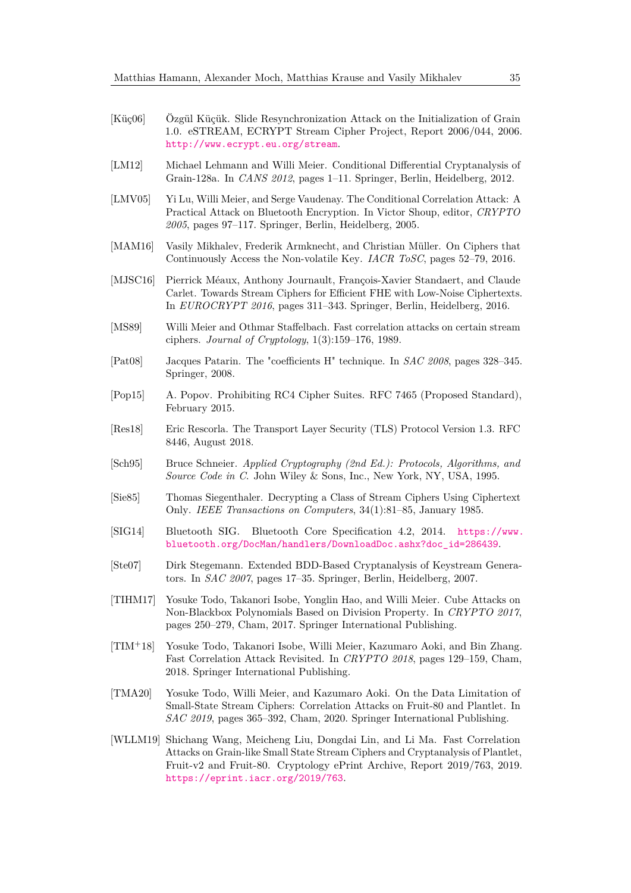[Küç06] Özgül Küçük. Slide Resynchronization Attack on the Initialization of Grain 1.0. eSTREAM, ECRYPT Stream Cipher Project, Report 2006/044, 2006. http://www.ecrypt.eu.org/stream.

[LM12] Michael Lehmann and Willi Meier. Conditional Differential Cryptanalysis of Grain-128a. In *CANS 2012*, pages 1–11. Springer, Berlin, Heidelberg, 2012.

[LMV05] Yi Lu, Willi Meier, and Serge Vaudenay. The Conditional Correlation Attack: A Practical Attack on Bluetooth Encryption. In Victor Shoup, editor, *CRYPTO 2005*, pages 97–117. Springer, Berlin, Heidelberg, 2005.

[MAM16] Vasily Mikhalev, Frederik Armknecht, and Christian Müller. On Ciphers that Continuously Access the Non-volatile Key. *IACR ToSC*, pages 52–79, 2016.

[MJSC16] Pierrick Méaux, Anthony Journault, François-Xavier Standaert, and Claude Carlet. Towards Stream Ciphers for Efficient FHE with Low-Noise Ciphertexts. In *EUROCRYPT 2016*, pages 311–343. Springer, Berlin, Heidelberg, 2016.

[MS89] Willi Meier and Othmar Staffelbach. Fast correlation attacks on certain stream ciphers. *Journal of Cryptology*, 1(3):159–176, 1989.

[Pat08] Jacques Patarin. The "coefficients H" technique. In *SAC 2008*, pages 328–345. Springer, 2008.

[Pop15] A. Popov. Prohibiting RC4 Cipher Suites. RFC 7465 (Proposed Standard), February 2015.

[Res18] Eric Rescorla. The Transport Layer Security (TLS) Protocol Version 1.3. RFC 8446, August 2018.

[Sch95] Bruce Schneier. *Applied Cryptography (2nd Ed.): Protocols, Algorithms, and Source Code in C*. John Wiley & Sons, Inc., New York, NY, USA, 1995.

[Sie85] Thomas Siegenthaler. Decrypting a Class of Stream Ciphers Using Ciphertext Only. *IEEE Transactions on Computers*, 34(1):81–85, January 1985.

[SIG14] Bluetooth SIG. Bluetooth Core Specification 4.2, 2014. https://www.bluetooth.org/DocMan/handlers/DownloadDoc.ashx?doc_id=286439.

[Ste07] Dirk Stegemann. Extended BDD-Based Cryptanalysis of Keystream Generators. In *SAC 2007*, pages 17–35. Springer, Berlin, Heidelberg, 2007.

[TIHM17] Yosuke Todo, Takanori Isobe, Yonglin Hao, and Willi Meier. Cube Attacks on Non-Blackbox Polynomials Based on Division Property. In *CRYPTO 2017*, pages 250–279, Cham, 2017. Springer International Publishing.

[TIM+18] Yosuke Todo, Takanori Isobe, Willi Meier, Kazumaro Aoki, and Bin Zhang. Fast Correlation Attack Revisited. In *CRYPTO 2018*, pages 129–159, Cham, 2018. Springer International Publishing.

[TMA20] Yosuke Todo, Willi Meier, and Kazumaro Aoki. On the Data Limitation of Small-State Stream Ciphers: Correlation Attacks on Fruit-80 and Plantlet. In *SAC 2019*, pages 365–392, Cham, 2020. Springer International Publishing.

[WLLM19] Shichang Wang, Meicheng Liu, Dongdai Lin, and Li Ma. Fast Correlation Attacks on Grain-like Small State Stream Ciphers and Cryptanalysis of Plantlet, Fruit-v2 and Fruit-80. Cryptology ePrint Archive, Report 2019/763, 2019. https://eprint.iacr.org/2019/763.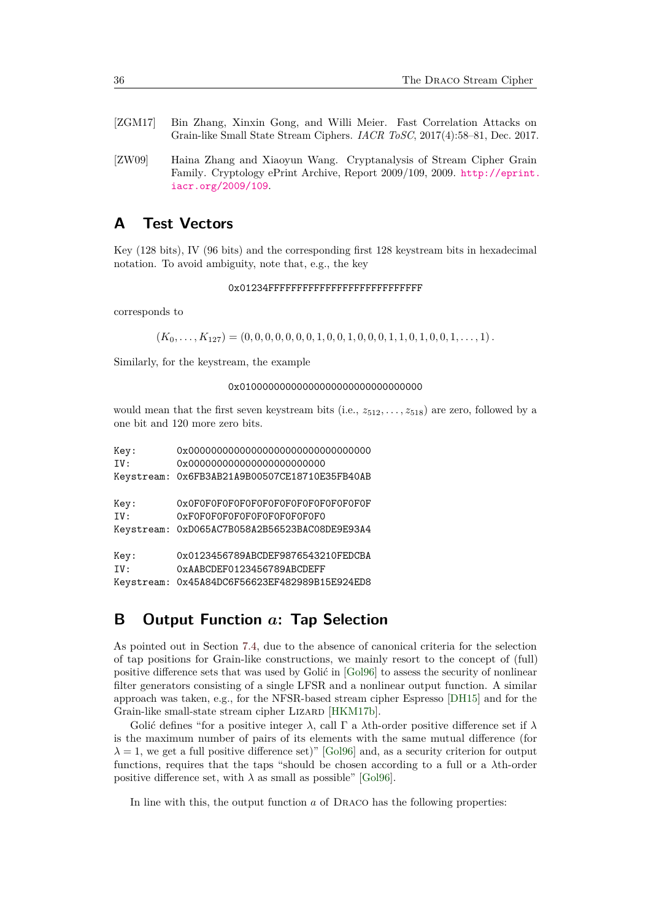[ZGM17] Bin Zhang, Xinxin Gong, and Willi Meier. Fast Correlation Attacks on Grain-like Small State Stream Ciphers. *IACR ToSC*, 2017(4):58–81, Dec. 2017.

[ZW09] Haina Zhang and Xiaoyun Wang. Cryptanalysis of Stream Cipher Grain Family. Cryptology ePrint Archive, Report 2009/109, 2009. http://eprint.iacr.org/2009/109.

# A Test Vectors

Key (128 bits), IV (96 bits) and the corresponding first 128 keystream bits in hexadecimal notation. To avoid ambiguity, note that, e.g., the key

```
0x01234FFFFFFFFFFFFFFFFFFFFFFFFFFF
```

corresponds to

$$(K_0, \ldots, K_{127}) = (0,0,0,0,0,0,0,1,0,0,1,0,0,0,1,1,0,1,0,0,1,\ldots,1)\,.$$

Similarly, for the keystream, the example

```
0x01000000000000000000000000000000
```

would mean that the first seven keystream bits (i.e., $z_{512}, \ldots, z_{518}$) are zero, followed by a one bit and 120 more zero bits.

```
Key:       0x00000000000000000000000000000000
IV:        0x000000000000000000000000
Keystream: 0x6FB3AB21A9B00507CE18710E35FB40AB

Key:       0x0F0F0F0F0F0F0F0F0F0F0F0F0F0F0F0F
IV:        0xF0F0F0F0F0F0F0F0F0F0F0F0
Keystream: 0xD065AC7B058A2B56523BAC08DE9E93A4

Key:       0x0123456789ABCDEF9876543210FEDCBA
IV:        0xAABCDEF0123456789ABCDEFF
Keystream: 0x45A84DC6F56623EF482989B15E924ED8
```

# B Output Function $a$: Tap Selection

As pointed out in Section 7.4, due to the absence of canonical criteria for the selection of tap positions for Grain-like constructions, we mainly resort to the concept of (full) positive difference sets that was used by Golić in [Gol96] to assess the security of nonlinear filter generators consisting of a single LFSR and a nonlinear output function. A similar approach was taken, e.g., for the NFSR-based stream cipher Espresso [DH15] and for the Grain-like small-state stream cipher Lizard [HKM17b].

Golić defines "for a positive integer $\lambda$, call $\Gamma$ a $\lambda$th-order positive difference set if $\lambda$ is the maximum number of pairs of its elements with the same mutual difference (for $\lambda = 1$, we get a full positive difference set)" [Gol96] and, as a security criterion for output functions, requires that the taps "should be chosen according to a full or a $\lambda$th-order positive difference set, with $\lambda$ as small as possible" [Gol96].

In line with this, the output function $a$ of Draco has the following properties: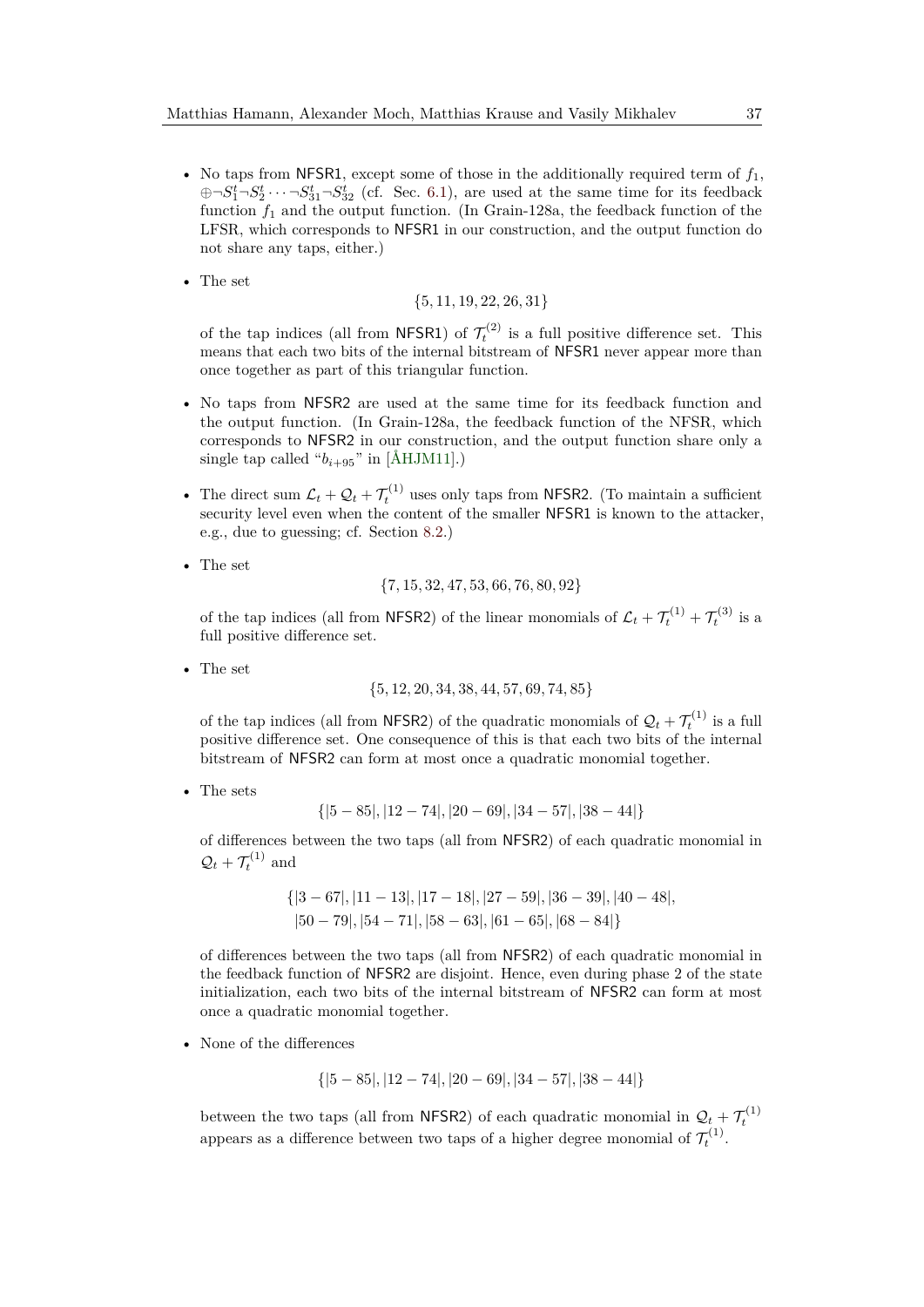- No taps from NFSR1, except some of those in the additionally required term of $f_1$, $\oplus\neg S_1^t \neg S_2^t \cdots \neg S_{31}^t \neg S_{32}^t$ (cf. Sec. 6.1), are used at the same time for its feedback function $f_1$ and the output function. (In Grain-128a, the feedback function of the LFSR, which corresponds to NFSR1 in our construction, and the output function do not share any taps, either.)

- The set

$$\{5, 11, 19, 22, 26, 31\}$$

of the tap indices (all from NFSR1) of $\mathcal{T}_t^{(2)}$ is a full positive difference set. This means that each two bits of the internal bitstream of NFSR1 never appear more than once together as part of this triangular function.

- No taps from NFSR2 are used at the same time for its feedback function and the output function. (In Grain-128a, the feedback function of the NFSR, which corresponds to NFSR2 in our construction, and the output function share only a single tap called "$b_{i+95}$" in [ÅHJM11].)

- The direct sum $\mathcal{L}_t + \mathcal{Q}_t + \mathcal{T}_t^{(1)}$ uses only taps from NFSR2. (To maintain a sufficient security level even when the content of the smaller NFSR1 is known to the attacker, e.g., due to guessing; cf. Section 8.2.)

- The set

$$\{7, 15, 32, 47, 53, 66, 76, 80, 92\}$$

of the tap indices (all from NFSR2) of the linear monomials of $\mathcal{L}_t + \mathcal{T}_t^{(1)} + \mathcal{T}_t^{(3)}$ is a full positive difference set.

- The set

$$\{5, 12, 20, 34, 38, 44, 57, 69, 74, 85\}$$

of the tap indices (all from NFSR2) of the quadratic monomials of $\mathcal{Q}_t + \mathcal{T}_t^{(1)}$ is a full positive difference set. One consequence of this is that each two bits of the internal bitstream of NFSR2 can form at most once a quadratic monomial together.

- The sets

$$\{|5-85|, |12-74|, |20-69|, |34-57|, |38-44|\}$$

of differences between the two taps (all from NFSR2) of each quadratic monomial in $\mathcal{Q}_t + \mathcal{T}_t^{(1)}$ and

$$\{|3-67|, |11-13|, |17-18|, |27-59|, |36-39|, |40-48|, \\ |50-79|, |54-71|, |58-63|, |61-65|, |68-84|\}$$

of differences between the two taps (all from NFSR2) of each quadratic monomial in the feedback function of NFSR2 are disjoint. Hence, even during phase 2 of the state initialization, each two bits of the internal bitstream of NFSR2 can form at most once a quadratic monomial together.

- None of the differences

$$\{|5-85|, |12-74|, |20-69|, |34-57|, |38-44|\}$$

between the two taps (all from NFSR2) of each quadratic monomial in $\mathcal{Q}_t + \mathcal{T}_t^{(1)}$ appears as a difference between two taps of a higher degree monomial of $\mathcal{T}_t^{(1)}$.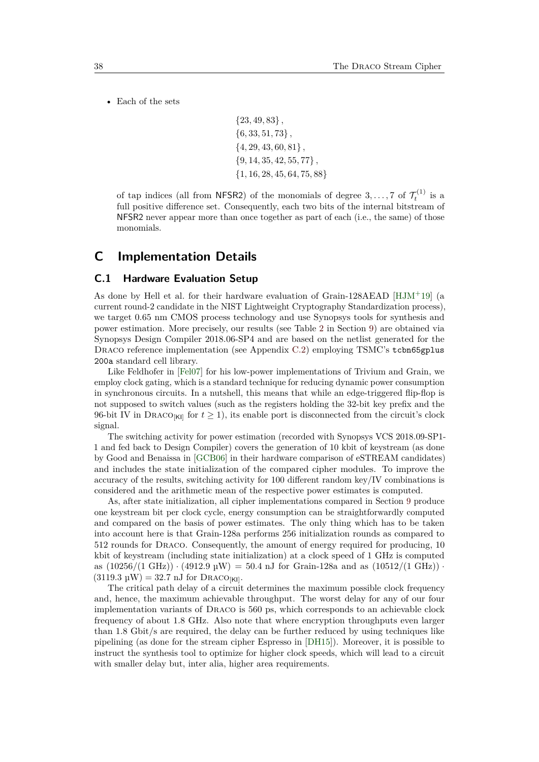- Each of the sets

$$\{23, 49, 83\},$$
$$\{6, 33, 51, 73\},$$
$$\{4, 29, 43, 60, 81\},$$
$$\{9, 14, 35, 42, 55, 77\},$$
$$\{1, 16, 28, 45, 64, 75, 88\}$$

  of tap indices (all from NFSR2) of the monomials of degree $3, \ldots, 7$ of $\mathcal{T}_t^{(1)}$ is a full positive difference set. Consequently, each two bits of the internal bitstream of NFSR2 never appear more than once together as part of each (i.e., the same) of those monomials.

# C Implementation Details

## C.1 Hardware Evaluation Setup

As done by Hell et al. for their hardware evaluation of Grain-128AEAD [HJM+19] (a current round-2 candidate in the NIST Lightweight Cryptography Standardization process), we target 0.65 nm CMOS process technology and use Synopsys tools for synthesis and power estimation. More precisely, our results (see Table 2 in Section 9) are obtained via Synopsys Design Compiler 2018.06-SP4 and are based on the netlist generated for the Draco reference implementation (see Appendix C.2) employing TSMC's `tcbn65gplus 200a` standard cell library.

Like Feldhofer in [Fel07] for his low-power implementations of Trivium and Grain, we employ clock gating, which is a standard technique for reducing dynamic power consumption in synchronous circuits. In a nutshell, this means that while an edge-triggered flip-flop is not supposed to switch values (such as the registers holding the 32-bit key prefix and the 96-bit IV in $\text{Draco}_{[\mathsf{KI}]}$ for $t \geq 1$), its enable port is disconnected from the circuit's clock signal.

The switching activity for power estimation (recorded with Synopsys VCS 2018.09-SP1-1 and fed back to Design Compiler) covers the generation of 10 kbit of keystream (as done by Good and Benaissa in [GCB06] in their hardware comparison of eSTREAM candidates) and includes the state initialization of the compared cipher modules. To improve the accuracy of the results, switching activity for 100 different random key/IV combinations is considered and the arithmetic mean of the respective power estimates is computed.

As, after state initialization, all cipher implementations compared in Section 9 produce one keystream bit per clock cycle, energy consumption can be straightforwardly computed and compared on the basis of power estimates. The only thing which has to be taken into account here is that Grain-128a performs 256 initialization rounds as compared to 512 rounds for Draco. Consequently, the amount of energy required for producing, 10 kbit of keystream (including state initialization) at a clock speed of 1 GHz is computed as $(10256/(1\text{ GHz})) \cdot (4912.9\ \mu\text{W}) = 50.4$ nJ for Grain-128a and as $(10512/(1\text{ GHz})) \cdot (3119.3\ \mu\text{W}) = 32.7$ nJ for $\text{Draco}_{[\mathsf{KI}]}$.

The critical path delay of a circuit determines the maximum possible clock frequency and, hence, the maximum achievable throughput. The worst delay for any of our four implementation variants of Draco is 560 ps, which corresponds to an achievable clock frequency of about 1.8 GHz. Also note that where encryption throughputs even larger than 1.8 Gbit/s are required, the delay can be further reduced by using techniques like pipelining (as done for the stream cipher Espresso in [DH15]). Moreover, it is possible to instruct the synthesis tool to optimize for higher clock speeds, which will lead to a circuit with smaller delay but, inter alia, higher area requirements.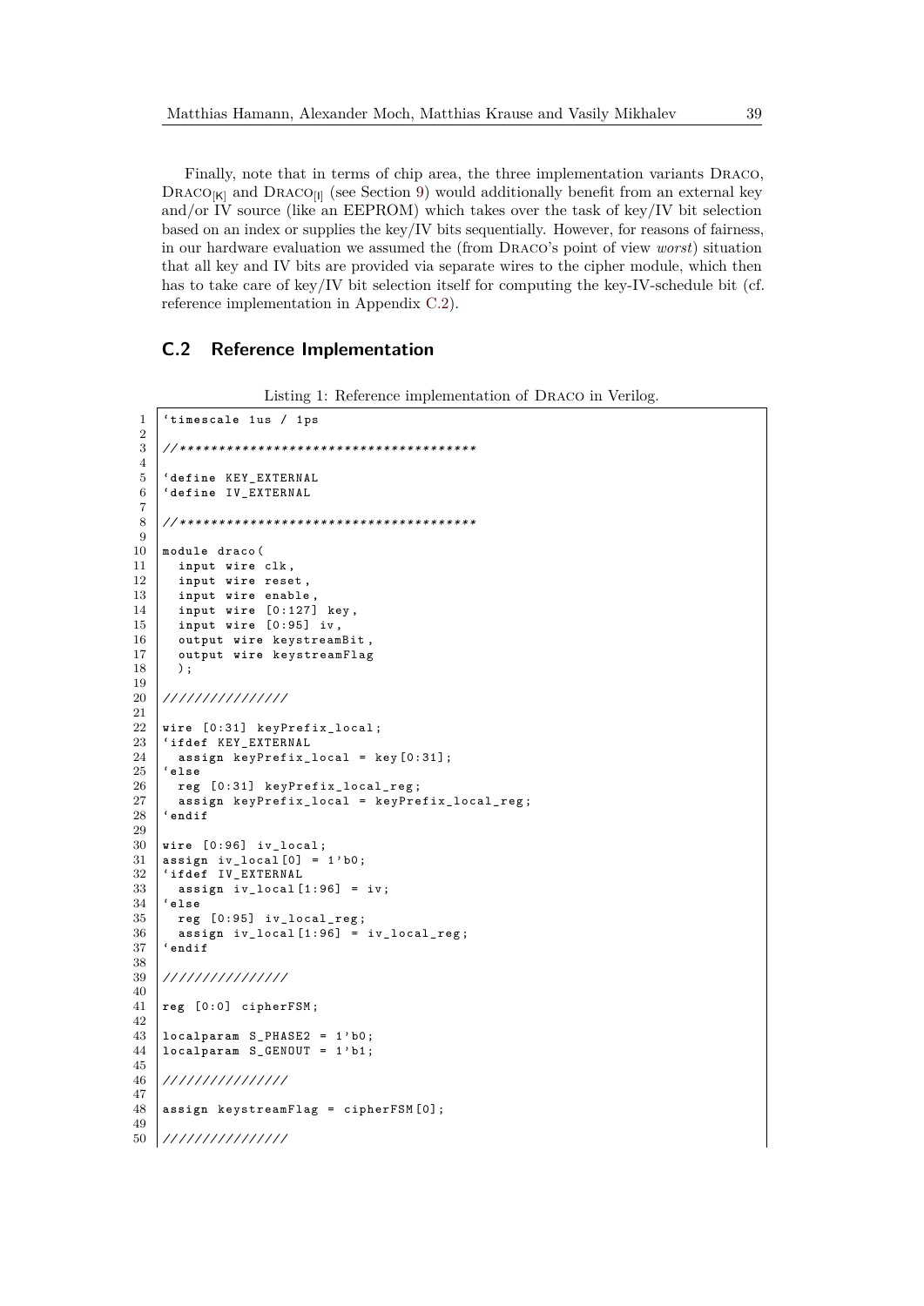Finally, note that in terms of chip area, the three implementation variants DRACO, $\text{DRACO}_{[K]}$ and $\text{DRACO}_{[I]}$ (see Section 9) would additionally benefit from an external key and/or IV source (like an EEPROM) which takes over the task of key/IV bit selection based on an index or supplies the key/IV bits sequentially. However, for reasons of fairness, in our hardware evaluation we assumed the (from DRACO's point of view *worst*) situation that all key and IV bits are provided via separate wires to the cipher module, which then has to take care of key/IV bit selection itself for computing the key-IV-schedule bit (cf. reference implementation in Appendix C.2).

## C.2 Reference Implementation

Listing 1: Reference implementation of DRACO in Verilog.

```
`timescale 1us / 1ps

//*************************************

`define KEY_EXTERNAL
`define IV_EXTERNAL

//*************************************

module draco(
  input wire clk,
  input wire reset,
  input wire enable,
  input wire [0:127] key,
  input wire [0:95] iv,
  output wire keystreamBit,
  output wire keystreamFlag
  );

////////////////

wire [0:31] keyPrefix_local;
`ifdef KEY_EXTERNAL
  assign keyPrefix_local = key[0:31];
`else
  reg [0:31] keyPrefix_local_reg;
  assign keyPrefix_local = keyPrefix_local_reg;
`endif

wire [0:96] iv_local;
assign iv_local[0] = 1'b0;
`ifdef IV_EXTERNAL
  assign iv_local[1:96] = iv;
`else
  reg [0:95] iv_local_reg;
  assign iv_local[1:96] = iv_local_reg;
`endif

////////////////

reg [0:0] cipherFSM;

localparam S_PHASE2 = 1'b0;
localparam S_GENOUT = 1'b1;

////////////////

assign keystreamFlag = cipherFSM[0];

////////////////
```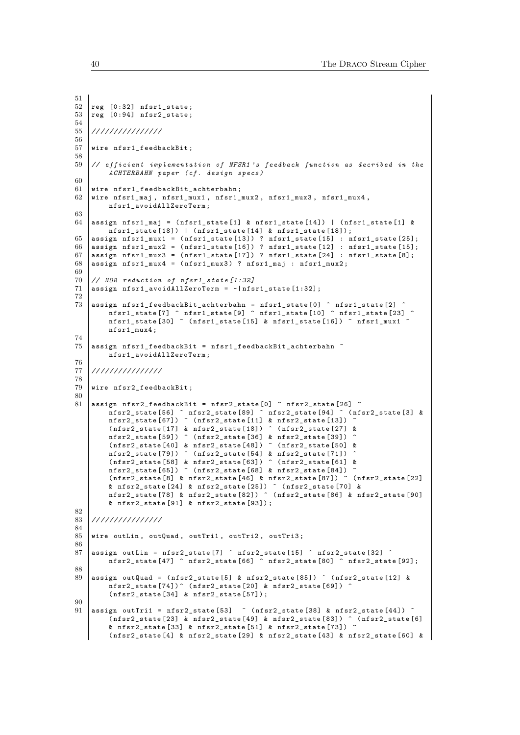```
51
52  reg [0:32] nfsr1_state;
53  reg [0:94] nfsr2_state;
54
55  ///////////////
56
57  wire nfsr1_feedbackBit;
58
59  // efficient implementation of NFSR1's feedback function as decribed in the
        ACHTERBAHN paper (cf. design specs)
60
61  wire nfsr1_feedbackBit_achterbahn;
62  wire nfsr1_maj, nfsr1_mux1, nfsr1_mux2, nfsr1_mux3, nfsr1_mux4,
        nfsr1_avoidAllZeroTerm;
63
64  assign nfsr1_maj = (nfsr1_state[1] & nfsr1_state[14]) | (nfsr1_state[1] &
        nfsr1_state[18]) | (nfsr1_state[14] & nfsr1_state[18]);
65  assign nfsr1_mux1 = (nfsr1_state[13]) ? nfsr1_state[15] : nfsr1_state[25];
66  assign nfsr1_mux2 = (nfsr1_state[16]) ? nfsr1_state[12] : nfsr1_state[15];
67  assign nfsr1_mux3 = (nfsr1_state[17]) ? nfsr1_state[24] : nfsr1_state[8];
68  assign nfsr1_mux4 = (nfsr1_mux3) ? nfsr1_maj : nfsr1_mux2;
69
70  // NOR reduction of nfsr1_state[1:32]
71  assign nfsr1_avoidAllZeroTerm = ~|nfsr1_state[1:32];
72
73  assign nfsr1_feedbackBit_achterbahn = nfsr1_state[0] ^ nfsr1_state[2] ^
        nfsr1_state[7] ^ nfsr1_state[9] ^ nfsr1_state[10] ^ nfsr1_state[23] ^
        nfsr1_state[30] ^ (nfsr1_state[15] & nfsr1_state[16]) ^ nfsr1_mux1 ^
        nfsr1_mux4;
74
75  assign nfsr1_feedbackBit = nfsr1_feedbackBit_achterbahn ^
        nfsr1_avoidAllZeroTerm;
76
77  ///////////////
78
79  wire nfsr2_feedbackBit;
80
81  assign nfsr2_feedbackBit = nfsr2_state[0] ^ nfsr2_state[26] ^
        nfsr2_state[56] ^ nfsr2_state[89] ^ nfsr2_state[94] ^ (nfsr2_state[3] &
        nfsr2_state[67]) ^ (nfsr2_state[11] & nfsr2_state[13]) ^
        (nfsr2_state[17] & nfsr2_state[18]) ^ (nfsr2_state[27] &
        nfsr2_state[59]) ^ (nfsr2_state[36] & nfsr2_state[39]) ^
        (nfsr2_state[40] & nfsr2_state[48]) ^ (nfsr2_state[50] &
        nfsr2_state[79]) ^ (nfsr2_state[54] & nfsr2_state[71]) ^
        (nfsr2_state[58] & nfsr2_state[63]) ^ (nfsr2_state[61] &
        nfsr2_state[65]) ^ (nfsr2_state[68] & nfsr2_state[84]) ^
        (nfsr2_state[8] & nfsr2_state[46] & nfsr2_state[87]) ^ (nfsr2_state[22]
        & nfsr2_state[24] & nfsr2_state[25]) ^ (nfsr2_state[70] &
        nfsr2_state[78] & nfsr2_state[82]) ^ (nfsr2_state[86] & nfsr2_state[90]
        & nfsr2_state[91] & nfsr2_state[93]);
82
83  ///////////////
84
85  wire outLin, outQuad, outTri1, outTri2, outTri3;
86
87  assign outLin = nfsr2_state[7] ^ nfsr2_state[15] ^ nfsr2_state[32] ^
        nfsr2_state[47] ^ nfsr2_state[66] ^ nfsr2_state[80] ^ nfsr2_state[92];
88
89  assign outQuad = (nfsr2_state[5] & nfsr2_state[85]) ^ (nfsr2_state[12] &
        nfsr2_state[74])^ (nfsr2_state[20] & nfsr2_state[69]) ^
        (nfsr2_state[34] & nfsr2_state[57]);
90
91  assign outTri1 = nfsr2_state[53]  ^ (nfsr2_state[38] & nfsr2_state[44]) ^
        (nfsr2_state[23] & nfsr2_state[49] & nfsr2_state[83]) ^ (nfsr2_state[6]
        & nfsr2_state[33] & nfsr2_state[51] & nfsr2_state[73]) ^
        (nfsr2_state[4] & nfsr2_state[29] & nfsr2_state[43] & nfsr2_state[60] &
```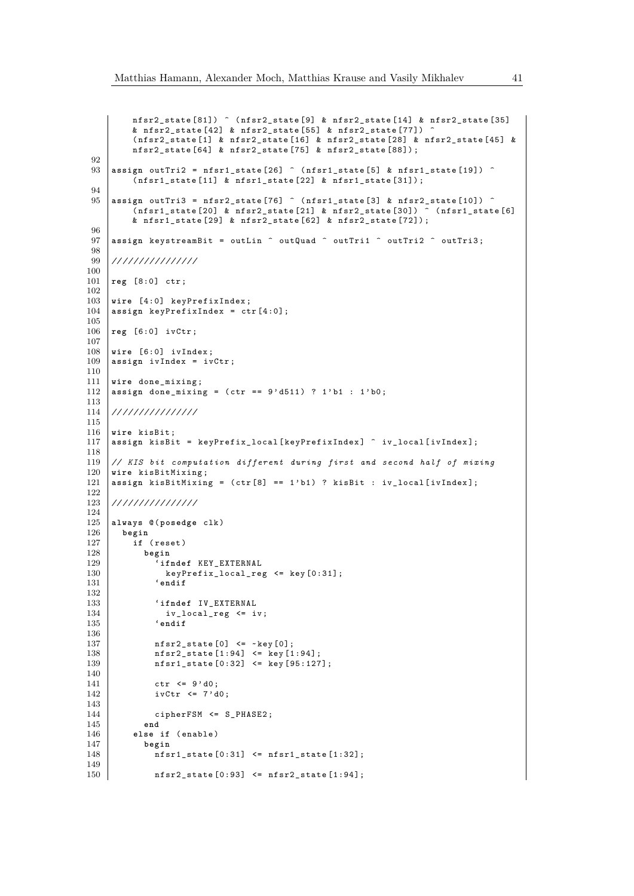```
        nfsr2_state[81]) ^ (nfsr2_state[9] & nfsr2_state[14] & nfsr2_state[35]
        & nfsr2_state[42] & nfsr2_state[55] & nfsr2_state[77]) ^
        (nfsr2_state[1] & nfsr2_state[16] & nfsr2_state[28] & nfsr2_state[45] &
        nfsr2_state[64] & nfsr2_state[75] & nfsr2_state[88]);
92
93  assign outTri2 = nfsr1_state[26] ^ (nfsr1_state[5] & nfsr1_state[19]) ^
        (nfsr1_state[11] & nfsr1_state[22] & nfsr1_state[31]);
94
95  assign outTri3 = nfsr2_state[76] ^ (nfsr1_state[3] & nfsr2_state[10]) ^
        (nfsr1_state[20] & nfsr2_state[21] & nfsr2_state[30]) ^ (nfsr1_state[6]
        & nfsr1_state[29] & nfsr2_state[62] & nfsr2_state[72]);
96
97  assign keystreamBit = outLin ^ outQuad ^ outTri1 ^ outTri2 ^ outTri3;
98
99  ////////////////
100
101 reg [8:0] ctr;
102
103 wire [4:0] keyPrefixIndex;
104 assign keyPrefixIndex = ctr[4:0];
105
106 reg [6:0] ivCtr;
107
108 wire [6:0] ivIndex;
109 assign ivIndex = ivCtr;
110
111 wire done_mixing;
112 assign done_mixing = (ctr == 9'd511) ? 1'b1 : 1'b0;
113
114 ////////////////
115
116 wire kisBit;
117 assign kisBit = keyPrefix_local[keyPrefixIndex] ^ iv_local[ivIndex];
118
119 // KIS bit computation different during first and second half of mixing
120 wire kisBitMixing;
121 assign kisBitMixing = (ctr[8] == 1'b1) ? kisBit : iv_local[ivIndex];
122
123 ////////////////
124
125 always @(posedge clk)
126   begin
127     if (reset)
128       begin
129         `ifndef KEY_EXTERNAL
130           keyPrefix_local_reg <= key[0:31];
131         `endif
132
133         `ifndef IV_EXTERNAL
134           iv_local_reg <= iv;
135         `endif
136
137         nfsr2_state[0] <= ~key[0];
138         nfsr2_state[1:94] <= key[1:94];
139         nfsr1_state[0:32] <= key[95:127];
140
141         ctr <= 9'd0;
142         ivCtr <= 7'd0;
143
144         cipherFSM <= S_PHASE2;
145       end
146     else if (enable)
147       begin
148         nfsr1_state[0:31] <= nfsr1_state[1:32];
149
150         nfsr2_state[0:93] <= nfsr2_state[1:94];
```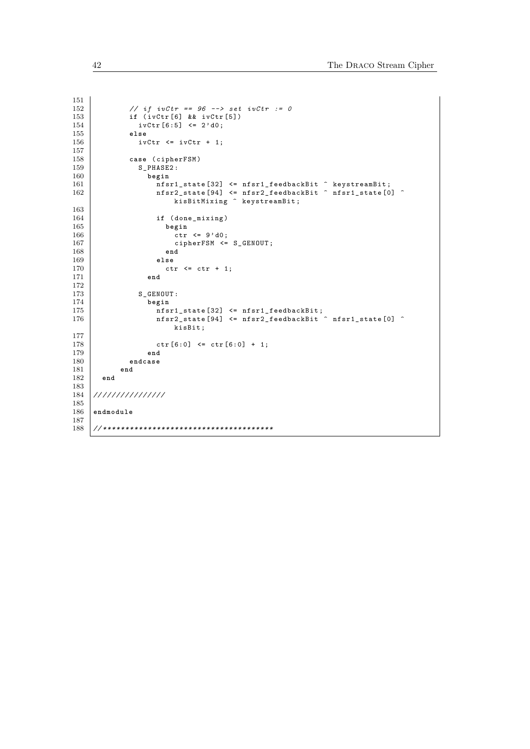```
        // if ivCtr == 96 --> set ivCtr := 0
        if (ivCtr[6] && ivCtr[5])
          ivCtr[6:5] <= 2'd0;
        else
          ivCtr <= ivCtr + 1;

        case (cipherFSM)
          S_PHASE2:
            begin
              nfsr1_state[32] <= nfsr1_feedbackBit ^ keystreamBit;
              nfsr2_state[94] <= nfsr2_feedbackBit ^ nfsr1_state[0] ^
                  kisBitMixing ^ keystreamBit;

              if (done_mixing)
                begin
                  ctr <= 9'd0;
                  cipherFSM <= S_GENOUT;
                end
              else
                ctr <= ctr + 1;
            end

          S_GENOUT:
            begin
              nfsr1_state[32] <= nfsr1_feedbackBit;
              nfsr2_state[94] <= nfsr2_feedbackBit ^ nfsr1_state[0] ^
                  kisBit;

              ctr[6:0] <= ctr[6:0] + 1;
            end
        endcase
      end
  end

////////////////

endmodule

//**************************************
```